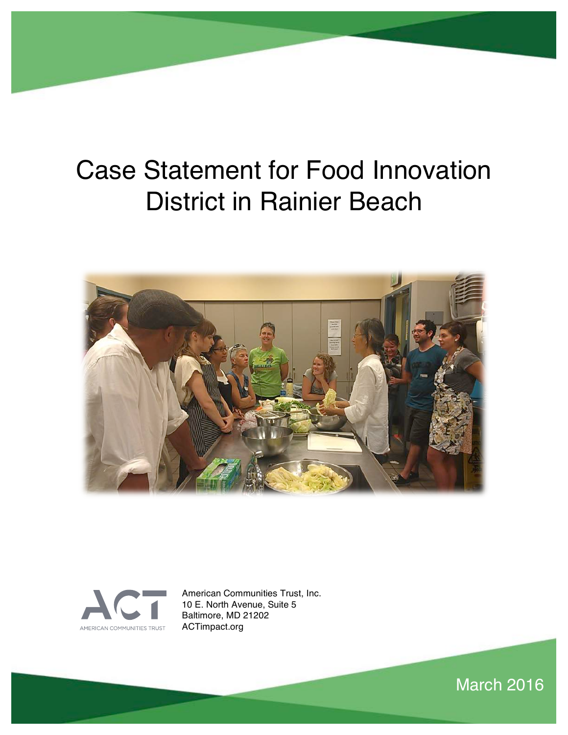# Case Statement for Food Innovation District in Rainier Beach

AMERICAN COMMUNITIES TRUST

American Communities Trust, Inc.
10 E. North Avenue, Suite 5
Baltimore, MD 21202
ACTimpact.org

March 2016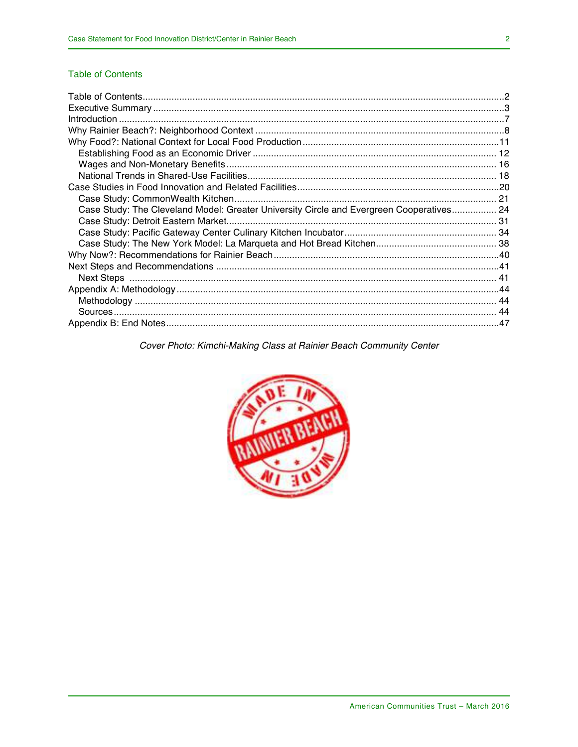## Table of Contents

Table of Contents........................................................................................................2
Executive Summary.....................................................................................................3
Introduction..................................................................................................................7
Why Rainier Beach?: Neighborhood Context...............................................................8
Why Food?: National Context for Local Food Production...........................................11
- Establishing Food as an Economic Driver.............................................................12
- Wages and Non-Monetary Benefits.......................................................................16
- National Trends in Shared-Use Facilities..............................................................18

Case Studies in Food Innovation and Related Facilities.............................................20
- Case Study: CommonWealth Kitchen....................................................................21
- Case Study: The Cleveland Model: Greater University Circle and Evergreen Cooperatives.................24
- Case Study: Detroit Eastern Market......................................................................31
- Case Study: Pacific Gateway Center Culinary Kitchen Incubator..........................34
- Case Study: The New York Model: La Marqueta and Hot Bread Kitchen...............38

Why Now?: Recommendations for Rainier Beach.......................................................40
Next Steps and Recommendations.............................................................................41
- Next Steps...........................................................................................................41

Appendix A: Methodology...........................................................................................44
- Methodology.........................................................................................................44
- Sources................................................................................................................44

Appendix B: End Notes...............................................................................................47

*Cover Photo: Kimchi-Making Class at Rainier Beach Community Center*

MADE IN RAINIER BEACH MADE IN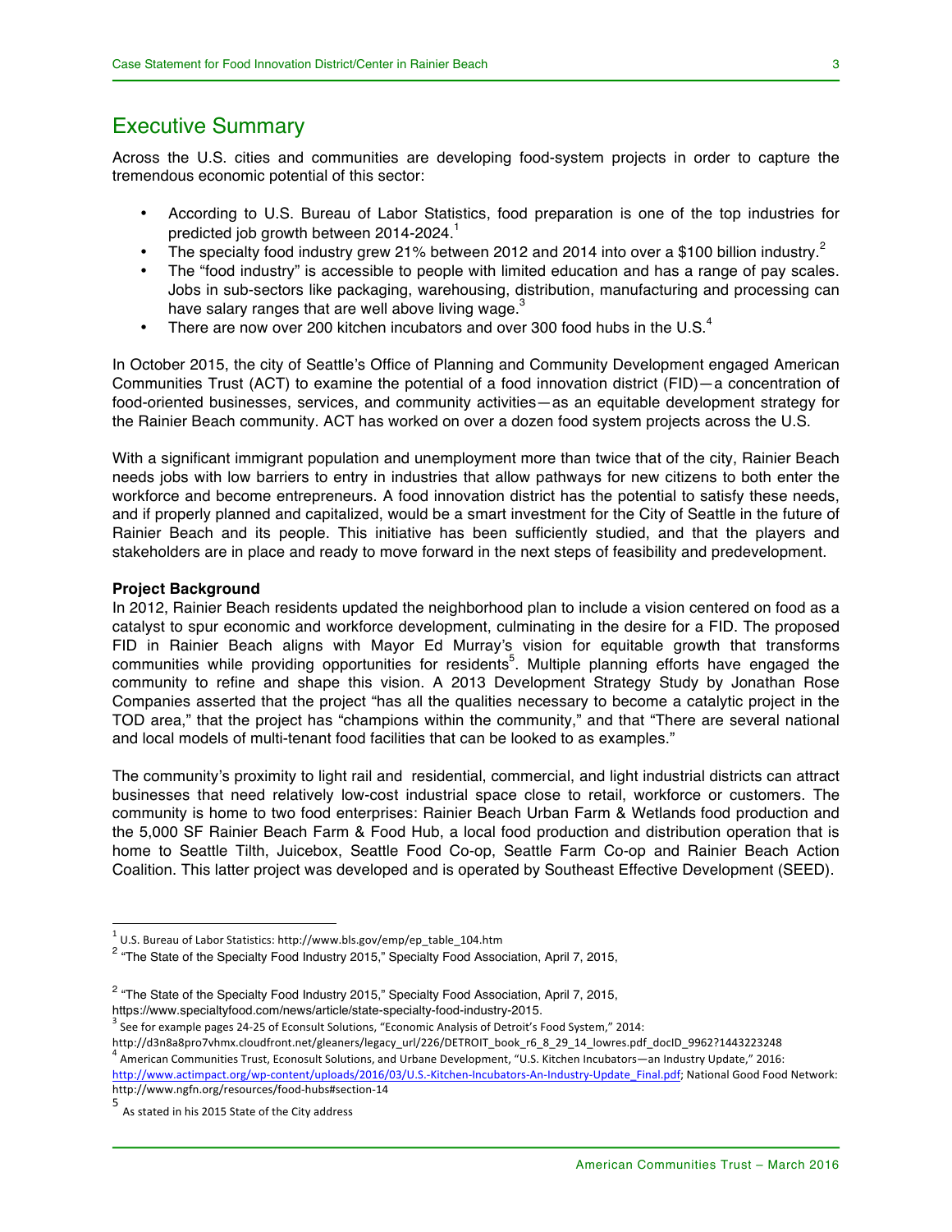## Executive Summary

Across the U.S. cities and communities are developing food-system projects in order to capture the tremendous economic potential of this sector:

- According to U.S. Bureau of Labor Statistics, food preparation is one of the top industries for predicted job growth between 2014-2024.[1]
- The specialty food industry grew 21% between 2012 and 2014 into over a $100 billion industry.[2]
- The "food industry" is accessible to people with limited education and has a range of pay scales. Jobs in sub-sectors like packaging, warehousing, distribution, manufacturing and processing can have salary ranges that are well above living wage.[3]
- There are now over 200 kitchen incubators and over 300 food hubs in the U.S.[4]

In October 2015, the city of Seattle's Office of Planning and Community Development engaged American Communities Trust (ACT) to examine the potential of a food innovation district (FID)—a concentration of food-oriented businesses, services, and community activities—as an equitable development strategy for the Rainier Beach community. ACT has worked on over a dozen food system projects across the U.S.

With a significant immigrant population and unemployment more than twice that of the city, Rainier Beach needs jobs with low barriers to entry in industries that allow pathways for new citizens to both enter the workforce and become entrepreneurs. A food innovation district has the potential to satisfy these needs, and if properly planned and capitalized, would be a smart investment for the City of Seattle in the future of Rainier Beach and its people. This initiative has been sufficiently studied, and that the players and stakeholders are in place and ready to move forward in the next steps of feasibility and predevelopment.

**Project Background**

In 2012, Rainier Beach residents updated the neighborhood plan to include a vision centered on food as a catalyst to spur economic and workforce development, culminating in the desire for a FID. The proposed FID in Rainier Beach aligns with Mayor Ed Murray's vision for equitable growth that transforms communities while providing opportunities for residents[5]. Multiple planning efforts have engaged the community to refine and shape this vision. A 2013 Development Strategy Study by Jonathan Rose Companies asserted that the project "has all the qualities necessary to become a catalytic project in the TOD area," that the project has "champions within the community," and that "There are several national and local models of multi-tenant food facilities that can be looked to as examples."

The community's proximity to light rail and residential, commercial, and light industrial districts can attract businesses that need relatively low-cost industrial space close to retail, workforce or customers. The community is home to two food enterprises: Rainier Beach Urban Farm & Wetlands food production and the 5,000 SF Rainier Beach Farm & Food Hub, a local food production and distribution operation that is home to Seattle Tilth, Juicebox, Seattle Food Co-op, Seattle Farm Co-op and Rainier Beach Action Coalition. This latter project was developed and is operated by Southeast Effective Development (SEED).

---

[1] U.S. Bureau of Labor Statistics: http://www.bls.gov/emp/ep_table_104.htm

[2] "The State of the Specialty Food Industry 2015," Specialty Food Association, April 7, 2015,

[2] "The State of the Specialty Food Industry 2015," Specialty Food Association, April 7, 2015, https://www.specialtyfood.com/news/article/state-specialty-food-industry-2015.

[3] See for example pages 24-25 of Econsult Solutions, "Economic Analysis of Detroit's Food System," 2014: http://d3n8a8pro7vhmx.cloudfront.net/gleaners/legacy_url/226/DETROIT_book_r6_8_29_14_lowres.pdf_docID_9962?1443223248

[4] American Communities Trust, Econsult Solutions, and Urbane Development, "U.S. Kitchen Incubators—an Industry Update," 2016: http://www.actimpact.org/wp-content/uploads/2016/03/U.S.-Kitchen-Incubators-An-Industry-Update_Final.pdf; National Good Food Network: http://www.ngfn.org/resources/food-hubs#section-14

[5] As stated in his 2015 State of the City address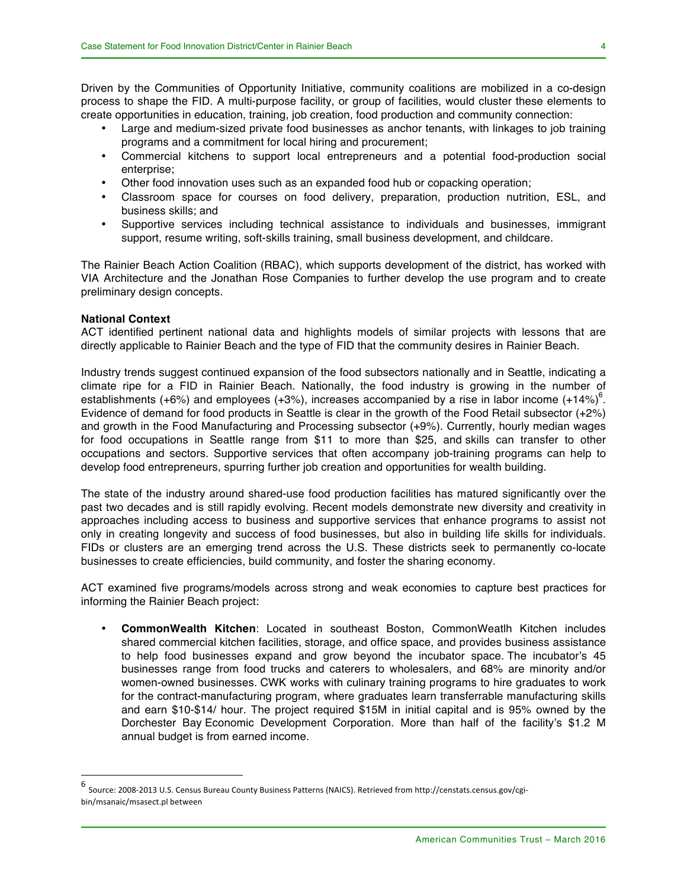Driven by the Communities of Opportunity Initiative, community coalitions are mobilized in a co-design process to shape the FID. A multi-purpose facility, or group of facilities, would cluster these elements to create opportunities in education, training, job creation, food production and community connection:

- Large and medium-sized private food businesses as anchor tenants, with linkages to job training programs and a commitment for local hiring and procurement;
- Commercial kitchens to support local entrepreneurs and a potential food-production social enterprise;
- Other food innovation uses such as an expanded food hub or copacking operation;
- Classroom space for courses on food delivery, preparation, production nutrition, ESL, and business skills; and
- Supportive services including technical assistance to individuals and businesses, immigrant support, resume writing, soft-skills training, small business development, and childcare.

The Rainier Beach Action Coalition (RBAC), which supports development of the district, has worked with VIA Architecture and the Jonathan Rose Companies to further develop the use program and to create preliminary design concepts.

**National Context**

ACT identified pertinent national data and highlights models of similar projects with lessons that are directly applicable to Rainier Beach and the type of FID that the community desires in Rainier Beach.

Industry trends suggest continued expansion of the food subsectors nationally and in Seattle, indicating a climate ripe for a FID in Rainier Beach. Nationally, the food industry is growing in the number of establishments (+6%) and employees (+3%), increases accompanied by a rise in labor income (+14%)[6]. Evidence of demand for food products in Seattle is clear in the growth of the Food Retail subsector (+2%) and growth in the Food Manufacturing and Processing subsector (+9%). Currently, hourly median wages for food occupations in Seattle range from $11 to more than $25, and skills can transfer to other occupations and sectors. Supportive services that often accompany job-training programs can help to develop food entrepreneurs, spurring further job creation and opportunities for wealth building.

The state of the industry around shared-use food production facilities has matured significantly over the past two decades and is still rapidly evolving. Recent models demonstrate new diversity and creativity in approaches including access to business and supportive services that enhance programs to assist not only in creating longevity and success of food businesses, but also in building life skills for individuals. FIDs or clusters are an emerging trend across the U.S. These districts seek to permanently co-locate businesses to create efficiencies, build community, and foster the sharing economy.

ACT examined five programs/models across strong and weak economies to capture best practices for informing the Rainier Beach project:

- **CommonWealth Kitchen**: Located in southeast Boston, CommonWeatlh Kitchen includes shared commercial kitchen facilities, storage, and office space, and provides business assistance to help food businesses expand and grow beyond the incubator space. The incubator's 45 businesses range from food trucks and caterers to wholesalers, and 68% are minority and/or women-owned businesses. CWK works with culinary training programs to hire graduates to work for the contract-manufacturing program, where graduates learn transferrable manufacturing skills and earn $10-$14/ hour. The project required $15M in initial capital and is 95% owned by the Dorchester Bay Economic Development Corporation. More than half of the facility's $1.2 M annual budget is from earned income.

[6] Source: 2008-2013 U.S. Census Bureau County Business Patterns (NAICS). Retrieved from http://censtats.census.gov/cgi-bin/msanaic/msasect.pl between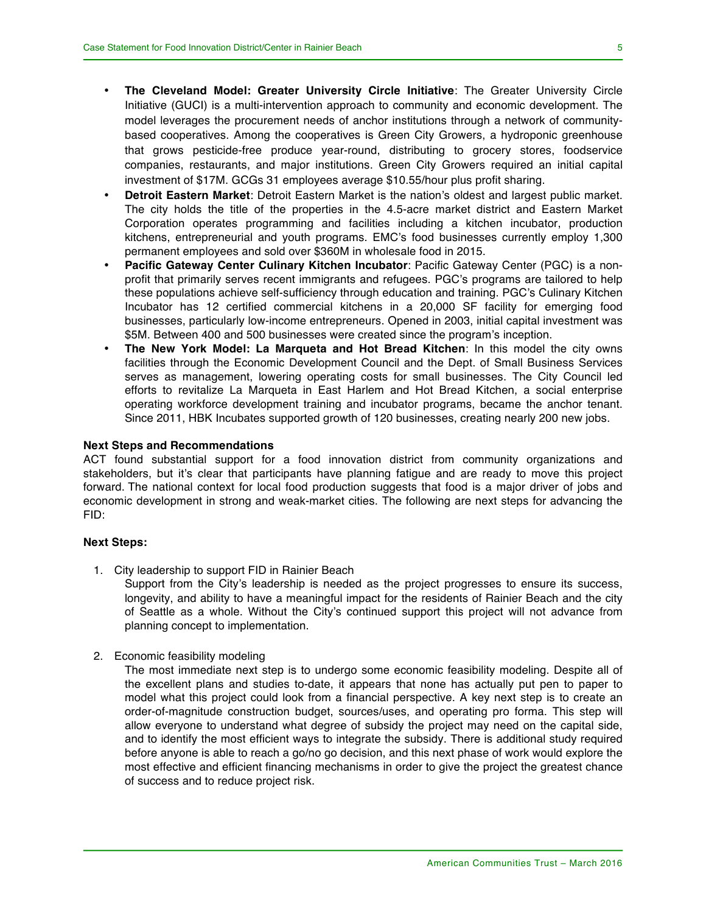- **The Cleveland Model: Greater University Circle Initiative**: The Greater University Circle Initiative (GUCI) is a multi-intervention approach to community and economic development. The model leverages the procurement needs of anchor institutions through a network of community-based cooperatives. Among the cooperatives is Green City Growers, a hydroponic greenhouse that grows pesticide-free produce year-round, distributing to grocery stores, foodservice companies, restaurants, and major institutions. Green City Growers required an initial capital investment of $17M. GCGs 31 employees average $10.55/hour plus profit sharing.
- **Detroit Eastern Market**: Detroit Eastern Market is the nation's oldest and largest public market. The city holds the title of the properties in the 4.5-acre market district and Eastern Market Corporation operates programming and facilities including a kitchen incubator, production kitchens, entrepreneurial and youth programs. EMC's food businesses currently employ 1,300 permanent employees and sold over $360M in wholesale food in 2015.
- **Pacific Gateway Center Culinary Kitchen Incubator**: Pacific Gateway Center (PGC) is a non-profit that primarily serves recent immigrants and refugees. PGC's programs are tailored to help these populations achieve self-sufficiency through education and training. PGC's Culinary Kitchen Incubator has 12 certified commercial kitchens in a 20,000 SF facility for emerging food businesses, particularly low-income entrepreneurs. Opened in 2003, initial capital investment was $5M. Between 400 and 500 businesses were created since the program's inception.
- **The New York Model: La Marqueta and Hot Bread Kitchen**: In this model the city owns facilities through the Economic Development Council and the Dept. of Small Business Services serves as management, lowering operating costs for small businesses. The City Council led efforts to revitalize La Marqueta in East Harlem and Hot Bread Kitchen, a social enterprise operating workforce development training and incubator programs, became the anchor tenant. Since 2011, HBK Incubates supported growth of 120 businesses, creating nearly 200 new jobs.

**Next Steps and Recommendations**

ACT found substantial support for a food innovation district from community organizations and stakeholders, but it's clear that participants have planning fatigue and are ready to move this project forward. The national context for local food production suggests that food is a major driver of jobs and economic development in strong and weak-market cities. The following are next steps for advancing the FID:

**Next Steps:**

1. City leadership to support FID in Rainier Beach

   Support from the City's leadership is needed as the project progresses to ensure its success, longevity, and ability to have a meaningful impact for the residents of Rainier Beach and the city of Seattle as a whole. Without the City's continued support this project will not advance from planning concept to implementation.

2. Economic feasibility modeling

   The most immediate next step is to undergo some economic feasibility modeling. Despite all of the excellent plans and studies to-date, it appears that none has actually put pen to paper to model what this project could look from a financial perspective. A key next step is to create an order-of-magnitude construction budget, sources/uses, and operating pro forma. This step will allow everyone to understand what degree of subsidy the project may need on the capital side, and to identify the most efficient ways to integrate the subsidy. There is additional study required before anyone is able to reach a go/no go decision, and this next phase of work would explore the most effective and efficient financing mechanisms in order to give the project the greatest chance of success and to reduce project risk.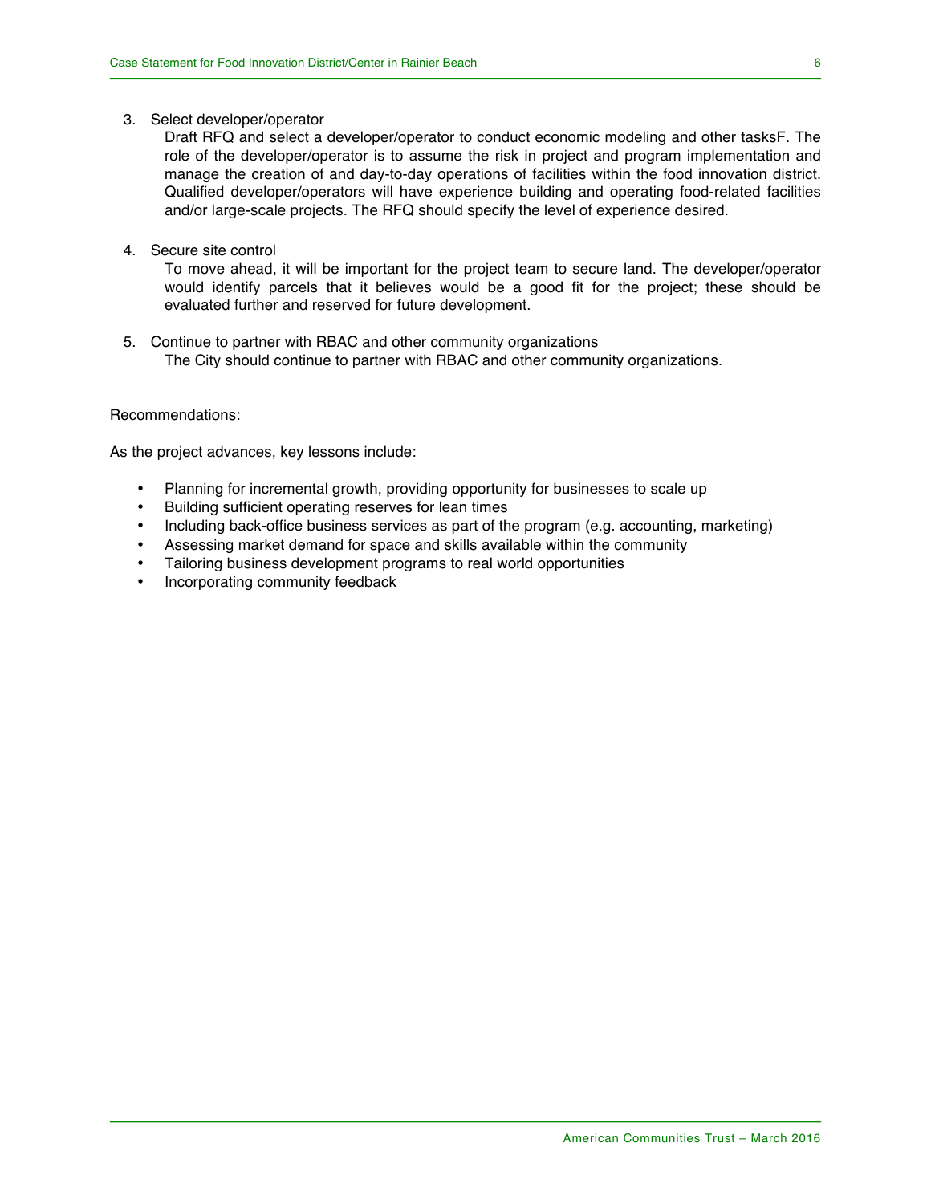3. Select developer/operator

   Draft RFQ and select a developer/operator to conduct economic modeling and other tasksF. The role of the developer/operator is to assume the risk in project and program implementation and manage the creation of and day-to-day operations of facilities within the food innovation district. Qualified developer/operators will have experience building and operating food-related facilities and/or large-scale projects. The RFQ should specify the level of experience desired.

4. Secure site control

   To move ahead, it will be important for the project team to secure land. The developer/operator would identify parcels that it believes would be a good fit for the project; these should be evaluated further and reserved for future development.

5. Continue to partner with RBAC and other community organizations

   The City should continue to partner with RBAC and other community organizations.

Recommendations:

As the project advances, key lessons include:

- Planning for incremental growth, providing opportunity for businesses to scale up
- Building sufficient operating reserves for lean times
- Including back-office business services as part of the program (e.g. accounting, marketing)
- Assessing market demand for space and skills available within the community
- Tailoring business development programs to real world opportunities
- Incorporating community feedback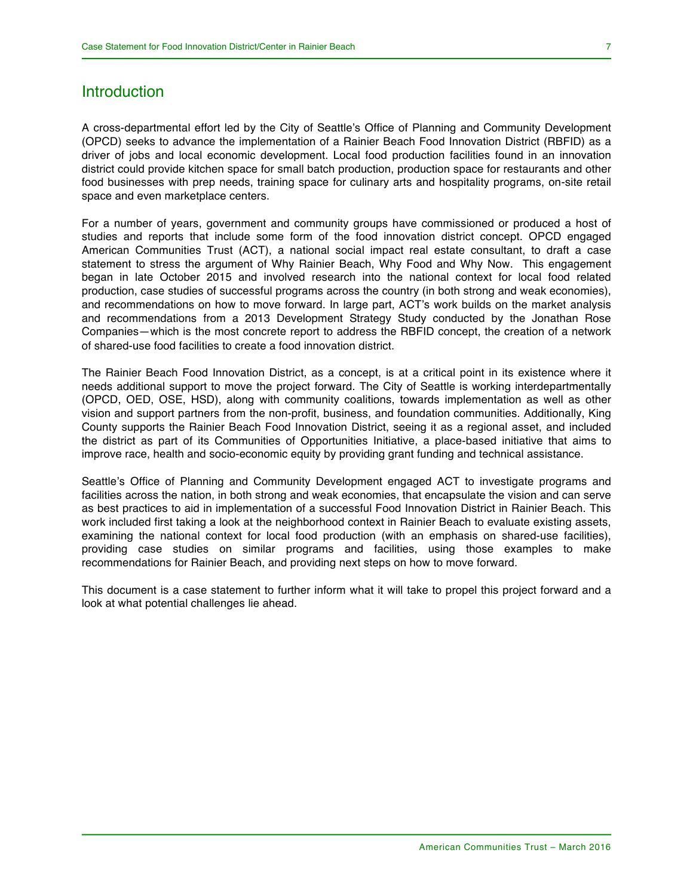## Introduction

A cross-departmental effort led by the City of Seattle's Office of Planning and Community Development (OPCD) seeks to advance the implementation of a Rainier Beach Food Innovation District (RBFID) as a driver of jobs and local economic development. Local food production facilities found in an innovation district could provide kitchen space for small batch production, production space for restaurants and other food businesses with prep needs, training space for culinary arts and hospitality programs, on-site retail space and even marketplace centers.

For a number of years, government and community groups have commissioned or produced a host of studies and reports that include some form of the food innovation district concept. OPCD engaged American Communities Trust (ACT), a national social impact real estate consultant, to draft a case statement to stress the argument of Why Rainier Beach, Why Food and Why Now. This engagement began in late October 2015 and involved research into the national context for local food related production, case studies of successful programs across the country (in both strong and weak economies), and recommendations on how to move forward. In large part, ACT's work builds on the market analysis and recommendations from a 2013 Development Strategy Study conducted by the Jonathan Rose Companies—which is the most concrete report to address the RBFID concept, the creation of a network of shared-use food facilities to create a food innovation district.

The Rainier Beach Food Innovation District, as a concept, is at a critical point in its existence where it needs additional support to move the project forward. The City of Seattle is working interdepartmentally (OPCD, OED, OSE, HSD), along with community coalitions, towards implementation as well as other vision and support partners from the non-profit, business, and foundation communities. Additionally, King County supports the Rainier Beach Food Innovation District, seeing it as a regional asset, and included the district as part of its Communities of Opportunities Initiative, a place-based initiative that aims to improve race, health and socio-economic equity by providing grant funding and technical assistance.

Seattle's Office of Planning and Community Development engaged ACT to investigate programs and facilities across the nation, in both strong and weak economies, that encapsulate the vision and can serve as best practices to aid in implementation of a successful Food Innovation District in Rainier Beach. This work included first taking a look at the neighborhood context in Rainier Beach to evaluate existing assets, examining the national context for local food production (with an emphasis on shared-use facilities), providing case studies on similar programs and facilities, using those examples to make recommendations for Rainier Beach, and providing next steps on how to move forward.

This document is a case statement to further inform what it will take to propel this project forward and a look at what potential challenges lie ahead.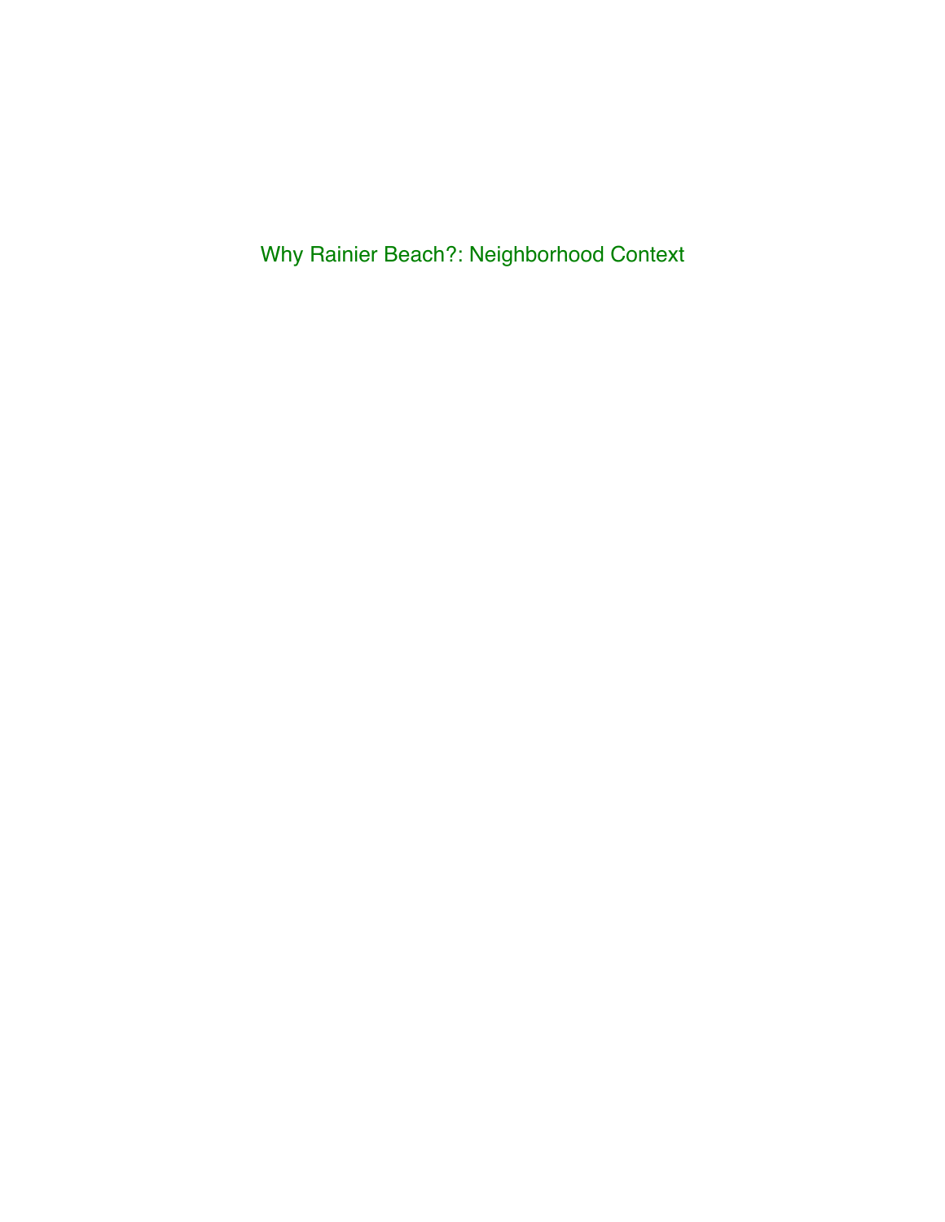# Why Rainier Beach?: Neighborhood Context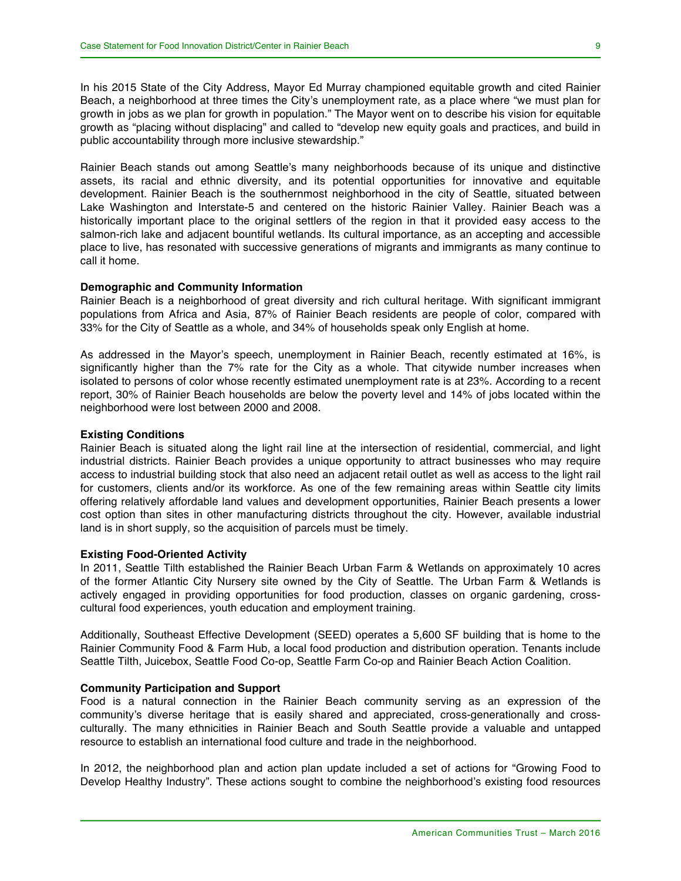In his 2015 State of the City Address, Mayor Ed Murray championed equitable growth and cited Rainier Beach, a neighborhood at three times the City's unemployment rate, as a place where "we must plan for growth in jobs as we plan for growth in population." The Mayor went on to describe his vision for equitable growth as "placing without displacing" and called to "develop new equity goals and practices, and build in public accountability through more inclusive stewardship."

Rainier Beach stands out among Seattle's many neighborhoods because of its unique and distinctive assets, its racial and ethnic diversity, and its potential opportunities for innovative and equitable development. Rainier Beach is the southernmost neighborhood in the city of Seattle, situated between Lake Washington and Interstate-5 and centered on the historic Rainier Valley. Rainier Beach was a historically important place to the original settlers of the region in that it provided easy access to the salmon-rich lake and adjacent bountiful wetlands. Its cultural importance, as an accepting and accessible place to live, has resonated with successive generations of migrants and immigrants as many continue to call it home.

**Demographic and Community Information**

Rainier Beach is a neighborhood of great diversity and rich cultural heritage. With significant immigrant populations from Africa and Asia, 87% of Rainier Beach residents are people of color, compared with 33% for the City of Seattle as a whole, and 34% of households speak only English at home.

As addressed in the Mayor's speech, unemployment in Rainier Beach, recently estimated at 16%, is significantly higher than the 7% rate for the City as a whole. That citywide number increases when isolated to persons of color whose recently estimated unemployment rate is at 23%. According to a recent report, 30% of Rainier Beach households are below the poverty level and 14% of jobs located within the neighborhood were lost between 2000 and 2008.

**Existing Conditions**

Rainier Beach is situated along the light rail line at the intersection of residential, commercial, and light industrial districts. Rainier Beach provides a unique opportunity to attract businesses who may require access to industrial building stock that also need an adjacent retail outlet as well as access to the light rail for customers, clients and/or its workforce. As one of the few remaining areas within Seattle city limits offering relatively affordable land values and development opportunities, Rainier Beach presents a lower cost option than sites in other manufacturing districts throughout the city. However, available industrial land is in short supply, so the acquisition of parcels must be timely.

**Existing Food-Oriented Activity**

In 2011, Seattle Tilth established the Rainier Beach Urban Farm & Wetlands on approximately 10 acres of the former Atlantic City Nursery site owned by the City of Seattle. The Urban Farm & Wetlands is actively engaged in providing opportunities for food production, classes on organic gardening, cross-cultural food experiences, youth education and employment training.

Additionally, Southeast Effective Development (SEED) operates a 5,600 SF building that is home to the Rainier Community Food & Farm Hub, a local food production and distribution operation. Tenants include Seattle Tilth, Juicebox, Seattle Food Co-op, Seattle Farm Co-op and Rainier Beach Action Coalition.

**Community Participation and Support**

Food is a natural connection in the Rainier Beach community serving as an expression of the community's diverse heritage that is easily shared and appreciated, cross-generationally and cross-culturally. The many ethnicities in Rainier Beach and South Seattle provide a valuable and untapped resource to establish an international food culture and trade in the neighborhood.

In 2012, the neighborhood plan and action plan update included a set of actions for "Growing Food to Develop Healthy Industry". These actions sought to combine the neighborhood's existing food resources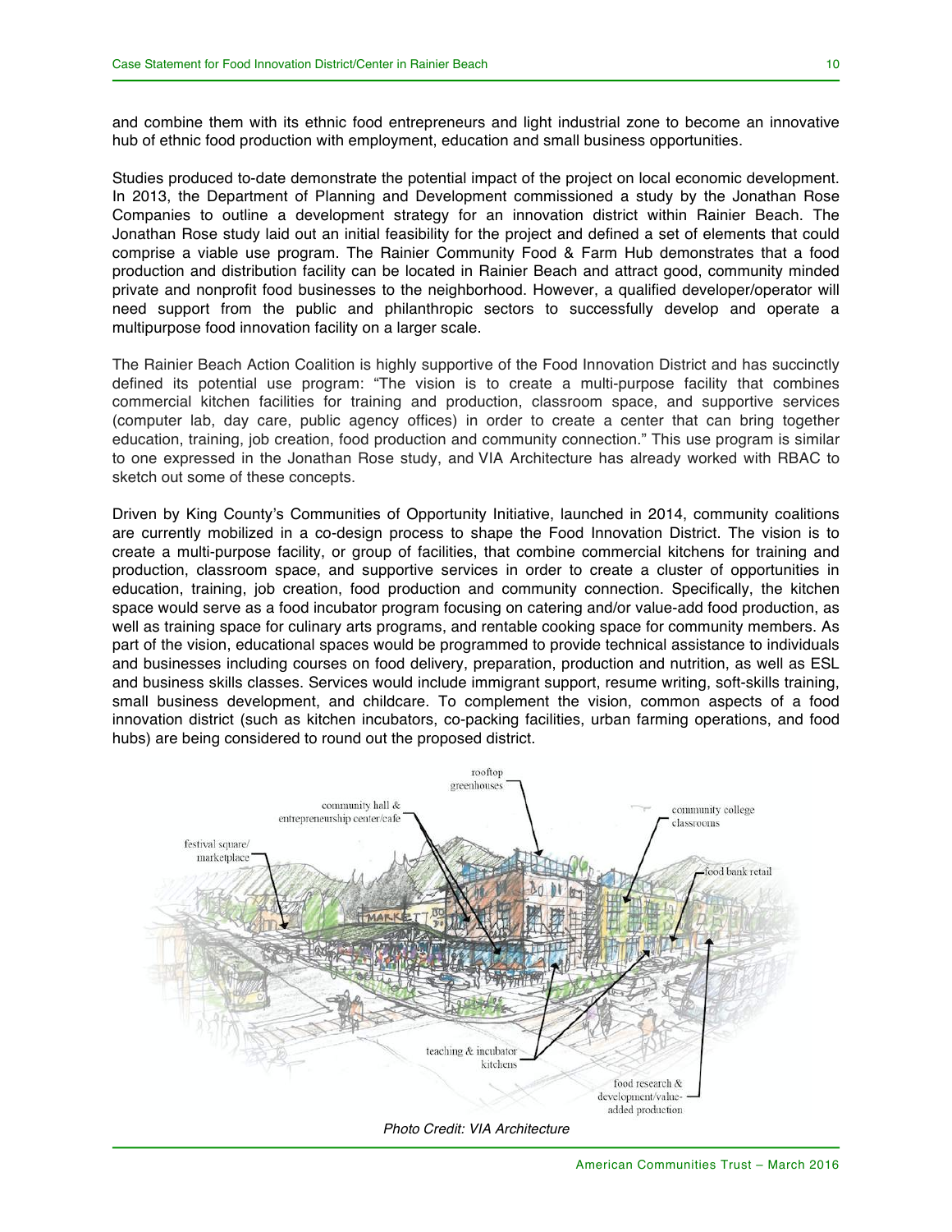and combine them with its ethnic food entrepreneurs and light industrial zone to become an innovative hub of ethnic food production with employment, education and small business opportunities.

Studies produced to-date demonstrate the potential impact of the project on local economic development. In 2013, the Department of Planning and Development commissioned a study by the Jonathan Rose Companies to outline a development strategy for an innovation district within Rainier Beach. The Jonathan Rose study laid out an initial feasibility for the project and defined a set of elements that could comprise a viable use program. The Rainier Community Food & Farm Hub demonstrates that a food production and distribution facility can be located in Rainier Beach and attract good, community minded private and nonprofit food businesses to the neighborhood. However, a qualified developer/operator will need support from the public and philanthropic sectors to successfully develop and operate a multipurpose food innovation facility on a larger scale.

The Rainier Beach Action Coalition is highly supportive of the Food Innovation District and has succinctly defined its potential use program: "The vision is to create a multi-purpose facility that combines commercial kitchen facilities for training and production, classroom space, and supportive services (computer lab, day care, public agency offices) in order to create a center that can bring together education, training, job creation, food production and community connection." This use program is similar to one expressed in the Jonathan Rose study, and VIA Architecture has already worked with RBAC to sketch out some of these concepts.

Driven by King County's Communities of Opportunity Initiative, launched in 2014, community coalitions are currently mobilized in a co-design process to shape the Food Innovation District. The vision is to create a multi-purpose facility, or group of facilities, that combine commercial kitchens for training and production, classroom space, and supportive services in order to create a cluster of opportunities in education, training, job creation, food production and community connection. Specifically, the kitchen space would serve as a food incubator program focusing on catering and/or value-add food production, as well as training space for culinary arts programs, and rentable cooking space for community members. As part of the vision, educational spaces would be programmed to provide technical assistance to individuals and businesses including courses on food delivery, preparation, production and nutrition, as well as ESL and business skills classes. Services would include immigrant support, resume writing, soft-skills training, small business development, and childcare. To complement the vision, common aspects of a food innovation district (such as kitchen incubators, co-packing facilities, urban farming operations, and food hubs) are being considered to round out the proposed district.

*Photo Credit: VIA Architecture*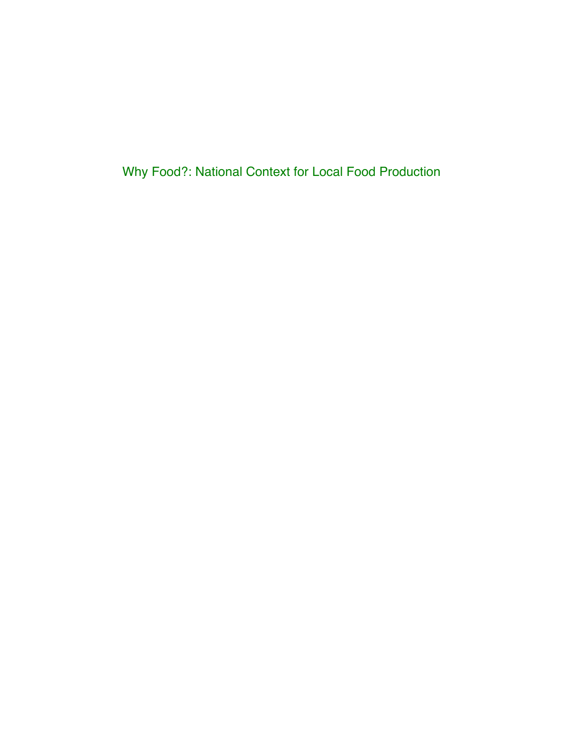# Why Food?: National Context for Local Food Production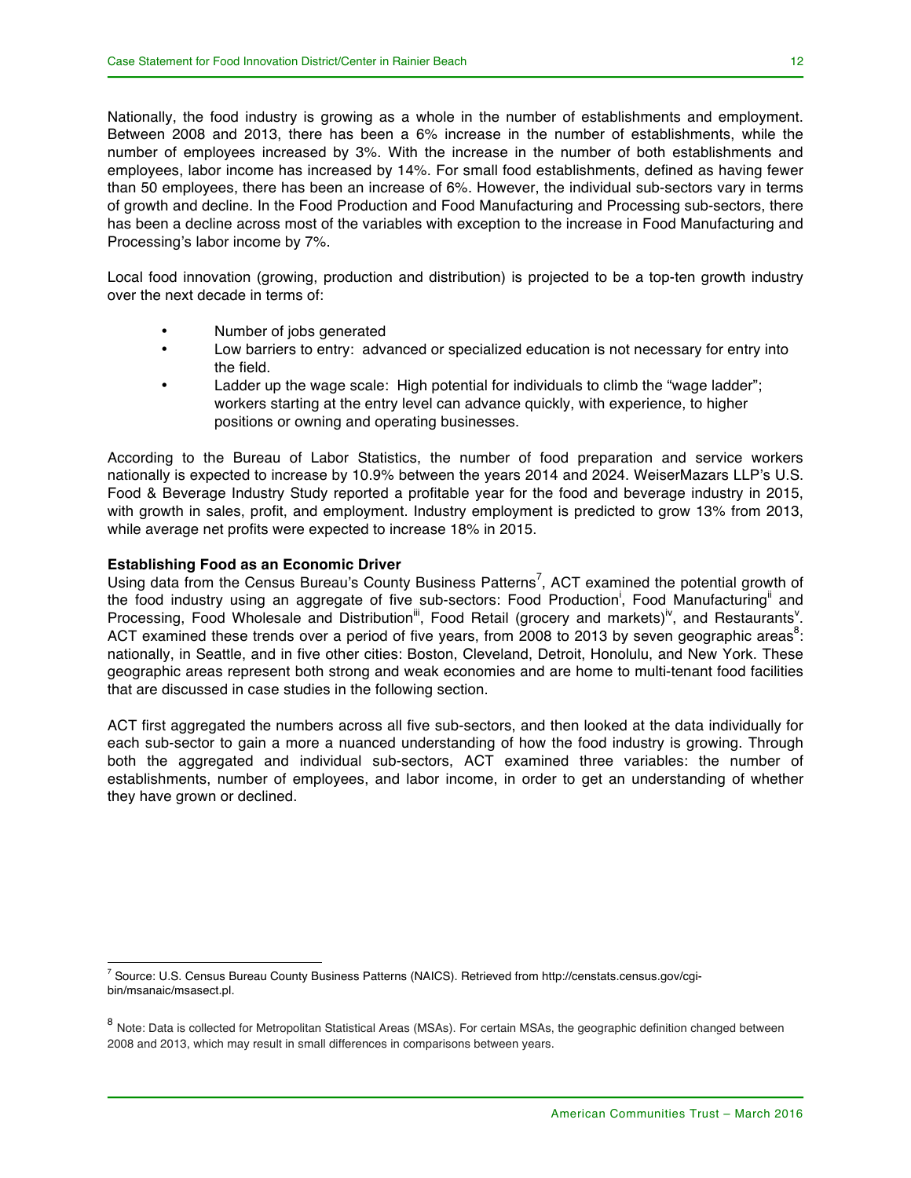Nationally, the food industry is growing as a whole in the number of establishments and employment. Between 2008 and 2013, there has been a 6% increase in the number of establishments, while the number of employees increased by 3%. With the increase in the number of both establishments and employees, labor income has increased by 14%. For small food establishments, defined as having fewer than 50 employees, there has been an increase of 6%. However, the individual sub-sectors vary in terms of growth and decline. In the Food Production and Food Manufacturing and Processing sub-sectors, there has been a decline across most of the variables with exception to the increase in Food Manufacturing and Processing's labor income by 7%.

Local food innovation (growing, production and distribution) is projected to be a top-ten growth industry over the next decade in terms of:

- Number of jobs generated
- Low barriers to entry: advanced or specialized education is not necessary for entry into the field.
- Ladder up the wage scale: High potential for individuals to climb the "wage ladder"; workers starting at the entry level can advance quickly, with experience, to higher positions or owning and operating businesses.

According to the Bureau of Labor Statistics, the number of food preparation and service workers nationally is expected to increase by 10.9% between the years 2014 and 2024. WeiserMazars LLP's U.S. Food & Beverage Industry Study reported a profitable year for the food and beverage industry in 2015, with growth in sales, profit, and employment. Industry employment is predicted to grow 13% from 2013, while average net profits were expected to increase 18% in 2015.

**Establishing Food as an Economic Driver**

Using data from the Census Bureau's County Business Patterns[7], ACT examined the potential growth of the food industry using an aggregate of five sub-sectors: Food Production[i], Food Manufacturing[ii] and Processing, Food Wholesale and Distribution[iii], Food Retail (grocery and markets)[iv], and Restaurants[v]. ACT examined these trends over a period of five years, from 2008 to 2013 by seven geographic areas[8]: nationally, in Seattle, and in five other cities: Boston, Cleveland, Detroit, Honolulu, and New York. These geographic areas represent both strong and weak economies and are home to multi-tenant food facilities that are discussed in case studies in the following section.

ACT first aggregated the numbers across all five sub-sectors, and then looked at the data individually for each sub-sector to gain a more a nuanced understanding of how the food industry is growing. Through both the aggregated and individual sub-sectors, ACT examined three variables: the number of establishments, number of employees, and labor income, in order to get an understanding of whether they have grown or declined.

---

[7] Source: U.S. Census Bureau County Business Patterns (NAICS). Retrieved from http://censtats.census.gov/cgi-bin/msanaic/msasect.pl.

[8] Note: Data is collected for Metropolitan Statistical Areas (MSAs). For certain MSAs, the geographic definition changed between 2008 and 2013, which may result in small differences in comparisons between years.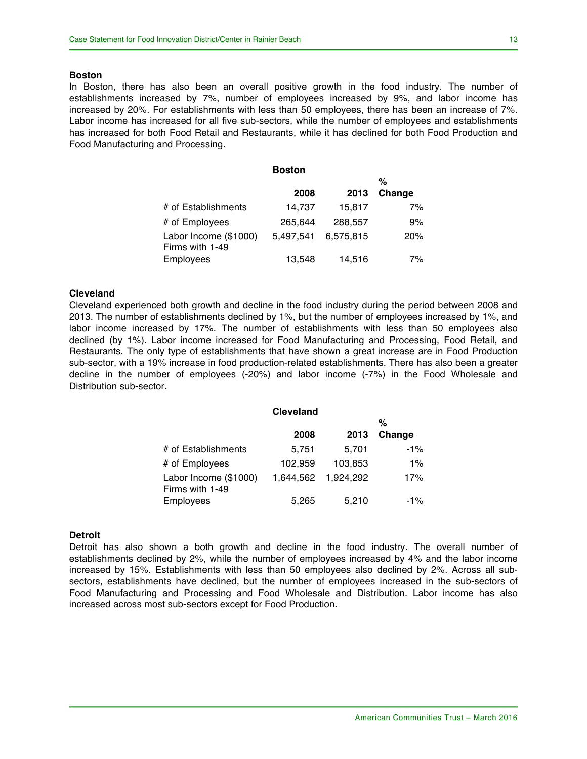### Boston

In Boston, there has also been an overall positive growth in the food industry. The number of establishments increased by 7%, number of employees increased by 9%, and labor income has increased by 20%. For establishments with less than 50 employees, there has been an increase of 7%. Labor income has increased for all five sub-sectors, while the number of employees and establishments has increased for both Food Retail and Restaurants, while it has declined for both Food Production and Food Manufacturing and Processing.

| Boston | 2008 | 2013 | % Change |
|---|---|---|---|
| # of Establishments | 14,737 | 15,817 | 7% |
| # of Employees | 265,644 | 288,557 | 9% |
| Labor Income ($1000) | 5,497,541 | 6,575,815 | 20% |
| Firms with 1-49 Employees | 13,548 | 14,516 | 7% |

### Cleveland

Cleveland experienced both growth and decline in the food industry during the period between 2008 and 2013. The number of establishments declined by 1%, but the number of employees increased by 1%, and labor income increased by 17%. The number of establishments with less than 50 employees also declined (by 1%). Labor income increased for Food Manufacturing and Processing, Food Retail, and Restaurants. The only type of establishments that have shown a great increase are in Food Production sub-sector, with a 19% increase in food production-related establishments. There has also been a greater decline in the number of employees (-20%) and labor income (-7%) in the Food Wholesale and Distribution sub-sector.

| Cleveland | 2008 | 2013 | % Change |
|---|---|---|---|
| # of Establishments | 5,751 | 5,701 | -1% |
| # of Employees | 102,959 | 103,853 | 1% |
| Labor Income ($1000) | 1,644,562 | 1,924,292 | 17% |
| Firms with 1-49 Employees | 5,265 | 5,210 | -1% |

### Detroit

Detroit has also shown a both growth and decline in the food industry. The overall number of establishments declined by 2%, while the number of employees increased by 4% and the labor income increased by 15%. Establishments with less than 50 employees also declined by 2%. Across all sub-sectors, establishments have declined, but the number of employees increased in the sub-sectors of Food Manufacturing and Processing and Food Wholesale and Distribution. Labor income has also increased across most sub-sectors except for Food Production.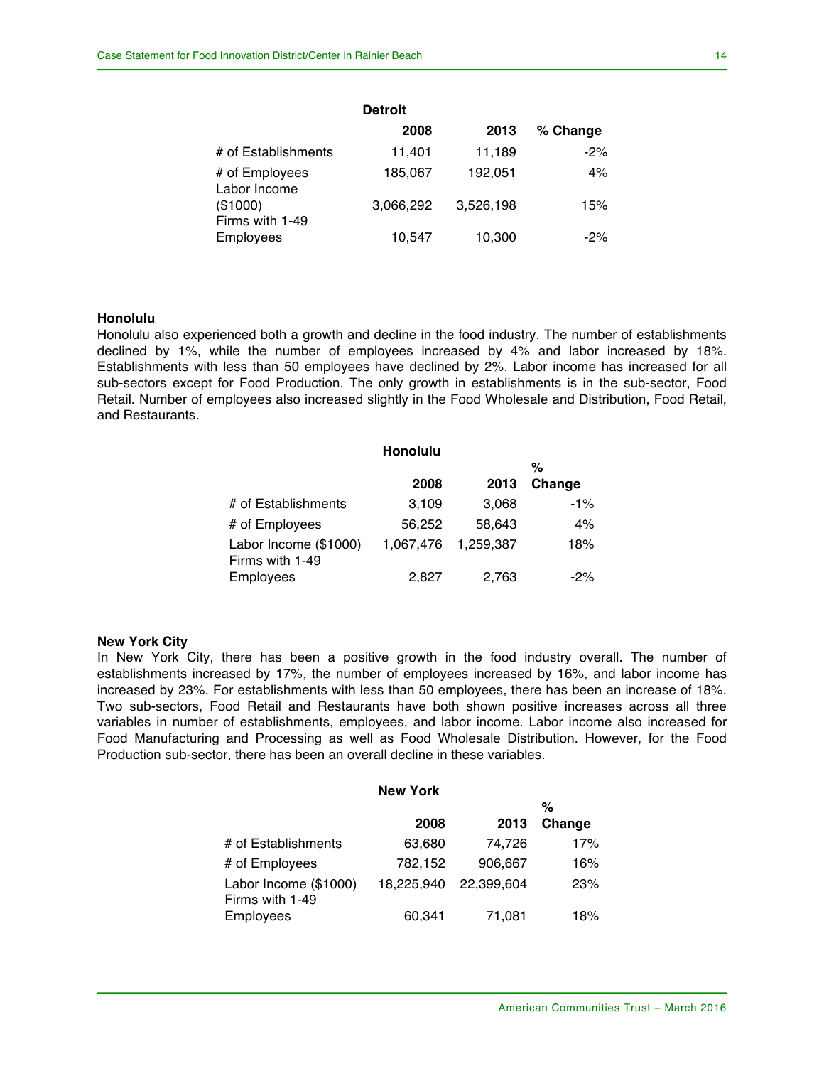| Detroit | 2008 | 2013 | % Change |
|---|---|---|---|
| # of Establishments | 11,401 | 11,189 | -2% |
| # of Employees | 185,067 | 192,051 | 4% |
| Labor Income ($1000) | 3,066,292 | 3,526,198 | 15% |
| Firms with 1-49 Employees | 10,547 | 10,300 | -2% |

**Honolulu**

Honolulu also experienced both a growth and decline in the food industry. The number of establishments declined by 1%, while the number of employees increased by 4% and labor increased by 18%. Establishments with less than 50 employees have declined by 2%. Labor income has increased for all sub-sectors except for Food Production. The only growth in establishments is in the sub-sector, Food Retail. Number of employees also increased slightly in the Food Wholesale and Distribution, Food Retail, and Restaurants.

| Honolulu | 2008 | 2013 | % Change |
|---|---|---|---|
| # of Establishments | 3,109 | 3,068 | -1% |
| # of Employees | 56,252 | 58,643 | 4% |
| Labor Income ($1000) | 1,067,476 | 1,259,387 | 18% |
| Firms with 1-49 Employees | 2,827 | 2,763 | -2% |

**New York City**

In New York City, there has been a positive growth in the food industry overall. The number of establishments increased by 17%, the number of employees increased by 16%, and labor income has increased by 23%. For establishments with less than 50 employees, there has been an increase of 18%. Two sub-sectors, Food Retail and Restaurants have both shown positive increases across all three variables in number of establishments, employees, and labor income. Labor income also increased for Food Manufacturing and Processing as well as Food Wholesale Distribution. However, for the Food Production sub-sector, there has been an overall decline in these variables.

| New York | 2008 | 2013 | % Change |
|---|---|---|---|
| # of Establishments | 63,680 | 74,726 | 17% |
| # of Employees | 782,152 | 906,667 | 16% |
| Labor Income ($1000) | 18,225,940 | 22,399,604 | 23% |
| Firms with 1-49 Employees | 60,341 | 71,081 | 18% |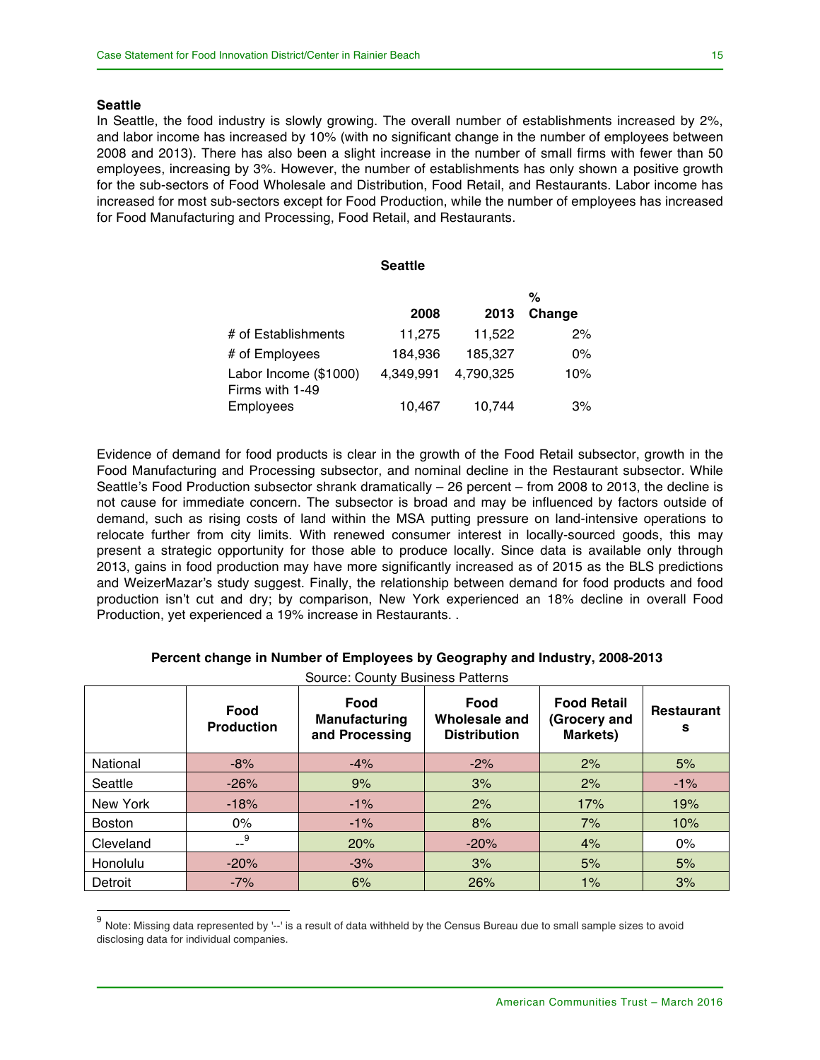**Seattle**

In Seattle, the food industry is slowly growing. The overall number of establishments increased by 2%, and labor income has increased by 10% (with no significant change in the number of employees between 2008 and 2013). There has also been a slight increase in the number of small firms with fewer than 50 employees, increasing by 3%. However, the number of establishments has only shown a positive growth for the sub-sectors of Food Wholesale and Distribution, Food Retail, and Restaurants. Labor income has increased for most sub-sectors except for Food Production, while the number of employees has increased for Food Manufacturing and Processing, Food Retail, and Restaurants.

**Seattle**

| | 2008 | 2013 | % Change |
|---|---|---|---|
| # of Establishments | 11,275 | 11,522 | 2% |
| # of Employees | 184,936 | 185,327 | 0% |
| Labor Income ($1000) | 4,349,991 | 4,790,325 | 10% |
| Firms with 1-49 Employees | 10,467 | 10,744 | 3% |

Evidence of demand for food products is clear in the growth of the Food Retail subsector, growth in the Food Manufacturing and Processing subsector, and nominal decline in the Restaurant subsector. While Seattle's Food Production subsector shrank dramatically – 26 percent – from 2008 to 2013, the decline is not cause for immediate concern. The subsector is broad and may be influenced by factors outside of demand, such as rising costs of land within the MSA putting pressure on land-intensive operations to relocate further from city limits. With renewed consumer interest in locally-sourced goods, this may present a strategic opportunity for those able to produce locally. Since data is available only through 2013, gains in food production may have more significantly increased as of 2015 as the BLS predictions and WeizerMazar's study suggest. Finally, the relationship between demand for food products and food production isn't cut and dry; by comparison, New York experienced an 18% decline in overall Food Production, yet experienced a 19% increase in Restaurants. .

**Percent change in Number of Employees by Geography and Industry, 2008-2013**

Source: County Business Patterns

| | Food Production | Food Manufacturing and Processing | Food Wholesale and Distribution | Food Retail (Grocery and Markets) | Restaurants |
|---|---|---|---|---|---|
| National | -8% | -4% | -2% | 2% | 5% |
| Seattle | -26% | 9% | 3% | 2% | -1% |
| New York | -18% | -1% | 2% | 17% | 19% |
| Boston | 0% | -1% | 8% | 7% | 10% |
| Cleveland | --[9] | 20% | -20% | 4% | 0% |
| Honolulu | -20% | -3% | 3% | 5% | 5% |
| Detroit | -7% | 6% | 26% | 1% | 3% |

[9] Note: Missing data represented by '--' is a result of data withheld by the Census Bureau due to small sample sizes to avoid disclosing data for individual companies.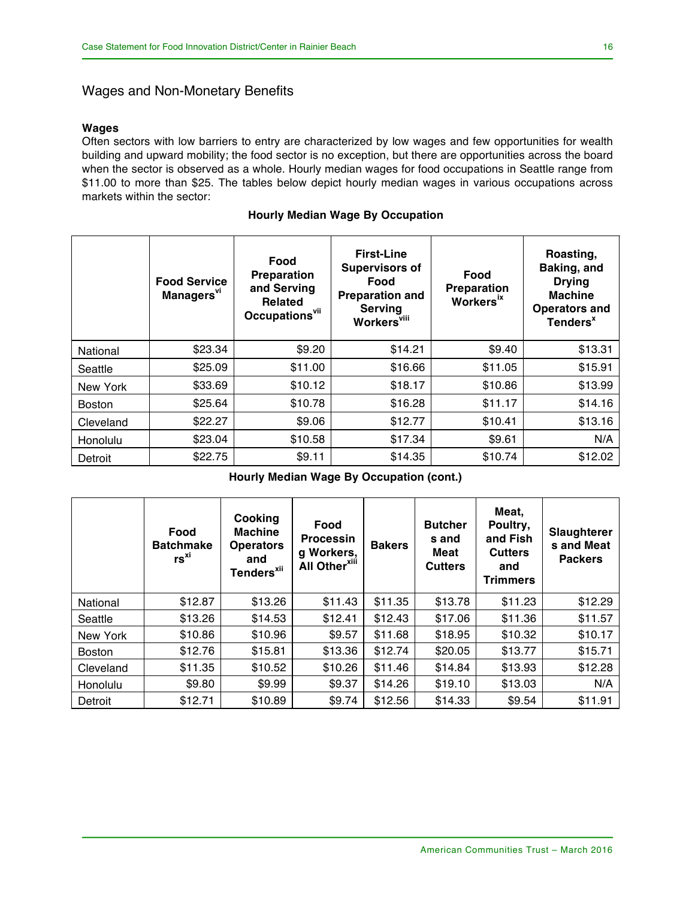## Wages and Non-Monetary Benefits

### Wages

Often sectors with low barriers to entry are characterized by low wages and few opportunities for wealth building and upward mobility; the food sector is no exception, but there are opportunities across the board when the sector is observed as a whole. Hourly median wages for food occupations in Seattle range from $11.00 to more than $25. The tables below depict hourly median wages in various occupations across markets within the sector:

**Hourly Median Wage By Occupation**

| | Food Service Managers[vi] | Food Preparation and Serving Related Occupations[vii] | First-Line Supervisors of Food Preparation and Serving Workers[viii] | Food Preparation Workers[ix] | Roasting, Baking, and Drying Machine Operators and Tenders[x] |
|---|---|---|---|---|---|
| National | $23.34 | $9.20 | $14.21 | $9.40 | $13.31 |
| Seattle | $25.09 | $11.00 | $16.66 | $11.05 | $15.91 |
| New York | $33.69 | $10.12 | $18.17 | $10.86 | $13.99 |
| Boston | $25.64 | $10.78 | $16.28 | $11.17 | $14.16 |
| Cleveland | $22.27 | $9.06 | $12.77 | $10.41 | $13.16 |
| Honolulu | $23.04 | $10.58 | $17.34 | $9.61 | N/A |
| Detroit | $22.75 | $9.11 | $14.35 | $10.74 | $12.02 |

**Hourly Median Wage By Occupation (cont.)**

| | Food Batchmakers[xi] | Cooking Machine Operators and Tenders[xii] | Food Processing Workers, All Other[xiii] | Bakers | Butchers and Meat Cutters | Meat, Poultry, and Fish Cutters and Trimmers | Slaughterers and Meat Packers |
|---|---|---|---|---|---|---|---|
| National | $12.87 | $13.26 | $11.43 | $11.35 | $13.78 | $11.23 | $12.29 |
| Seattle | $13.26 | $14.53 | $12.41 | $12.43 | $17.06 | $11.36 | $11.57 |
| New York | $10.86 | $10.96 | $9.57 | $11.68 | $18.95 | $10.32 | $10.17 |
| Boston | $12.76 | $15.81 | $13.36 | $12.74 | $20.05 | $13.77 | $15.71 |
| Cleveland | $11.35 | $10.52 | $10.26 | $11.46 | $14.84 | $13.93 | $12.28 |
| Honolulu | $9.80 | $9.99 | $9.37 | $14.26 | $19.10 | $13.03 | N/A |
| Detroit | $12.71 | $10.89 | $9.74 | $12.56 | $14.33 | $9.54 | $11.91 |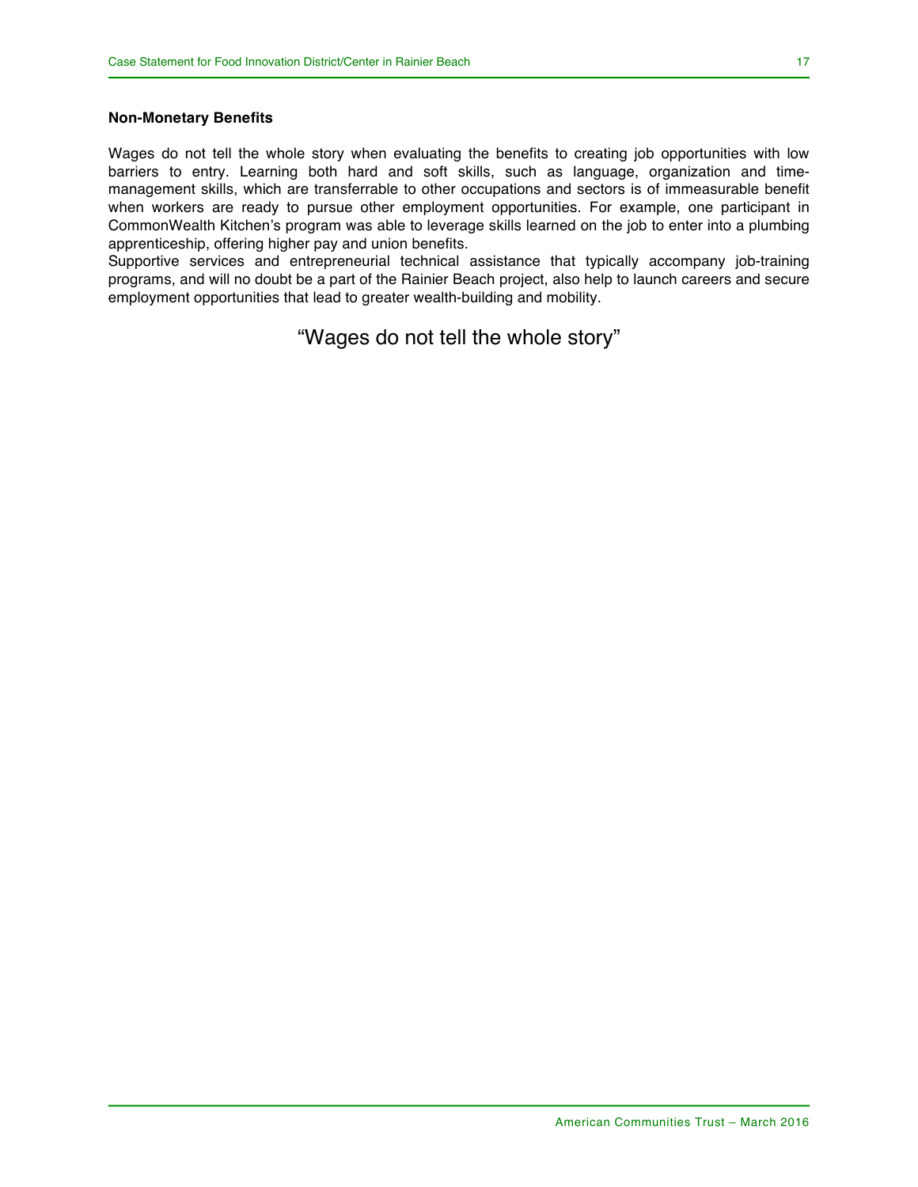### Non-Monetary Benefits

Wages do not tell the whole story when evaluating the benefits to creating job opportunities with low barriers to entry. Learning both hard and soft skills, such as language, organization and time-management skills, which are transferrable to other occupations and sectors is of immeasurable benefit when workers are ready to pursue other employment opportunities. For example, one participant in CommonWealth Kitchen's program was able to leverage skills learned on the job to enter into a plumbing apprenticeship, offering higher pay and union benefits.

Supportive services and entrepreneurial technical assistance that typically accompany job-training programs, and will no doubt be a part of the Rainier Beach project, also help to launch careers and secure employment opportunities that lead to greater wealth-building and mobility.

"Wages do not tell the whole story"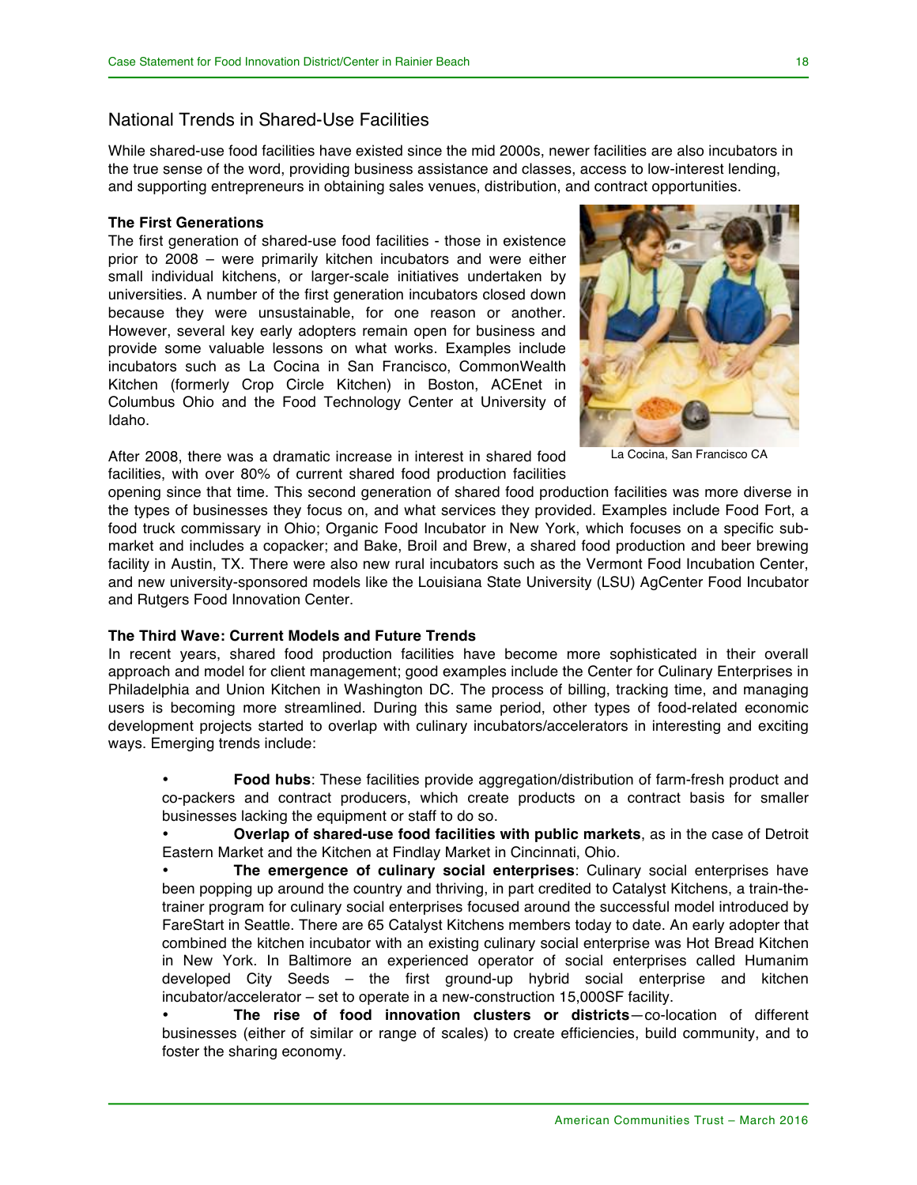## National Trends in Shared-Use Facilities

While shared-use food facilities have existed since the mid 2000s, newer facilities are also incubators in the true sense of the word, providing business assistance and classes, access to low-interest lending, and supporting entrepreneurs in obtaining sales venues, distribution, and contract opportunities.

**The First Generations**

The first generation of shared-use food facilities - those in existence prior to 2008 – were primarily kitchen incubators and were either small individual kitchens, or larger-scale initiatives undertaken by universities. A number of the first generation incubators closed down because they were unsustainable, for one reason or another. However, several key early adopters remain open for business and provide some valuable lessons on what works. Examples include incubators such as La Cocina in San Francisco, CommonWealth Kitchen (formerly Crop Circle Kitchen) in Boston, ACEnet in Columbus Ohio and the Food Technology Center at University of Idaho.

La Cocina, San Francisco CA

After 2008, there was a dramatic increase in interest in shared food facilities, with over 80% of current shared food production facilities opening since that time. This second generation of shared food production facilities was more diverse in the types of businesses they focus on, and what services they provided. Examples include Food Fort, a food truck commissary in Ohio; Organic Food Incubator in New York, which focuses on a specific sub-market and includes a copacker; and Bake, Broil and Brew, a shared food production and beer brewing facility in Austin, TX. There were also new rural incubators such as the Vermont Food Incubation Center, and new university-sponsored models like the Louisiana State University (LSU) AgCenter Food Incubator and Rutgers Food Innovation Center.

**The Third Wave: Current Models and Future Trends**

In recent years, shared food production facilities have become more sophisticated in their overall approach and model for client management; good examples include the Center for Culinary Enterprises in Philadelphia and Union Kitchen in Washington DC. The process of billing, tracking time, and managing users is becoming more streamlined. During this same period, other types of food-related economic development projects started to overlap with culinary incubators/accelerators in interesting and exciting ways. Emerging trends include:

- **Food hubs**: These facilities provide aggregation/distribution of farm-fresh product and co-packers and contract producers, which create products on a contract basis for smaller businesses lacking the equipment or staff to do so.
- **Overlap of shared-use food facilities with public markets**, as in the case of Detroit Eastern Market and the Kitchen at Findlay Market in Cincinnati, Ohio.
- **The emergence of culinary social enterprises**: Culinary social enterprises have been popping up around the country and thriving, in part credited to Catalyst Kitchens, a train-the-trainer program for culinary social enterprises focused around the successful model introduced by FareStart in Seattle. There are 65 Catalyst Kitchens members today to date. An early adopter that combined the kitchen incubator with an existing culinary social enterprise was Hot Bread Kitchen in New York. In Baltimore an experienced operator of social enterprises called Humanim developed City Seeds – the first ground-up hybrid social enterprise and kitchen incubator/accelerator – set to operate in a new-construction 15,000SF facility.
- **The rise of food innovation clusters or districts**—co-location of different businesses (either of similar or range of scales) to create efficiencies, build community, and to foster the sharing economy.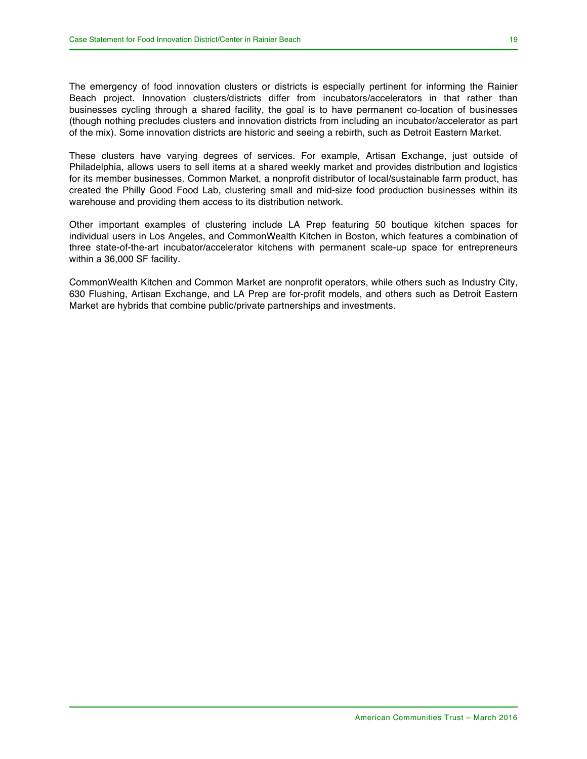The emergency of food innovation clusters or districts is especially pertinent for informing the Rainier Beach project. Innovation clusters/districts differ from incubators/accelerators in that rather than businesses cycling through a shared facility, the goal is to have permanent co-location of businesses (though nothing precludes clusters and innovation districts from including an incubator/accelerator as part of the mix). Some innovation districts are historic and seeing a rebirth, such as Detroit Eastern Market.

These clusters have varying degrees of services. For example, Artisan Exchange, just outside of Philadelphia, allows users to sell items at a shared weekly market and provides distribution and logistics for its member businesses. Common Market, a nonprofit distributor of local/sustainable farm product, has created the Philly Good Food Lab, clustering small and mid-size food production businesses within its warehouse and providing them access to its distribution network.

Other important examples of clustering include LA Prep featuring 50 boutique kitchen spaces for individual users in Los Angeles, and CommonWealth Kitchen in Boston, which features a combination of three state-of-the-art incubator/accelerator kitchens with permanent scale-up space for entrepreneurs within a 36,000 SF facility.

CommonWealth Kitchen and Common Market are nonprofit operators, while others such as Industry City, 630 Flushing, Artisan Exchange, and LA Prep are for-profit models, and others such as Detroit Eastern Market are hybrids that combine public/private partnerships and investments.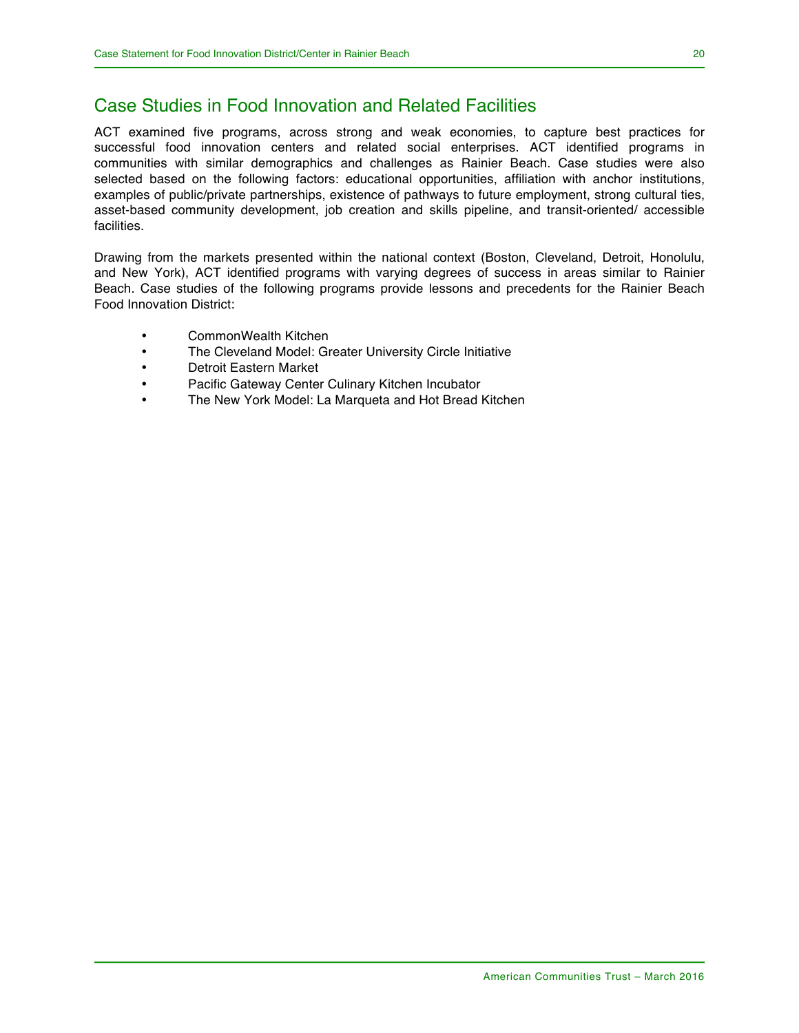## Case Studies in Food Innovation and Related Facilities

ACT examined five programs, across strong and weak economies, to capture best practices for successful food innovation centers and related social enterprises. ACT identified programs in communities with similar demographics and challenges as Rainier Beach. Case studies were also selected based on the following factors: educational opportunities, affiliation with anchor institutions, examples of public/private partnerships, existence of pathways to future employment, strong cultural ties, asset-based community development, job creation and skills pipeline, and transit-oriented/ accessible facilities.

Drawing from the markets presented within the national context (Boston, Cleveland, Detroit, Honolulu, and New York), ACT identified programs with varying degrees of success in areas similar to Rainier Beach. Case studies of the following programs provide lessons and precedents for the Rainier Beach Food Innovation District:

- CommonWealth Kitchen
- The Cleveland Model: Greater University Circle Initiative
- Detroit Eastern Market
- Pacific Gateway Center Culinary Kitchen Incubator
- The New York Model: La Marqueta and Hot Bread Kitchen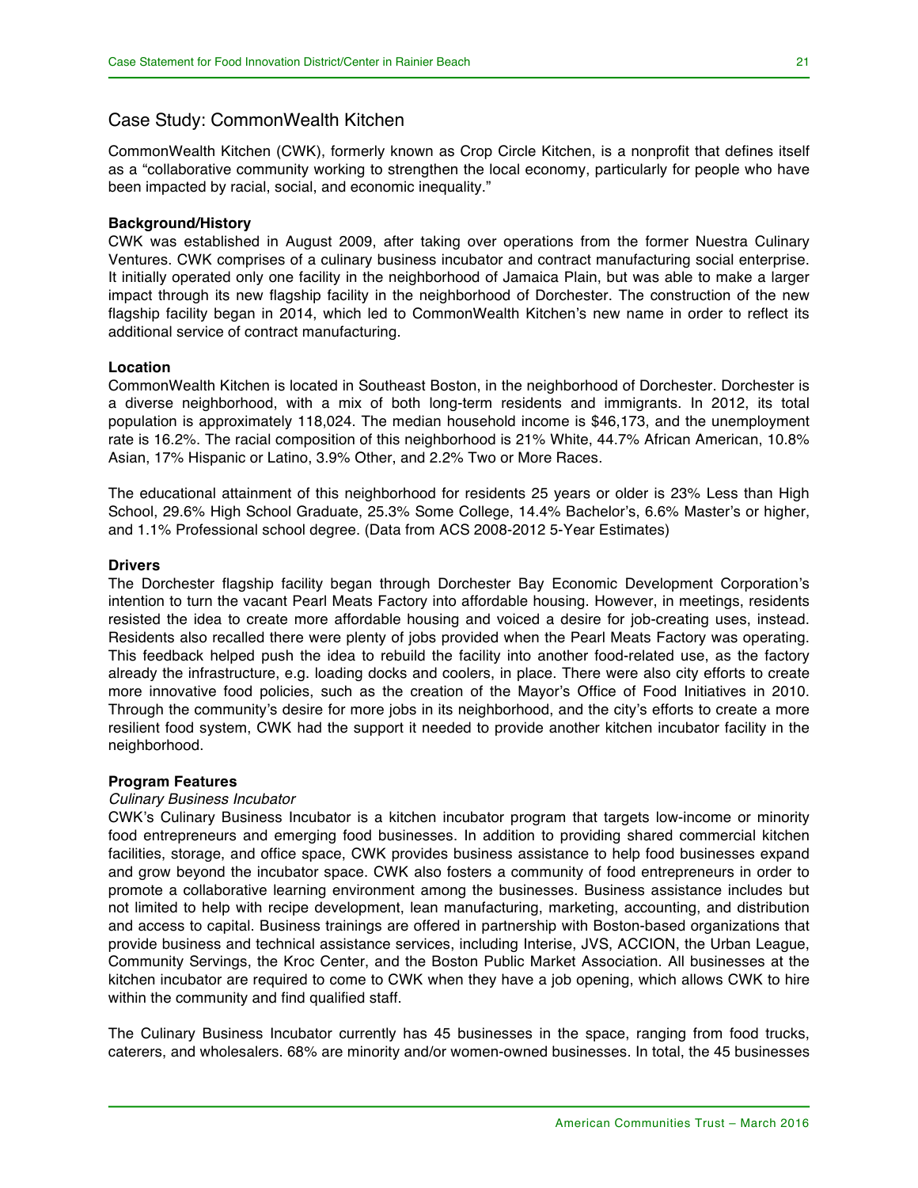## Case Study: CommonWealth Kitchen

CommonWealth Kitchen (CWK), formerly known as Crop Circle Kitchen, is a nonprofit that defines itself as a "collaborative community working to strengthen the local economy, particularly for people who have been impacted by racial, social, and economic inequality."

**Background/History**

CWK was established in August 2009, after taking over operations from the former Nuestra Culinary Ventures. CWK comprises of a culinary business incubator and contract manufacturing social enterprise. It initially operated only one facility in the neighborhood of Jamaica Plain, but was able to make a larger impact through its new flagship facility in the neighborhood of Dorchester. The construction of the new flagship facility began in 2014, which led to CommonWealth Kitchen's new name in order to reflect its additional service of contract manufacturing.

**Location**

CommonWealth Kitchen is located in Southeast Boston, in the neighborhood of Dorchester. Dorchester is a diverse neighborhood, with a mix of both long-term residents and immigrants. In 2012, its total population is approximately 118,024. The median household income is $46,173, and the unemployment rate is 16.2%. The racial composition of this neighborhood is 21% White, 44.7% African American, 10.8% Asian, 17% Hispanic or Latino, 3.9% Other, and 2.2% Two or More Races.

The educational attainment of this neighborhood for residents 25 years or older is 23% Less than High School, 29.6% High School Graduate, 25.3% Some College, 14.4% Bachelor's, 6.6% Master's or higher, and 1.1% Professional school degree. (Data from ACS 2008-2012 5-Year Estimates)

**Drivers**

The Dorchester flagship facility began through Dorchester Bay Economic Development Corporation's intention to turn the vacant Pearl Meats Factory into affordable housing. However, in meetings, residents resisted the idea to create more affordable housing and voiced a desire for job-creating uses, instead. Residents also recalled there were plenty of jobs provided when the Pearl Meats Factory was operating. This feedback helped push the idea to rebuild the facility into another food-related use, as the factory already the infrastructure, e.g. loading docks and coolers, in place. There were also city efforts to create more innovative food policies, such as the creation of the Mayor's Office of Food Initiatives in 2010. Through the community's desire for more jobs in its neighborhood, and the city's efforts to create a more resilient food system, CWK had the support it needed to provide another kitchen incubator facility in the neighborhood.

**Program Features**

*Culinary Business Incubator*

CWK's Culinary Business Incubator is a kitchen incubator program that targets low-income or minority food entrepreneurs and emerging food businesses. In addition to providing shared commercial kitchen facilities, storage, and office space, CWK provides business assistance to help food businesses expand and grow beyond the incubator space. CWK also fosters a community of food entrepreneurs in order to promote a collaborative learning environment among the businesses. Business assistance includes but not limited to help with recipe development, lean manufacturing, marketing, accounting, and distribution and access to capital. Business trainings are offered in partnership with Boston-based organizations that provide business and technical assistance services, including Interise, JVS, ACCION, the Urban League, Community Servings, the Kroc Center, and the Boston Public Market Association. All businesses at the kitchen incubator are required to come to CWK when they have a job opening, which allows CWK to hire within the community and find qualified staff.

The Culinary Business Incubator currently has 45 businesses in the space, ranging from food trucks, caterers, and wholesalers. 68% are minority and/or women-owned businesses. In total, the 45 businesses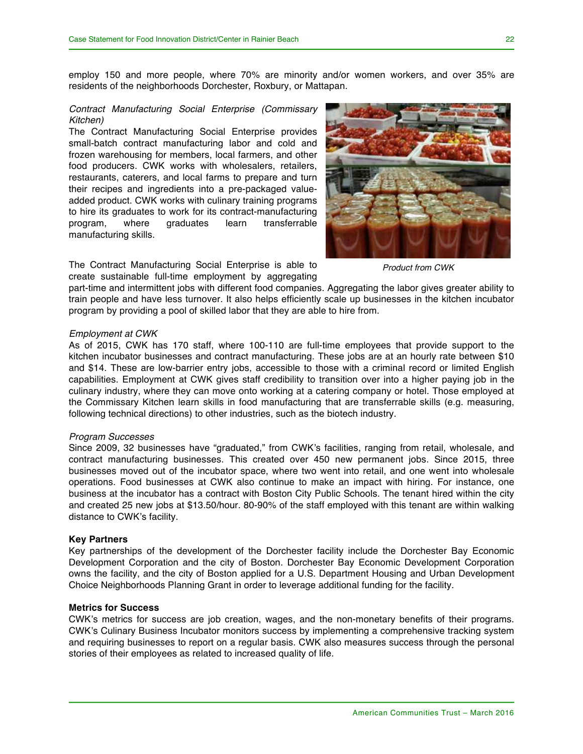employ 150 and more people, where 70% are minority and/or women workers, and over 35% are residents of the neighborhoods Dorchester, Roxbury, or Mattapan.

*Contract Manufacturing Social Enterprise (Commissary Kitchen)*

The Contract Manufacturing Social Enterprise provides small-batch contract manufacturing labor and cold and frozen warehousing for members, local farmers, and other food producers. CWK works with wholesalers, retailers, restaurants, caterers, and local farms to prepare and turn their recipes and ingredients into a pre-packaged value-added product. CWK works with culinary training programs to hire its graduates to work for its contract-manufacturing program, where graduates learn transferrable manufacturing skills.

*Product from CWK*

The Contract Manufacturing Social Enterprise is able to create sustainable full-time employment by aggregating part-time and intermittent jobs with different food companies. Aggregating the labor gives greater ability to train people and have less turnover. It also helps efficiently scale up businesses in the kitchen incubator program by providing a pool of skilled labor that they are able to hire from.

*Employment at CWK*

As of 2015, CWK has 170 staff, where 100-110 are full-time employees that provide support to the kitchen incubator businesses and contract manufacturing. These jobs are at an hourly rate between $10 and $14. These are low-barrier entry jobs, accessible to those with a criminal record or limited English capabilities. Employment at CWK gives staff credibility to transition over into a higher paying job in the culinary industry, where they can move onto working at a catering company or hotel. Those employed at the Commissary Kitchen learn skills in food manufacturing that are transferrable skills (e.g. measuring, following technical directions) to other industries, such as the biotech industry.

*Program Successes*

Since 2009, 32 businesses have "graduated," from CWK's facilities, ranging from retail, wholesale, and contract manufacturing businesses. This created over 450 new permanent jobs. Since 2015, three businesses moved out of the incubator space, where two went into retail, and one went into wholesale operations. Food businesses at CWK also continue to make an impact with hiring. For instance, one business at the incubator has a contract with Boston City Public Schools. The tenant hired within the city and created 25 new jobs at $13.50/hour. 80-90% of the staff employed with this tenant are within walking distance to CWK's facility.

**Key Partners**

Key partnerships of the development of the Dorchester facility include the Dorchester Bay Economic Development Corporation and the city of Boston. Dorchester Bay Economic Development Corporation owns the facility, and the city of Boston applied for a U.S. Department Housing and Urban Development Choice Neighborhoods Planning Grant in order to leverage additional funding for the facility.

**Metrics for Success**

CWK's metrics for success are job creation, wages, and the non-monetary benefits of their programs. CWK's Culinary Business Incubator monitors success by implementing a comprehensive tracking system and requiring businesses to report on a regular basis. CWK also measures success through the personal stories of their employees as related to increased quality of life.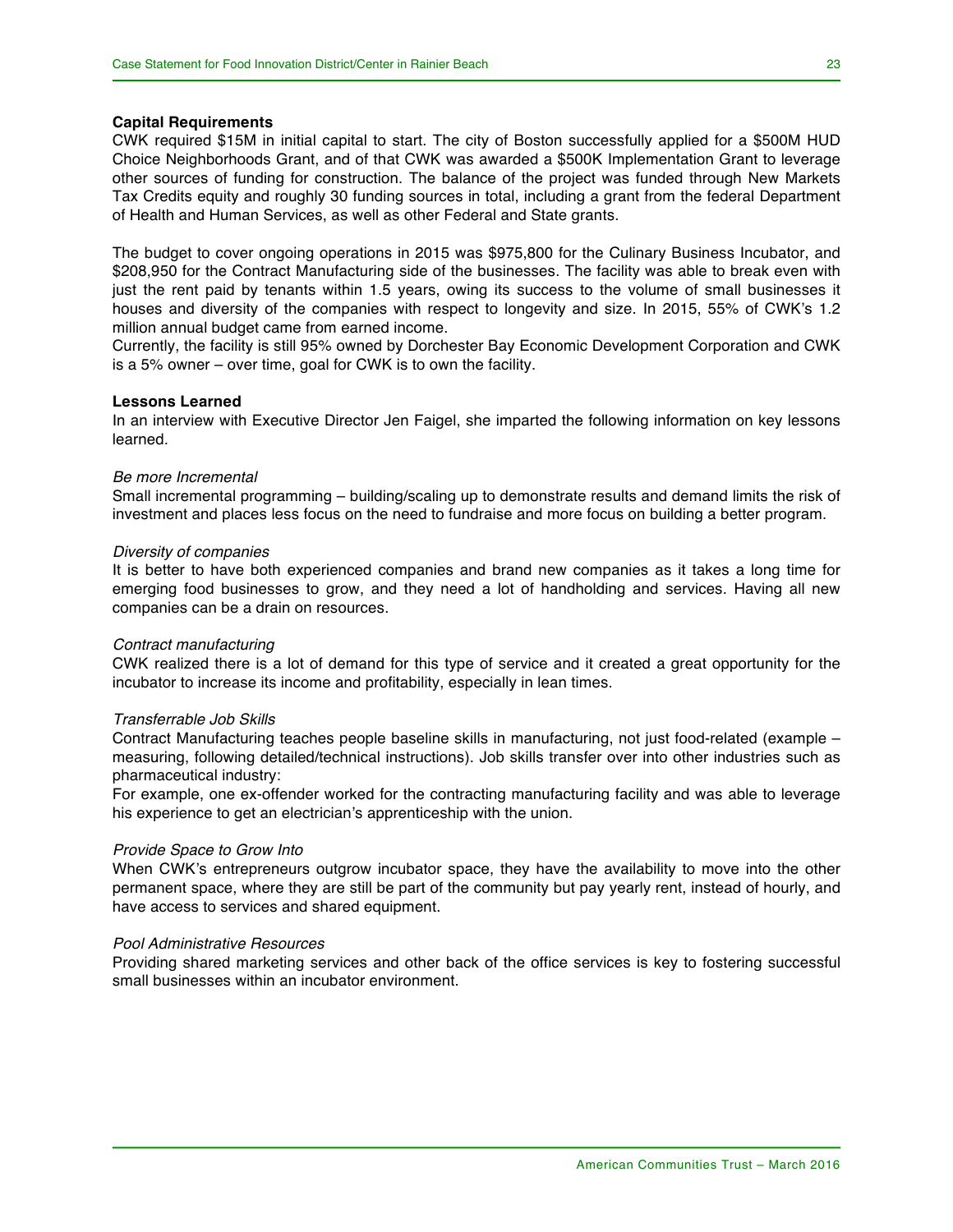**Capital Requirements**

CWK required $15M in initial capital to start. The city of Boston successfully applied for a $500M HUD Choice Neighborhoods Grant, and of that CWK was awarded a $500K Implementation Grant to leverage other sources of funding for construction. The balance of the project was funded through New Markets Tax Credits equity and roughly 30 funding sources in total, including a grant from the federal Department of Health and Human Services, as well as other Federal and State grants.

The budget to cover ongoing operations in 2015 was $975,800 for the Culinary Business Incubator, and $208,950 for the Contract Manufacturing side of the businesses. The facility was able to break even with just the rent paid by tenants within 1.5 years, owing its success to the volume of small businesses it houses and diversity of the companies with respect to longevity and size. In 2015, 55% of CWK's 1.2 million annual budget came from earned income.

Currently, the facility is still 95% owned by Dorchester Bay Economic Development Corporation and CWK is a 5% owner – over time, goal for CWK is to own the facility.

**Lessons Learned**

In an interview with Executive Director Jen Faigel, she imparted the following information on key lessons learned.

*Be more Incremental*

Small incremental programming – building/scaling up to demonstrate results and demand limits the risk of investment and places less focus on the need to fundraise and more focus on building a better program.

*Diversity of companies*

It is better to have both experienced companies and brand new companies as it takes a long time for emerging food businesses to grow, and they need a lot of handholding and services. Having all new companies can be a drain on resources.

*Contract manufacturing*

CWK realized there is a lot of demand for this type of service and it created a great opportunity for the incubator to increase its income and profitability, especially in lean times.

*Transferrable Job Skills*

Contract Manufacturing teaches people baseline skills in manufacturing, not just food-related (example – measuring, following detailed/technical instructions). Job skills transfer over into other industries such as pharmaceutical industry:

For example, one ex-offender worked for the contracting manufacturing facility and was able to leverage his experience to get an electrician's apprenticeship with the union.

*Provide Space to Grow Into*

When CWK's entrepreneurs outgrow incubator space, they have the availability to move into the other permanent space, where they are still be part of the community but pay yearly rent, instead of hourly, and have access to services and shared equipment.

*Pool Administrative Resources*

Providing shared marketing services and other back of the office services is key to fostering successful small businesses within an incubator environment.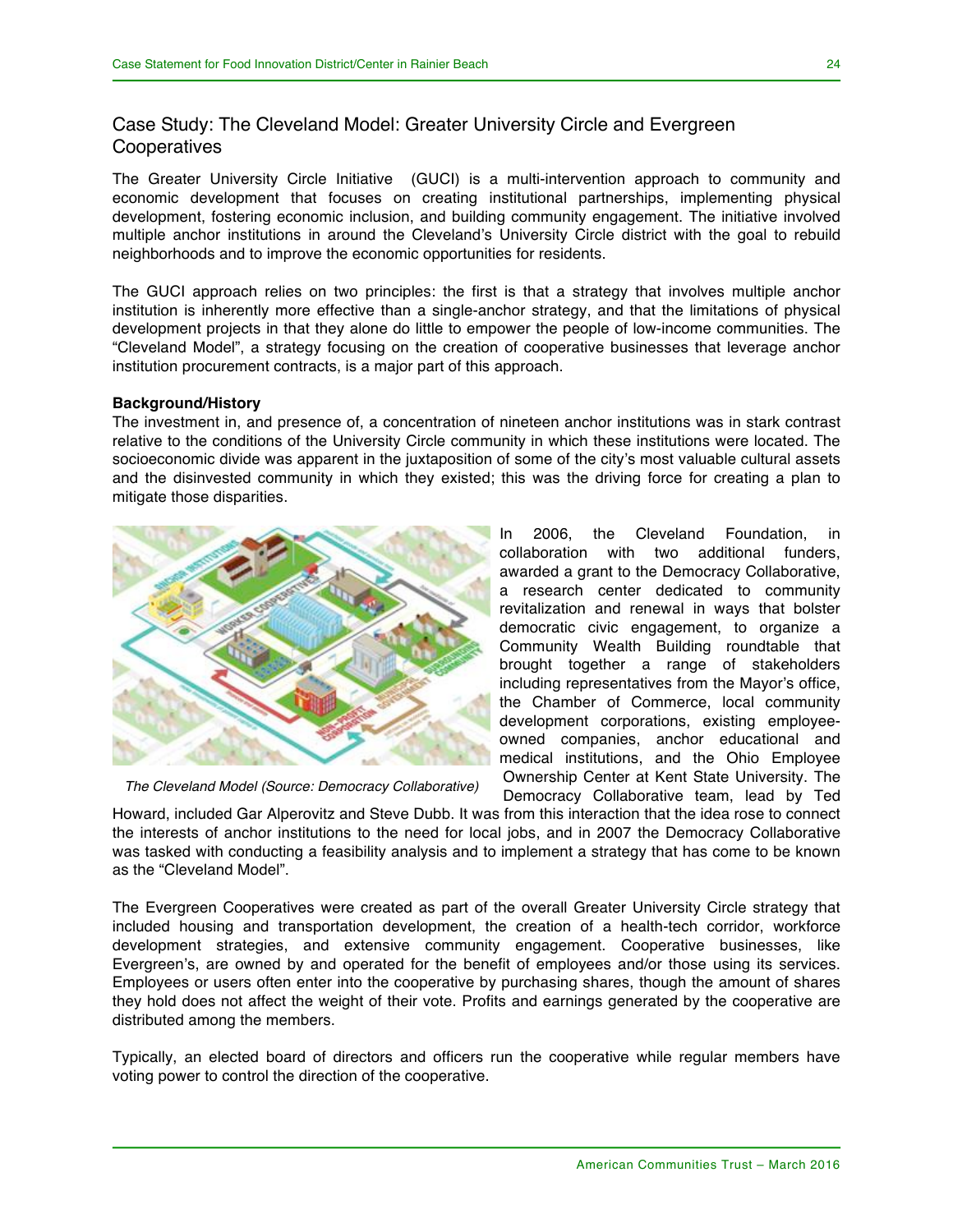## Case Study: The Cleveland Model: Greater University Circle and Evergreen Cooperatives

The Greater University Circle Initiative (GUCI) is a multi-intervention approach to community and economic development that focuses on creating institutional partnerships, implementing physical development, fostering economic inclusion, and building community engagement. The initiative involved multiple anchor institutions in around the Cleveland's University Circle district with the goal to rebuild neighborhoods and to improve the economic opportunities for residents.

The GUCI approach relies on two principles: the first is that a strategy that involves multiple anchor institution is inherently more effective than a single-anchor strategy, and that the limitations of physical development projects in that they alone do little to empower the people of low-income communities. The "Cleveland Model", a strategy focusing on the creation of cooperative businesses that leverage anchor institution procurement contracts, is a major part of this approach.

**Background/History**

The investment in, and presence of, a concentration of nineteen anchor institutions was in stark contrast relative to the conditions of the University Circle community in which these institutions were located. The socioeconomic divide was apparent in the juxtaposition of some of the city's most valuable cultural assets and the disinvested community in which they existed; this was the driving force for creating a plan to mitigate those disparities.

*The Cleveland Model (Source: Democracy Collaborative)*

In 2006, the Cleveland Foundation, in collaboration with two additional funders, awarded a grant to the Democracy Collaborative, a research center dedicated to community revitalization and renewal in ways that bolster democratic civic engagement, to organize a Community Wealth Building roundtable that brought together a range of stakeholders including representatives from the Mayor's office, the Chamber of Commerce, local community development corporations, existing employee-owned companies, anchor educational and medical institutions, and the Ohio Employee Ownership Center at Kent State University. The Democracy Collaborative team, lead by Ted Howard, included Gar Alperovitz and Steve Dubb. It was from this interaction that the idea rose to connect the interests of anchor institutions to the need for local jobs, and in 2007 the Democracy Collaborative was tasked with conducting a feasibility analysis and to implement a strategy that has come to be known as the "Cleveland Model".

The Evergreen Cooperatives were created as part of the overall Greater University Circle strategy that included housing and transportation development, the creation of a health-tech corridor, workforce development strategies, and extensive community engagement. Cooperative businesses, like Evergreen's, are owned by and operated for the benefit of employees and/or those using its services. Employees or users often enter into the cooperative by purchasing shares, though the amount of shares they hold does not affect the weight of their vote. Profits and earnings generated by the cooperative are distributed among the members.

Typically, an elected board of directors and officers run the cooperative while regular members have voting power to control the direction of the cooperative.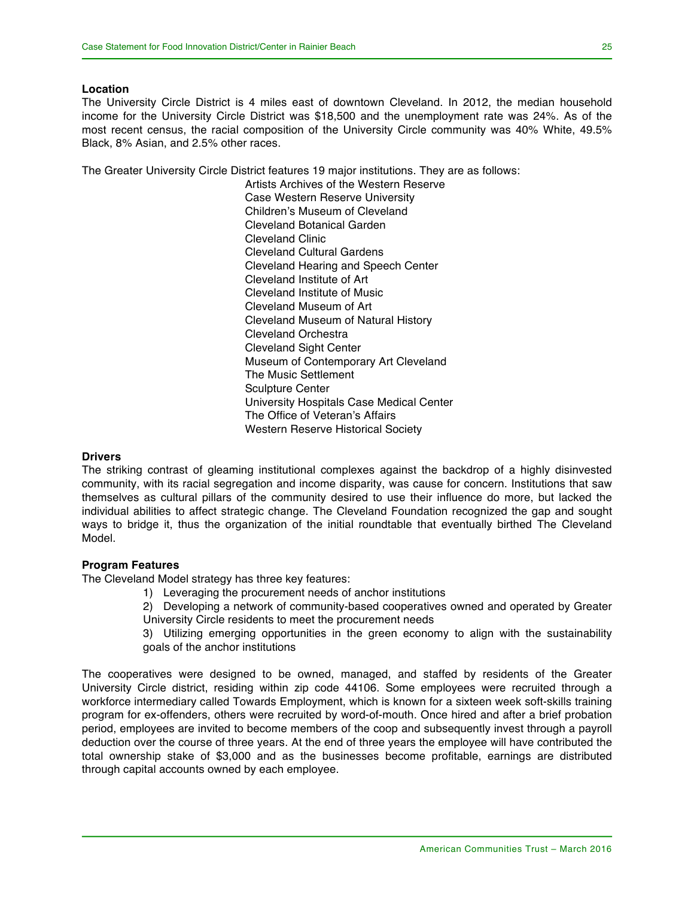**Location**

The University Circle District is 4 miles east of downtown Cleveland. In 2012, the median household income for the University Circle District was $18,500 and the unemployment rate was 24%. As of the most recent census, the racial composition of the University Circle community was 40% White, 49.5% Black, 8% Asian, and 2.5% other races.

The Greater University Circle District features 19 major institutions. They are as follows:

Artists Archives of the Western Reserve
Case Western Reserve University
Children's Museum of Cleveland
Cleveland Botanical Garden
Cleveland Clinic
Cleveland Cultural Gardens
Cleveland Hearing and Speech Center
Cleveland Institute of Art
Cleveland Institute of Music
Cleveland Museum of Art
Cleveland Museum of Natural History
Cleveland Orchestra
Cleveland Sight Center
Museum of Contemporary Art Cleveland
The Music Settlement
Sculpture Center
University Hospitals Case Medical Center
The Office of Veteran's Affairs
Western Reserve Historical Society

**Drivers**

The striking contrast of gleaming institutional complexes against the backdrop of a highly disinvested community, with its racial segregation and income disparity, was cause for concern. Institutions that saw themselves as cultural pillars of the community desired to use their influence do more, but lacked the individual abilities to affect strategic change. The Cleveland Foundation recognized the gap and sought ways to bridge it, thus the organization of the initial roundtable that eventually birthed The Cleveland Model.

**Program Features**

The Cleveland Model strategy has three key features:

1) Leveraging the procurement needs of anchor institutions
2) Developing a network of community-based cooperatives owned and operated by Greater University Circle residents to meet the procurement needs
3) Utilizing emerging opportunities in the green economy to align with the sustainability goals of the anchor institutions

The cooperatives were designed to be owned, managed, and staffed by residents of the Greater University Circle district, residing within zip code 44106. Some employees were recruited through a workforce intermediary called Towards Employment, which is known for a sixteen week soft-skills training program for ex-offenders, others were recruited by word-of-mouth. Once hired and after a brief probation period, employees are invited to become members of the coop and subsequently invest through a payroll deduction over the course of three years. At the end of three years the employee will have contributed the total ownership stake of $3,000 and as the businesses become profitable, earnings are distributed through capital accounts owned by each employee.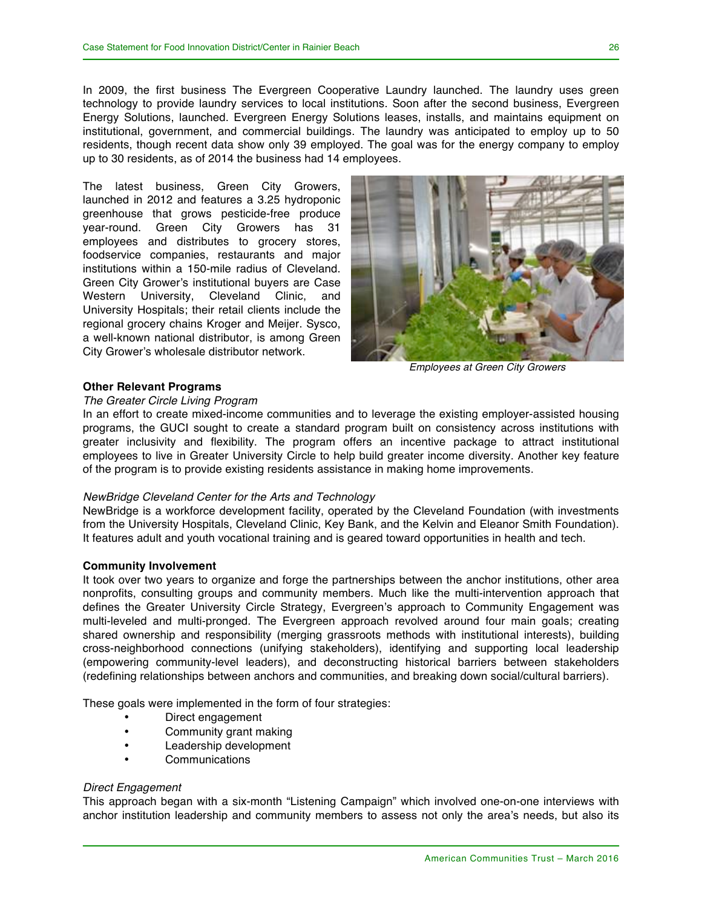In 2009, the first business The Evergreen Cooperative Laundry launched. The laundry uses green technology to provide laundry services to local institutions. Soon after the second business, Evergreen Energy Solutions, launched. Evergreen Energy Solutions leases, installs, and maintains equipment on institutional, government, and commercial buildings. The laundry was anticipated to employ up to 50 residents, though recent data show only 39 employed. The goal was for the energy company to employ up to 30 residents, as of 2014 the business had 14 employees.

The latest business, Green City Growers, launched in 2012 and features a 3.25 hydroponic greenhouse that grows pesticide-free produce year-round. Green City Growers has 31 employees and distributes to grocery stores, foodservice companies, restaurants and major institutions within a 150-mile radius of Cleveland. Green City Grower's institutional buyers are Case Western University, Cleveland Clinic, and University Hospitals; their retail clients include the regional grocery chains Kroger and Meijer. Sysco, a well-known national distributor, is among Green City Grower's wholesale distributor network.

*Employees at Green City Growers*

**Other Relevant Programs**

*The Greater Circle Living Program*

In an effort to create mixed-income communities and to leverage the existing employer-assisted housing programs, the GUCI sought to create a standard program built on consistency across institutions with greater inclusivity and flexibility. The program offers an incentive package to attract institutional employees to live in Greater University Circle to help build greater income diversity. Another key feature of the program is to provide existing residents assistance in making home improvements.

*NewBridge Cleveland Center for the Arts and Technology*

NewBridge is a workforce development facility, operated by the Cleveland Foundation (with investments from the University Hospitals, Cleveland Clinic, Key Bank, and the Kelvin and Eleanor Smith Foundation). It features adult and youth vocational training and is geared toward opportunities in health and tech.

**Community Involvement**

It took over two years to organize and forge the partnerships between the anchor institutions, other area nonprofits, consulting groups and community members. Much like the multi-intervention approach that defines the Greater University Circle Strategy, Evergreen's approach to Community Engagement was multi-leveled and multi-pronged. The Evergreen approach revolved around four main goals; creating shared ownership and responsibility (merging grassroots methods with institutional interests), building cross-neighborhood connections (unifying stakeholders), identifying and supporting local leadership (empowering community-level leaders), and deconstructing historical barriers between stakeholders (redefining relationships between anchors and communities, and breaking down social/cultural barriers).

These goals were implemented in the form of four strategies:

- Direct engagement
- Community grant making
- Leadership development
- Communications

*Direct Engagement*

This approach began with a six-month "Listening Campaign" which involved one-on-one interviews with anchor institution leadership and community members to assess not only the area's needs, but also its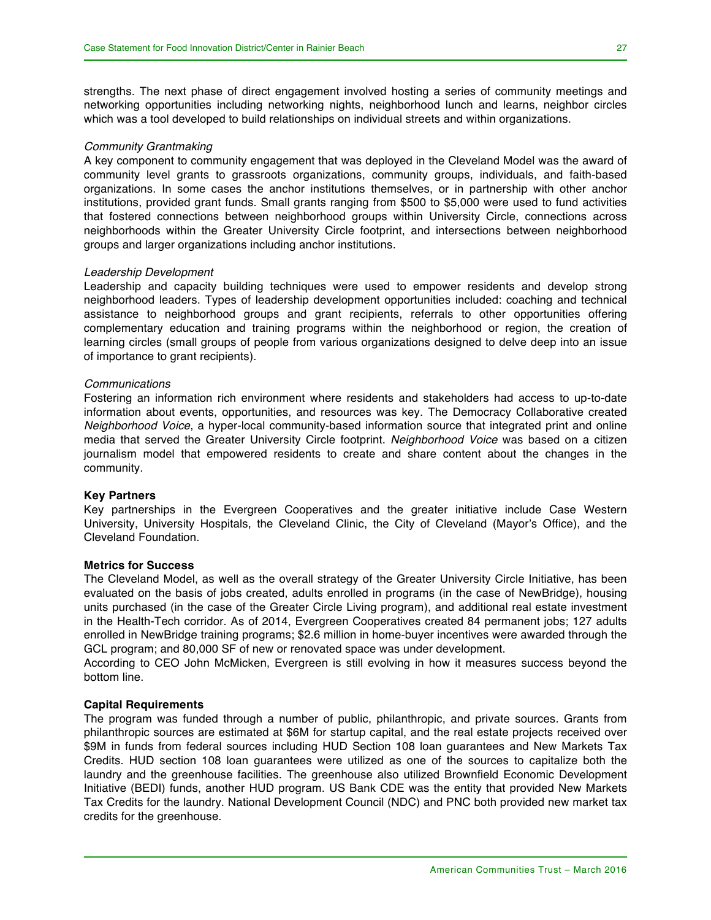strengths. The next phase of direct engagement involved hosting a series of community meetings and networking opportunities including networking nights, neighborhood lunch and learns, neighbor circles which was a tool developed to build relationships on individual streets and within organizations.

*Community Grantmaking*

A key component to community engagement that was deployed in the Cleveland Model was the award of community level grants to grassroots organizations, community groups, individuals, and faith-based organizations. In some cases the anchor institutions themselves, or in partnership with other anchor institutions, provided grant funds. Small grants ranging from $500 to $5,000 were used to fund activities that fostered connections between neighborhood groups within University Circle, connections across neighborhoods within the Greater University Circle footprint, and intersections between neighborhood groups and larger organizations including anchor institutions.

*Leadership Development*

Leadership and capacity building techniques were used to empower residents and develop strong neighborhood leaders. Types of leadership development opportunities included: coaching and technical assistance to neighborhood groups and grant recipients, referrals to other opportunities offering complementary education and training programs within the neighborhood or region, the creation of learning circles (small groups of people from various organizations designed to delve deep into an issue of importance to grant recipients).

*Communications*

Fostering an information rich environment where residents and stakeholders had access to up-to-date information about events, opportunities, and resources was key. The Democracy Collaborative created *Neighborhood Voice*, a hyper-local community-based information source that integrated print and online media that served the Greater University Circle footprint. *Neighborhood Voice* was based on a citizen journalism model that empowered residents to create and share content about the changes in the community.

**Key Partners**

Key partnerships in the Evergreen Cooperatives and the greater initiative include Case Western University, University Hospitals, the Cleveland Clinic, the City of Cleveland (Mayor's Office), and the Cleveland Foundation.

**Metrics for Success**

The Cleveland Model, as well as the overall strategy of the Greater University Circle Initiative, has been evaluated on the basis of jobs created, adults enrolled in programs (in the case of NewBridge), housing units purchased (in the case of the Greater Circle Living program), and additional real estate investment in the Health-Tech corridor. As of 2014, Evergreen Cooperatives created 84 permanent jobs; 127 adults enrolled in NewBridge training programs; $2.6 million in home-buyer incentives were awarded through the GCL program; and 80,000 SF of new or renovated space was under development.

According to CEO John McMicken, Evergreen is still evolving in how it measures success beyond the bottom line.

**Capital Requirements**

The program was funded through a number of public, philanthropic, and private sources. Grants from philanthropic sources are estimated at $6M for startup capital, and the real estate projects received over $9M in funds from federal sources including HUD Section 108 loan guarantees and New Markets Tax Credits. HUD section 108 loan guarantees were utilized as one of the sources to capitalize both the laundry and the greenhouse facilities. The greenhouse also utilized Brownfield Economic Development Initiative (BEDI) funds, another HUD program. US Bank CDE was the entity that provided New Markets Tax Credits for the laundry. National Development Council (NDC) and PNC both provided new market tax credits for the greenhouse.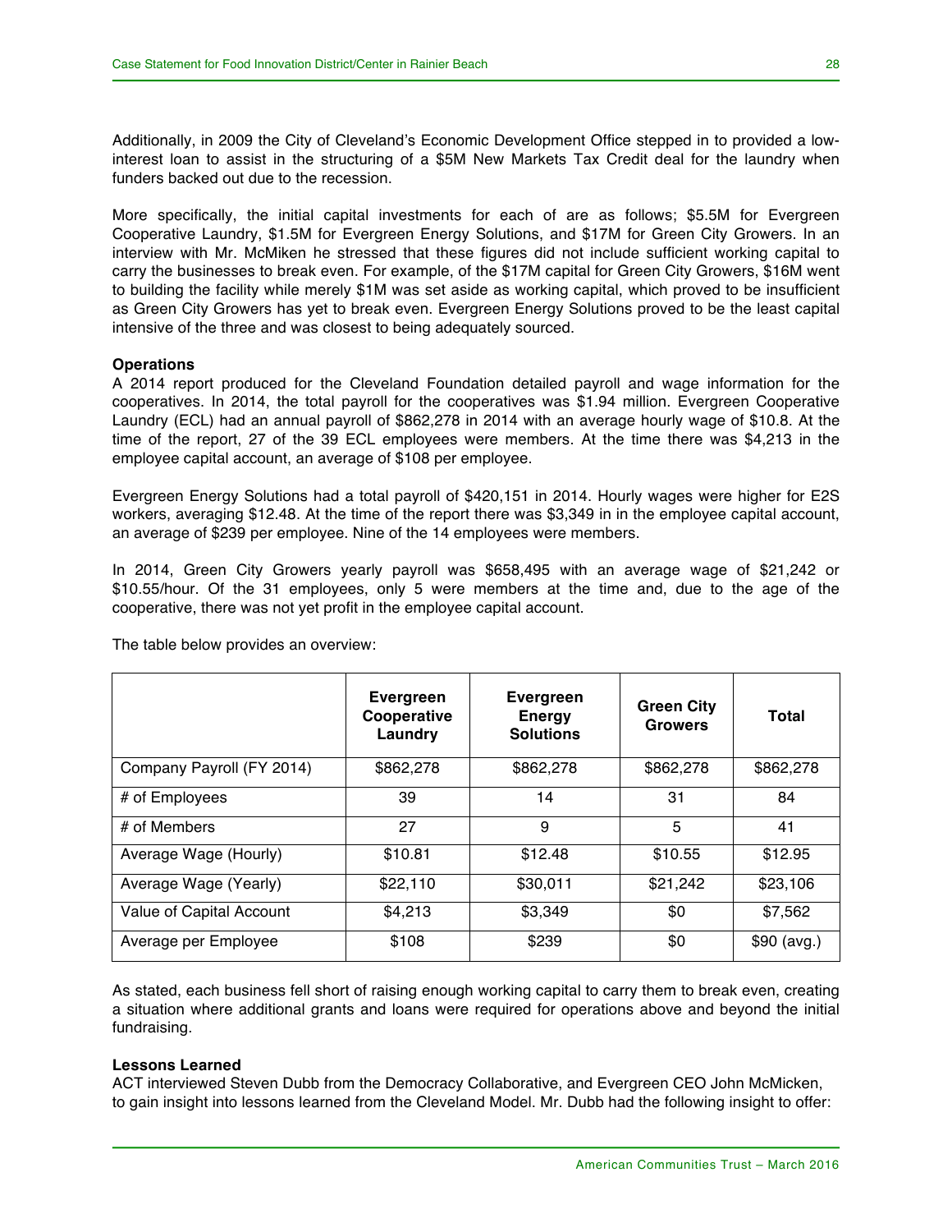Additionally, in 2009 the City of Cleveland's Economic Development Office stepped in to provided a low-interest loan to assist in the structuring of a $5M New Markets Tax Credit deal for the laundry when funders backed out due to the recession.

More specifically, the initial capital investments for each of are as follows; $5.5M for Evergreen Cooperative Laundry, $1.5M for Evergreen Energy Solutions, and $17M for Green City Growers. In an interview with Mr. McMiken he stressed that these figures did not include sufficient working capital to carry the businesses to break even. For example, of the $17M capital for Green City Growers, $16M went to building the facility while merely $1M was set aside as working capital, which proved to be insufficient as Green City Growers has yet to break even. Evergreen Energy Solutions proved to be the least capital intensive of the three and was closest to being adequately sourced.

**Operations**

A 2014 report produced for the Cleveland Foundation detailed payroll and wage information for the cooperatives. In 2014, the total payroll for the cooperatives was $1.94 million. Evergreen Cooperative Laundry (ECL) had an annual payroll of $862,278 in 2014 with an average hourly wage of $10.8. At the time of the report, 27 of the 39 ECL employees were members. At the time there was $4,213 in the employee capital account, an average of $108 per employee.

Evergreen Energy Solutions had a total payroll of $420,151 in 2014. Hourly wages were higher for E2S workers, averaging $12.48. At the time of the report there was $3,349 in in the employee capital account, an average of $239 per employee. Nine of the 14 employees were members.

In 2014, Green City Growers yearly payroll was $658,495 with an average wage of $21,242 or $10.55/hour. Of the 31 employees, only 5 were members at the time and, due to the age of the cooperative, there was not yet profit in the employee capital account.

The table below provides an overview:

| | Evergreen Cooperative Laundry | Evergreen Energy Solutions | Green City Growers | Total |
|---|---|---|---|---|
| Company Payroll (FY 2014) | $862,278 | $862,278 | $862,278 | $862,278 |
| # of Employees | 39 | 14 | 31 | 84 |
| # of Members | 27 | 9 | 5 | 41 |
| Average Wage (Hourly) | $10.81 | $12.48 | $10.55 | $12.95 |
| Average Wage (Yearly) | $22,110 | $30,011 | $21,242 | $23,106 |
| Value of Capital Account | $4,213 | $3,349 | $0 | $7,562 |
| Average per Employee | $108 | $239 | $0 | $90 (avg.) |

As stated, each business fell short of raising enough working capital to carry them to break even, creating a situation where additional grants and loans were required for operations above and beyond the initial fundraising.

**Lessons Learned**

ACT interviewed Steven Dubb from the Democracy Collaborative, and Evergreen CEO John McMicken, to gain insight into lessons learned from the Cleveland Model. Mr. Dubb had the following insight to offer: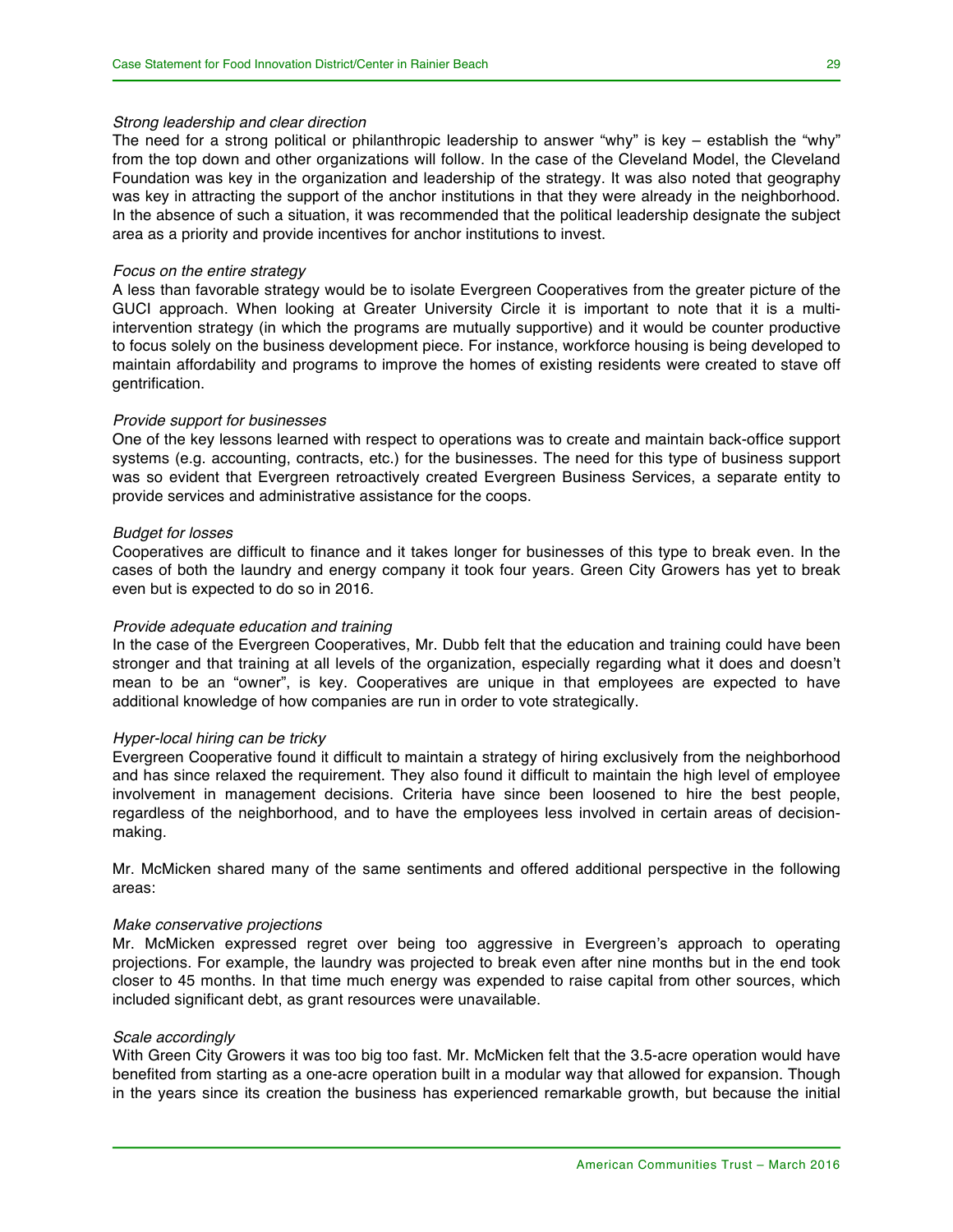*Strong leadership and clear direction*

The need for a strong political or philanthropic leadership to answer "why" is key – establish the "why" from the top down and other organizations will follow. In the case of the Cleveland Model, the Cleveland Foundation was key in the organization and leadership of the strategy. It was also noted that geography was key in attracting the support of the anchor institutions in that they were already in the neighborhood. In the absence of such a situation, it was recommended that the political leadership designate the subject area as a priority and provide incentives for anchor institutions to invest.

*Focus on the entire strategy*

A less than favorable strategy would be to isolate Evergreen Cooperatives from the greater picture of the GUCI approach. When looking at Greater University Circle it is important to note that it is a multi-intervention strategy (in which the programs are mutually supportive) and it would be counter productive to focus solely on the business development piece. For instance, workforce housing is being developed to maintain affordability and programs to improve the homes of existing residents were created to stave off gentrification.

*Provide support for businesses*

One of the key lessons learned with respect to operations was to create and maintain back-office support systems (e.g. accounting, contracts, etc.) for the businesses. The need for this type of business support was so evident that Evergreen retroactively created Evergreen Business Services, a separate entity to provide services and administrative assistance for the coops.

*Budget for losses*

Cooperatives are difficult to finance and it takes longer for businesses of this type to break even. In the cases of both the laundry and energy company it took four years. Green City Growers has yet to break even but is expected to do so in 2016.

*Provide adequate education and training*

In the case of the Evergreen Cooperatives, Mr. Dubb felt that the education and training could have been stronger and that training at all levels of the organization, especially regarding what it does and doesn't mean to be an "owner", is key. Cooperatives are unique in that employees are expected to have additional knowledge of how companies are run in order to vote strategically.

*Hyper-local hiring can be tricky*

Evergreen Cooperative found it difficult to maintain a strategy of hiring exclusively from the neighborhood and has since relaxed the requirement. They also found it difficult to maintain the high level of employee involvement in management decisions. Criteria have since been loosened to hire the best people, regardless of the neighborhood, and to have the employees less involved in certain areas of decision-making.

Mr. McMicken shared many of the same sentiments and offered additional perspective in the following areas:

*Make conservative projections*

Mr. McMicken expressed regret over being too aggressive in Evergreen's approach to operating projections. For example, the laundry was projected to break even after nine months but in the end took closer to 45 months. In that time much energy was expended to raise capital from other sources, which included significant debt, as grant resources were unavailable.

*Scale accordingly*

With Green City Growers it was too big too fast. Mr. McMicken felt that the 3.5-acre operation would have benefited from starting as a one-acre operation built in a modular way that allowed for expansion. Though in the years since its creation the business has experienced remarkable growth, but because the initial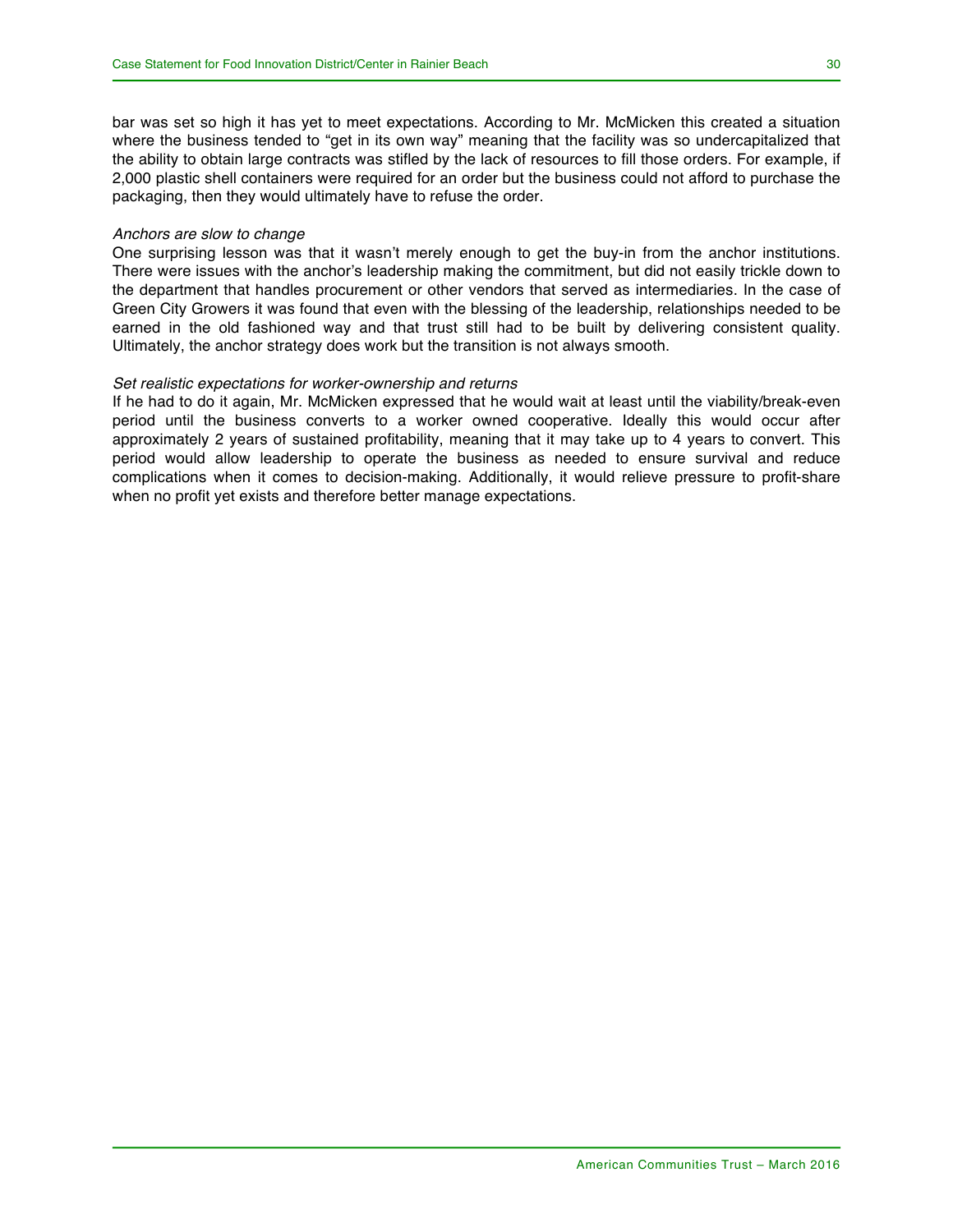bar was set so high it has yet to meet expectations. According to Mr. McMicken this created a situation where the business tended to "get in its own way" meaning that the facility was so undercapitalized that the ability to obtain large contracts was stifled by the lack of resources to fill those orders. For example, if 2,000 plastic shell containers were required for an order but the business could not afford to purchase the packaging, then they would ultimately have to refuse the order.

*Anchors are slow to change*

One surprising lesson was that it wasn't merely enough to get the buy-in from the anchor institutions. There were issues with the anchor's leadership making the commitment, but did not easily trickle down to the department that handles procurement or other vendors that served as intermediaries. In the case of Green City Growers it was found that even with the blessing of the leadership, relationships needed to be earned in the old fashioned way and that trust still had to be built by delivering consistent quality. Ultimately, the anchor strategy does work but the transition is not always smooth.

*Set realistic expectations for worker-ownership and returns*

If he had to do it again, Mr. McMicken expressed that he would wait at least until the viability/break-even period until the business converts to a worker owned cooperative. Ideally this would occur after approximately 2 years of sustained profitability, meaning that it may take up to 4 years to convert. This period would allow leadership to operate the business as needed to ensure survival and reduce complications when it comes to decision-making. Additionally, it would relieve pressure to profit-share when no profit yet exists and therefore better manage expectations.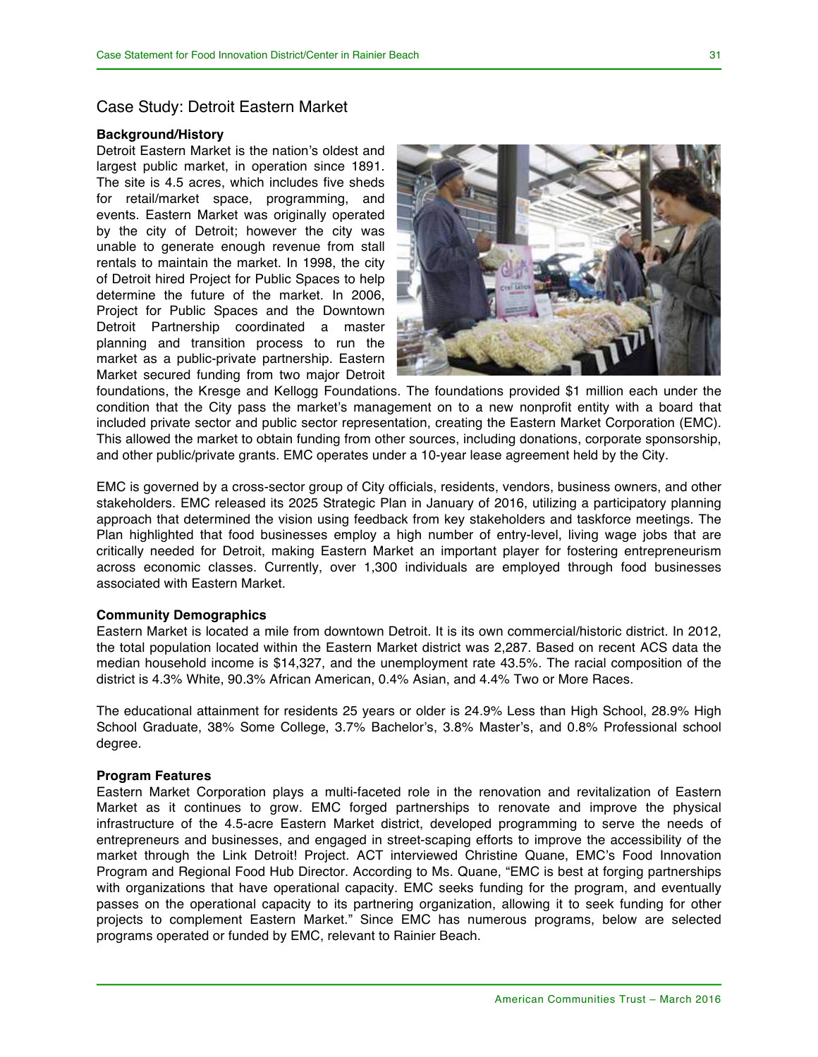## Case Study: Detroit Eastern Market

**Background/History**

Detroit Eastern Market is the nation's oldest and largest public market, in operation since 1891. The site is 4.5 acres, which includes five sheds for retail/market space, programming, and events. Eastern Market was originally operated by the city of Detroit; however the city was unable to generate enough revenue from stall rentals to maintain the market. In 1998, the city of Detroit hired Project for Public Spaces to help determine the future of the market. In 2006, Project for Public Spaces and the Downtown Detroit Partnership coordinated a master planning and transition process to run the market as a public-private partnership. Eastern Market secured funding from two major Detroit foundations, the Kresge and Kellogg Foundations. The foundations provided $1 million each under the condition that the City pass the market's management on to a new nonprofit entity with a board that included private sector and public sector representation, creating the Eastern Market Corporation (EMC). This allowed the market to obtain funding from other sources, including donations, corporate sponsorship, and other public/private grants. EMC operates under a 10-year lease agreement held by the City.

EMC is governed by a cross-sector group of City officials, residents, vendors, business owners, and other stakeholders. EMC released its 2025 Strategic Plan in January of 2016, utilizing a participatory planning approach that determined the vision using feedback from key stakeholders and taskforce meetings. The Plan highlighted that food businesses employ a high number of entry-level, living wage jobs that are critically needed for Detroit, making Eastern Market an important player for fostering entrepreneurism across economic classes. Currently, over 1,300 individuals are employed through food businesses associated with Eastern Market.

**Community Demographics**

Eastern Market is located a mile from downtown Detroit. It is its own commercial/historic district. In 2012, the total population located within the Eastern Market district was 2,287. Based on recent ACS data the median household income is $14,327, and the unemployment rate 43.5%. The racial composition of the district is 4.3% White, 90.3% African American, 0.4% Asian, and 4.4% Two or More Races.

The educational attainment for residents 25 years or older is 24.9% Less than High School, 28.9% High School Graduate, 38% Some College, 3.7% Bachelor's, 3.8% Master's, and 0.8% Professional school degree.

**Program Features**

Eastern Market Corporation plays a multi-faceted role in the renovation and revitalization of Eastern Market as it continues to grow. EMC forged partnerships to renovate and improve the physical infrastructure of the 4.5-acre Eastern Market district, developed programming to serve the needs of entrepreneurs and businesses, and engaged in street-scaping efforts to improve the accessibility of the market through the Link Detroit! Project. ACT interviewed Christine Quane, EMC's Food Innovation Program and Regional Food Hub Director. According to Ms. Quane, "EMC is best at forging partnerships with organizations that have operational capacity. EMC seeks funding for the program, and eventually passes on the operational capacity to its partnering organization, allowing it to seek funding for other projects to complement Eastern Market." Since EMC has numerous programs, below are selected programs operated or funded by EMC, relevant to Rainier Beach.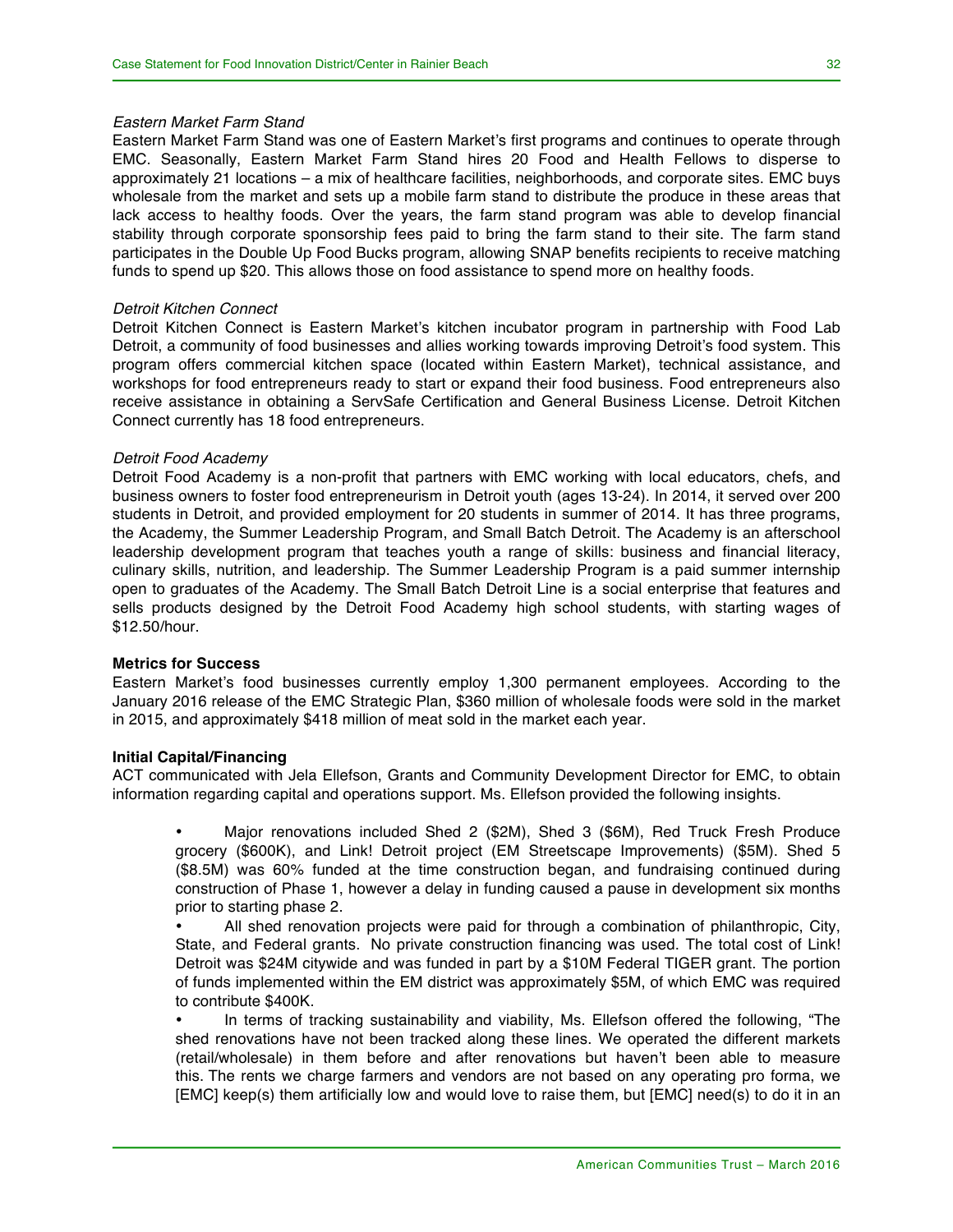*Eastern Market Farm Stand*

Eastern Market Farm Stand was one of Eastern Market's first programs and continues to operate through EMC. Seasonally, Eastern Market Farm Stand hires 20 Food and Health Fellows to disperse to approximately 21 locations – a mix of healthcare facilities, neighborhoods, and corporate sites. EMC buys wholesale from the market and sets up a mobile farm stand to distribute the produce in these areas that lack access to healthy foods. Over the years, the farm stand program was able to develop financial stability through corporate sponsorship fees paid to bring the farm stand to their site. The farm stand participates in the Double Up Food Bucks program, allowing SNAP benefits recipients to receive matching funds to spend up $20. This allows those on food assistance to spend more on healthy foods.

*Detroit Kitchen Connect*

Detroit Kitchen Connect is Eastern Market's kitchen incubator program in partnership with Food Lab Detroit, a community of food businesses and allies working towards improving Detroit's food system. This program offers commercial kitchen space (located within Eastern Market), technical assistance, and workshops for food entrepreneurs ready to start or expand their food business. Food entrepreneurs also receive assistance in obtaining a ServSafe Certification and General Business License. Detroit Kitchen Connect currently has 18 food entrepreneurs.

*Detroit Food Academy*

Detroit Food Academy is a non-profit that partners with EMC working with local educators, chefs, and business owners to foster food entrepreneurism in Detroit youth (ages 13-24). In 2014, it served over 200 students in Detroit, and provided employment for 20 students in summer of 2014. It has three programs, the Academy, the Summer Leadership Program, and Small Batch Detroit. The Academy is an afterschool leadership development program that teaches youth a range of skills: business and financial literacy, culinary skills, nutrition, and leadership. The Summer Leadership Program is a paid summer internship open to graduates of the Academy. The Small Batch Detroit Line is a social enterprise that features and sells products designed by the Detroit Food Academy high school students, with starting wages of $12.50/hour.

**Metrics for Success**

Eastern Market's food businesses currently employ 1,300 permanent employees. According to the January 2016 release of the EMC Strategic Plan, $360 million of wholesale foods were sold in the market in 2015, and approximately $418 million of meat sold in the market each year.

**Initial Capital/Financing**

ACT communicated with Jela Ellefson, Grants and Community Development Director for EMC, to obtain information regarding capital and operations support. Ms. Ellefson provided the following insights.

- Major renovations included Shed 2 ($2M), Shed 3 ($6M), Red Truck Fresh Produce grocery ($600K), and Link! Detroit project (EM Streetscape Improvements) ($5M). Shed 5 ($8.5M) was 60% funded at the time construction began, and fundraising continued during construction of Phase 1, however a delay in funding caused a pause in development six months prior to starting phase 2.
- All shed renovation projects were paid for through a combination of philanthropic, City, State, and Federal grants. No private construction financing was used. The total cost of Link! Detroit was $24M citywide and was funded in part by a $10M Federal TIGER grant. The portion of funds implemented within the EM district was approximately $5M, of which EMC was required to contribute $400K.
- In terms of tracking sustainability and viability, Ms. Ellefson offered the following, "The shed renovations have not been tracked along these lines. We operated the different markets (retail/wholesale) in them before and after renovations but haven't been able to measure this. The rents we charge farmers and vendors are not based on any operating pro forma, we [EMC] keep(s) them artificially low and would love to raise them, but [EMC] need(s) to do it in an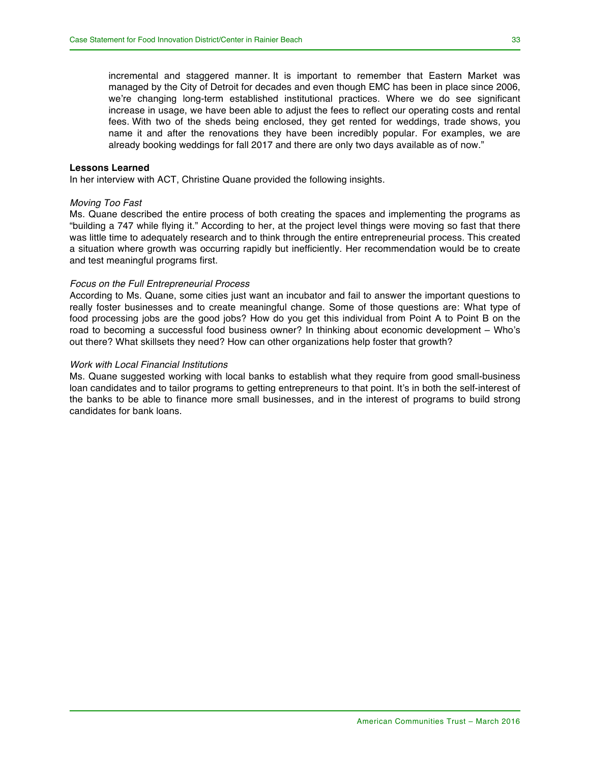incremental and staggered manner. It is important to remember that Eastern Market was managed by the City of Detroit for decades and even though EMC has been in place since 2006, we're changing long-term established institutional practices. Where we do see significant increase in usage, we have been able to adjust the fees to reflect our operating costs and rental fees. With two of the sheds being enclosed, they get rented for weddings, trade shows, you name it and after the renovations they have been incredibly popular. For examples, we are already booking weddings for fall 2017 and there are only two days available as of now."

**Lessons Learned**

In her interview with ACT, Christine Quane provided the following insights.

*Moving Too Fast*

Ms. Quane described the entire process of both creating the spaces and implementing the programs as "building a 747 while flying it." According to her, at the project level things were moving so fast that there was little time to adequately research and to think through the entire entrepreneurial process. This created a situation where growth was occurring rapidly but inefficiently. Her recommendation would be to create and test meaningful programs first.

*Focus on the Full Entrepreneurial Process*

According to Ms. Quane, some cities just want an incubator and fail to answer the important questions to really foster businesses and to create meaningful change. Some of those questions are: What type of food processing jobs are the good jobs? How do you get this individual from Point A to Point B on the road to becoming a successful food business owner? In thinking about economic development – Who's out there? What skillsets they need? How can other organizations help foster that growth?

*Work with Local Financial Institutions*

Ms. Quane suggested working with local banks to establish what they require from good small-business loan candidates and to tailor programs to getting entrepreneurs to that point. It's in both the self-interest of the banks to be able to finance more small businesses, and in the interest of programs to build strong candidates for bank loans.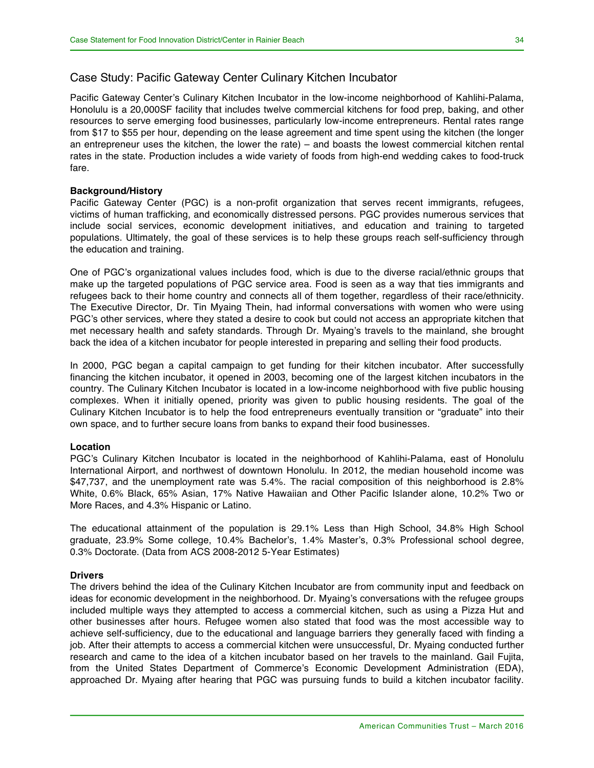## Case Study: Pacific Gateway Center Culinary Kitchen Incubator

Pacific Gateway Center's Culinary Kitchen Incubator in the low-income neighborhood of Kahlihi-Palama, Honolulu is a 20,000SF facility that includes twelve commercial kitchens for food prep, baking, and other resources to serve emerging food businesses, particularly low-income entrepreneurs. Rental rates range from $17 to $55 per hour, depending on the lease agreement and time spent using the kitchen (the longer an entrepreneur uses the kitchen, the lower the rate) – and boasts the lowest commercial kitchen rental rates in the state. Production includes a wide variety of foods from high-end wedding cakes to food-truck fare.

**Background/History**

Pacific Gateway Center (PGC) is a non-profit organization that serves recent immigrants, refugees, victims of human trafficking, and economically distressed persons. PGC provides numerous services that include social services, economic development initiatives, and education and training to targeted populations. Ultimately, the goal of these services is to help these groups reach self-sufficiency through the education and training.

One of PGC's organizational values includes food, which is due to the diverse racial/ethnic groups that make up the targeted populations of PGC service area. Food is seen as a way that ties immigrants and refugees back to their home country and connects all of them together, regardless of their race/ethnicity. The Executive Director, Dr. Tin Myaing Thein, had informal conversations with women who were using PGC's other services, where they stated a desire to cook but could not access an appropriate kitchen that met necessary health and safety standards. Through Dr. Myaing's travels to the mainland, she brought back the idea of a kitchen incubator for people interested in preparing and selling their food products.

In 2000, PGC began a capital campaign to get funding for their kitchen incubator. After successfully financing the kitchen incubator, it opened in 2003, becoming one of the largest kitchen incubators in the country. The Culinary Kitchen Incubator is located in a low-income neighborhood with five public housing complexes. When it initially opened, priority was given to public housing residents. The goal of the Culinary Kitchen Incubator is to help the food entrepreneurs eventually transition or "graduate" into their own space, and to further secure loans from banks to expand their food businesses.

**Location**

PGC's Culinary Kitchen Incubator is located in the neighborhood of Kahlihi-Palama, east of Honolulu International Airport, and northwest of downtown Honolulu. In 2012, the median household income was $47,737, and the unemployment rate was 5.4%. The racial composition of this neighborhood is 2.8% White, 0.6% Black, 65% Asian, 17% Native Hawaiian and Other Pacific Islander alone, 10.2% Two or More Races, and 4.3% Hispanic or Latino.

The educational attainment of the population is 29.1% Less than High School, 34.8% High School graduate, 23.9% Some college, 10.4% Bachelor's, 1.4% Master's, 0.3% Professional school degree, 0.3% Doctorate. (Data from ACS 2008-2012 5-Year Estimates)

**Drivers**

The drivers behind the idea of the Culinary Kitchen Incubator are from community input and feedback on ideas for economic development in the neighborhood. Dr. Myaing's conversations with the refugee groups included multiple ways they attempted to access a commercial kitchen, such as using a Pizza Hut and other businesses after hours. Refugee women also stated that food was the most accessible way to achieve self-sufficiency, due to the educational and language barriers they generally faced with finding a job. After their attempts to access a commercial kitchen were unsuccessful, Dr. Myaing conducted further research and came to the idea of a kitchen incubator based on her travels to the mainland. Gail Fujita, from the United States Department of Commerce's Economic Development Administration (EDA), approached Dr. Myaing after hearing that PGC was pursuing funds to build a kitchen incubator facility.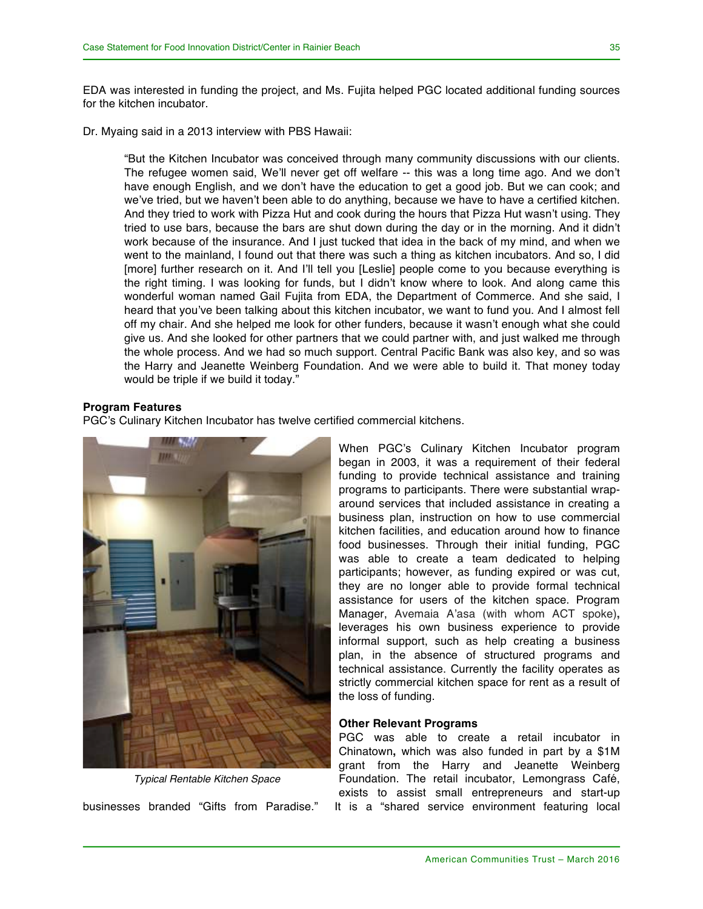EDA was interested in funding the project, and Ms. Fujita helped PGC located additional funding sources for the kitchen incubator.

Dr. Myaing said in a 2013 interview with PBS Hawaii:

> "But the Kitchen Incubator was conceived through many community discussions with our clients. The refugee women said, We'll never get off welfare -- this was a long time ago. And we don't have enough English, and we don't have the education to get a good job. But we can cook; and we've tried, but we haven't been able to do anything, because we have to have a certified kitchen. And they tried to work with Pizza Hut and cook during the hours that Pizza Hut wasn't using. They tried to use bars, because the bars are shut down during the day or in the morning. And it didn't work because of the insurance. And I just tucked that idea in the back of my mind, and when we went to the mainland, I found out that there was such a thing as kitchen incubators. And so, I did [more] further research on it. And I'll tell you [Leslie] people come to you because everything is the right timing. I was looking for funds, but I didn't know where to look. And along came this wonderful woman named Gail Fujita from EDA, the Department of Commerce. And she said, I heard that you've been talking about this kitchen incubator, we want to fund you. And I almost fell off my chair. And she helped me look for other funders, because it wasn't enough what she could give us. And she looked for other partners that we could partner with, and just walked me through the whole process. And we had so much support. Central Pacific Bank was also key, and so was the Harry and Jeanette Weinberg Foundation. And we were able to build it. That money today would be triple if we build it today."

**Program Features**

PGC's Culinary Kitchen Incubator has twelve certified commercial kitchens.

*Typical Rentable Kitchen Space*

When PGC's Culinary Kitchen Incubator program began in 2003, it was a requirement of their federal funding to provide technical assistance and training programs to participants. There were substantial wrap-around services that included assistance in creating a business plan, instruction on how to use commercial kitchen facilities, and education around how to finance food businesses. Through their initial funding, PGC was able to create a team dedicated to helping participants; however, as funding expired or was cut, they are no longer able to provide formal technical assistance for users of the kitchen space. Program Manager, Avemaia A'asa (with whom ACT spoke), leverages his own business experience to provide informal support, such as help creating a business plan, in the absence of structured programs and technical assistance. Currently the facility operates as strictly commercial kitchen space for rent as a result of the loss of funding.

**Other Relevant Programs**

PGC was able to create a retail incubator in Chinatown, which was also funded in part by a $1M grant from the Harry and Jeanette Weinberg Foundation. The retail incubator, Lemongrass Café, exists to assist small entrepreneurs and start-up businesses branded "Gifts from Paradise." It is a "shared service environment featuring local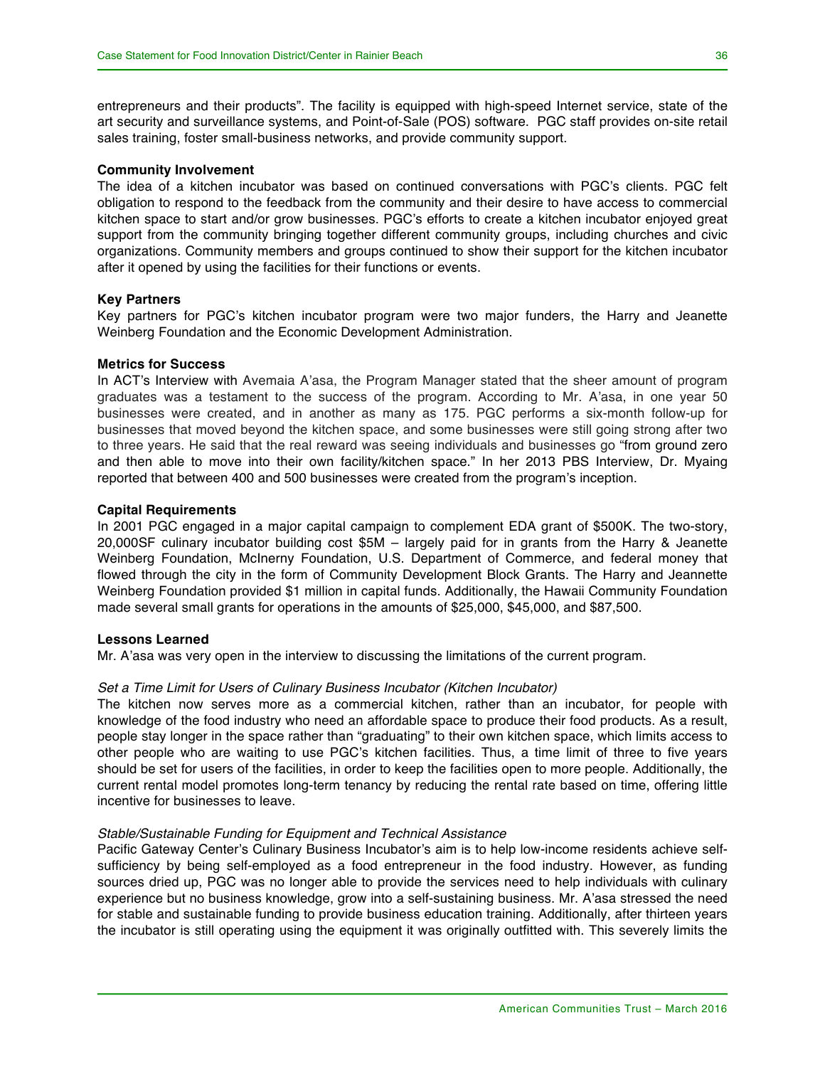entrepreneurs and their products". The facility is equipped with high-speed Internet service, state of the art security and surveillance systems, and Point-of-Sale (POS) software. PGC staff provides on-site retail sales training, foster small-business networks, and provide community support.

**Community Involvement**

The idea of a kitchen incubator was based on continued conversations with PGC's clients. PGC felt obligation to respond to the feedback from the community and their desire to have access to commercial kitchen space to start and/or grow businesses. PGC's efforts to create a kitchen incubator enjoyed great support from the community bringing together different community groups, including churches and civic organizations. Community members and groups continued to show their support for the kitchen incubator after it opened by using the facilities for their functions or events.

**Key Partners**

Key partners for PGC's kitchen incubator program were two major funders, the Harry and Jeanette Weinberg Foundation and the Economic Development Administration.

**Metrics for Success**

In ACT's Interview with Avemaia A'asa, the Program Manager stated that the sheer amount of program graduates was a testament to the success of the program. According to Mr. A'asa, in one year 50 businesses were created, and in another as many as 175. PGC performs a six-month follow-up for businesses that moved beyond the kitchen space, and some businesses were still going strong after two to three years. He said that the real reward was seeing individuals and businesses go "from ground zero and then able to move into their own facility/kitchen space." In her 2013 PBS Interview, Dr. Myaing reported that between 400 and 500 businesses were created from the program's inception.

**Capital Requirements**

In 2001 PGC engaged in a major capital campaign to complement EDA grant of $500K. The two-story, 20,000SF culinary incubator building cost $5M – largely paid for in grants from the Harry & Jeanette Weinberg Foundation, McInerny Foundation, U.S. Department of Commerce, and federal money that flowed through the city in the form of Community Development Block Grants. The Harry and Jeannette Weinberg Foundation provided $1 million in capital funds. Additionally, the Hawaii Community Foundation made several small grants for operations in the amounts of $25,000, $45,000, and $87,500.

**Lessons Learned**

Mr. A'asa was very open in the interview to discussing the limitations of the current program.

*Set a Time Limit for Users of Culinary Business Incubator (Kitchen Incubator)*

The kitchen now serves more as a commercial kitchen, rather than an incubator, for people with knowledge of the food industry who need an affordable space to produce their food products. As a result, people stay longer in the space rather than "graduating" to their own kitchen space, which limits access to other people who are waiting to use PGC's kitchen facilities. Thus, a time limit of three to five years should be set for users of the facilities, in order to keep the facilities open to more people. Additionally, the current rental model promotes long-term tenancy by reducing the rental rate based on time, offering little incentive for businesses to leave.

*Stable/Sustainable Funding for Equipment and Technical Assistance*

Pacific Gateway Center's Culinary Business Incubator's aim is to help low-income residents achieve self-sufficiency by being self-employed as a food entrepreneur in the food industry. However, as funding sources dried up, PGC was no longer able to provide the services need to help individuals with culinary experience but no business knowledge, grow into a self-sustaining business. Mr. A'asa stressed the need for stable and sustainable funding to provide business education training. Additionally, after thirteen years the incubator is still operating using the equipment it was originally outfitted with. This severely limits the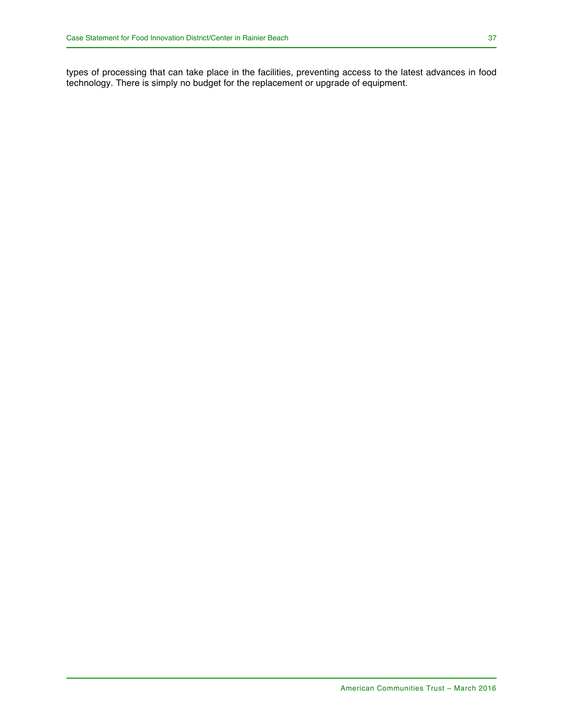types of processing that can take place in the facilities, preventing access to the latest advances in food technology. There is simply no budget for the replacement or upgrade of equipment.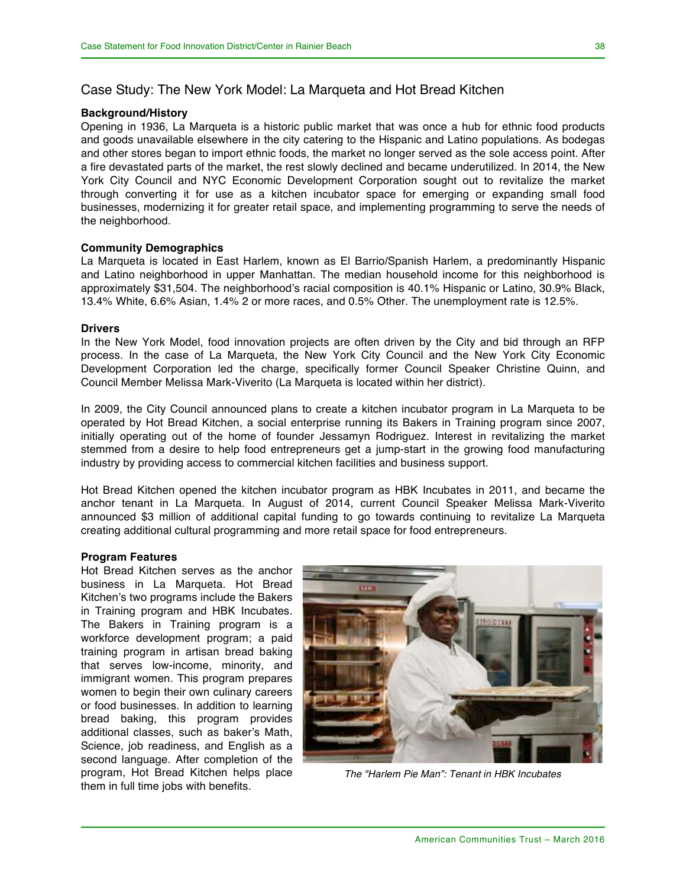## Case Study: The New York Model: La Marqueta and Hot Bread Kitchen

**Background/History**

Opening in 1936, La Marqueta is a historic public market that was once a hub for ethnic food products and goods unavailable elsewhere in the city catering to the Hispanic and Latino populations. As bodegas and other stores began to import ethnic foods, the market no longer served as the sole access point. After a fire devastated parts of the market, the rest slowly declined and became underutilized. In 2014, the New York City Council and NYC Economic Development Corporation sought out to revitalize the market through converting it for use as a kitchen incubator space for emerging or expanding small food businesses, modernizing it for greater retail space, and implementing programming to serve the needs of the neighborhood.

**Community Demographics**

La Marqueta is located in East Harlem, known as El Barrio/Spanish Harlem, a predominantly Hispanic and Latino neighborhood in upper Manhattan. The median household income for this neighborhood is approximately $31,504. The neighborhood's racial composition is 40.1% Hispanic or Latino, 30.9% Black, 13.4% White, 6.6% Asian, 1.4% 2 or more races, and 0.5% Other. The unemployment rate is 12.5%.

**Drivers**

In the New York Model, food innovation projects are often driven by the City and bid through an RFP process. In the case of La Marqueta, the New York City Council and the New York City Economic Development Corporation led the charge, specifically former Council Speaker Christine Quinn, and Council Member Melissa Mark-Viverito (La Marqueta is located within her district).

In 2009, the City Council announced plans to create a kitchen incubator program in La Marqueta to be operated by Hot Bread Kitchen, a social enterprise running its Bakers in Training program since 2007, initially operating out of the home of founder Jessamyn Rodriguez. Interest in revitalizing the market stemmed from a desire to help food entrepreneurs get a jump-start in the growing food manufacturing industry by providing access to commercial kitchen facilities and business support.

Hot Bread Kitchen opened the kitchen incubator program as HBK Incubates in 2011, and became the anchor tenant in La Marqueta. In August of 2014, current Council Speaker Melissa Mark-Viverito announced $3 million of additional capital funding to go towards continuing to revitalize La Marqueta creating additional cultural programming and more retail space for food entrepreneurs.

**Program Features**

Hot Bread Kitchen serves as the anchor business in La Marqueta. Hot Bread Kitchen's two programs include the Bakers in Training program and HBK Incubates. The Bakers in Training program is a workforce development program; a paid training program in artisan bread baking that serves low-income, minority, and immigrant women. This program prepares women to begin their own culinary careers or food businesses. In addition to learning bread baking, this program provides additional classes, such as baker's Math, Science, job readiness, and English as a second language. After completion of the program, Hot Bread Kitchen helps place them in full time jobs with benefits.

*The "Harlem Pie Man": Tenant in HBK Incubates*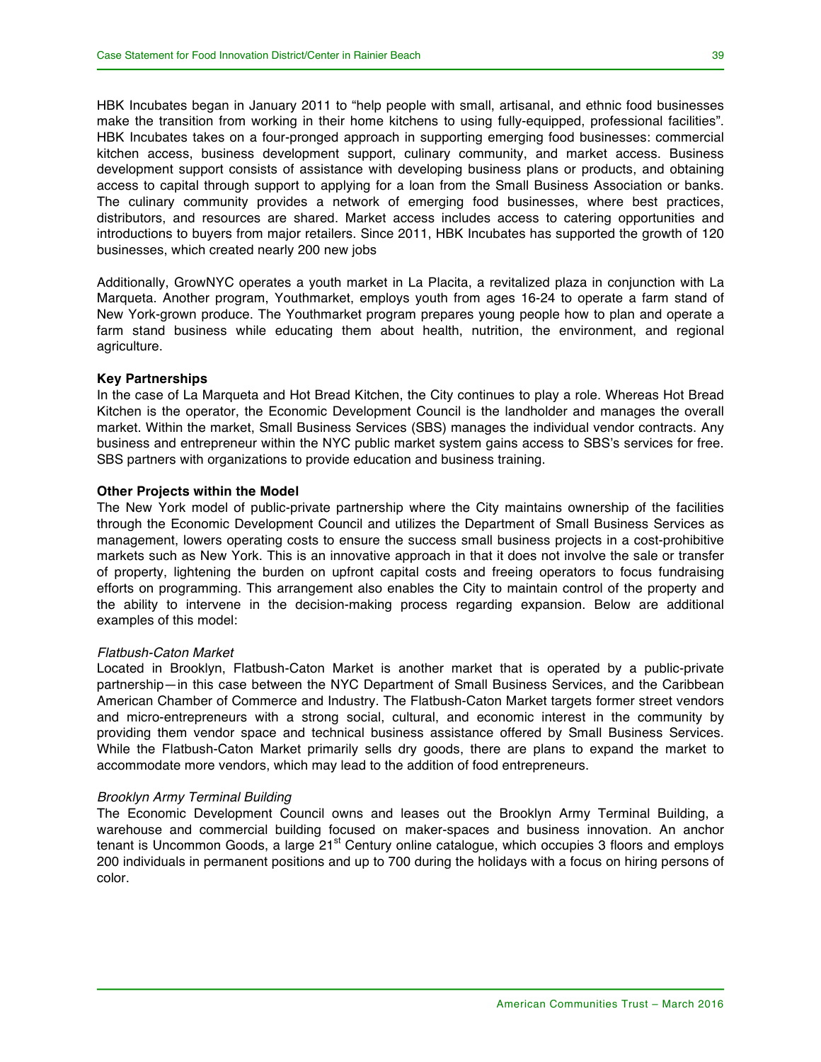HBK Incubates began in January 2011 to "help people with small, artisanal, and ethnic food businesses make the transition from working in their home kitchens to using fully-equipped, professional facilities". HBK Incubates takes on a four-pronged approach in supporting emerging food businesses: commercial kitchen access, business development support, culinary community, and market access. Business development support consists of assistance with developing business plans or products, and obtaining access to capital through support to applying for a loan from the Small Business Association or banks. The culinary community provides a network of emerging food businesses, where best practices, distributors, and resources are shared. Market access includes access to catering opportunities and introductions to buyers from major retailers. Since 2011, HBK Incubates has supported the growth of 120 businesses, which created nearly 200 new jobs

Additionally, GrowNYC operates a youth market in La Placita, a revitalized plaza in conjunction with La Marqueta. Another program, Youthmarket, employs youth from ages 16-24 to operate a farm stand of New York-grown produce. The Youthmarket program prepares young people how to plan and operate a farm stand business while educating them about health, nutrition, the environment, and regional agriculture.

**Key Partnerships**

In the case of La Marqueta and Hot Bread Kitchen, the City continues to play a role. Whereas Hot Bread Kitchen is the operator, the Economic Development Council is the landholder and manages the overall market. Within the market, Small Business Services (SBS) manages the individual vendor contracts. Any business and entrepreneur within the NYC public market system gains access to SBS's services for free. SBS partners with organizations to provide education and business training.

**Other Projects within the Model**

The New York model of public-private partnership where the City maintains ownership of the facilities through the Economic Development Council and utilizes the Department of Small Business Services as management, lowers operating costs to ensure the success small business projects in a cost-prohibitive markets such as New York. This is an innovative approach in that it does not involve the sale or transfer of property, lightening the burden on upfront capital costs and freeing operators to focus fundraising efforts on programming. This arrangement also enables the City to maintain control of the property and the ability to intervene in the decision-making process regarding expansion. Below are additional examples of this model:

*Flatbush-Caton Market*

Located in Brooklyn, Flatbush-Caton Market is another market that is operated by a public-private partnership—in this case between the NYC Department of Small Business Services, and the Caribbean American Chamber of Commerce and Industry. The Flatbush-Caton Market targets former street vendors and micro-entrepreneurs with a strong social, cultural, and economic interest in the community by providing them vendor space and technical business assistance offered by Small Business Services. While the Flatbush-Caton Market primarily sells dry goods, there are plans to expand the market to accommodate more vendors, which may lead to the addition of food entrepreneurs.

*Brooklyn Army Terminal Building*

The Economic Development Council owns and leases out the Brooklyn Army Terminal Building, a warehouse and commercial building focused on maker-spaces and business innovation. An anchor tenant is Uncommon Goods, a large 21st Century online catalogue, which occupies 3 floors and employs 200 individuals in permanent positions and up to 700 during the holidays with a focus on hiring persons of color.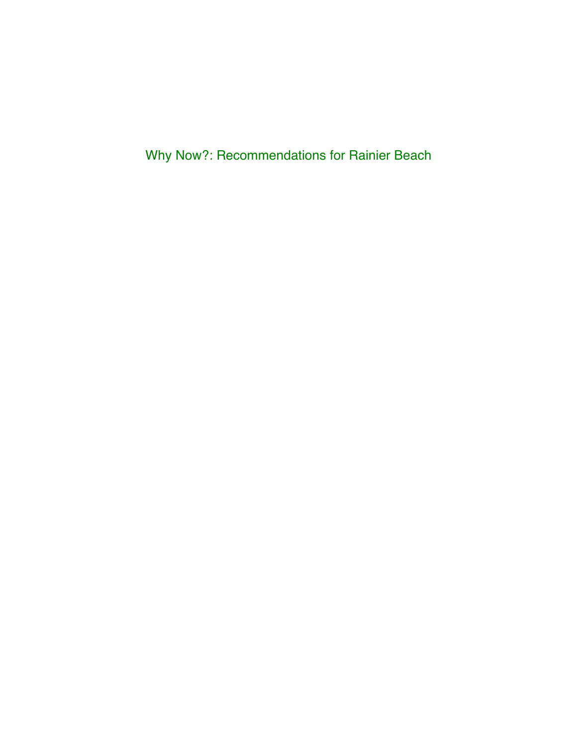# Why Now?: Recommendations for Rainier Beach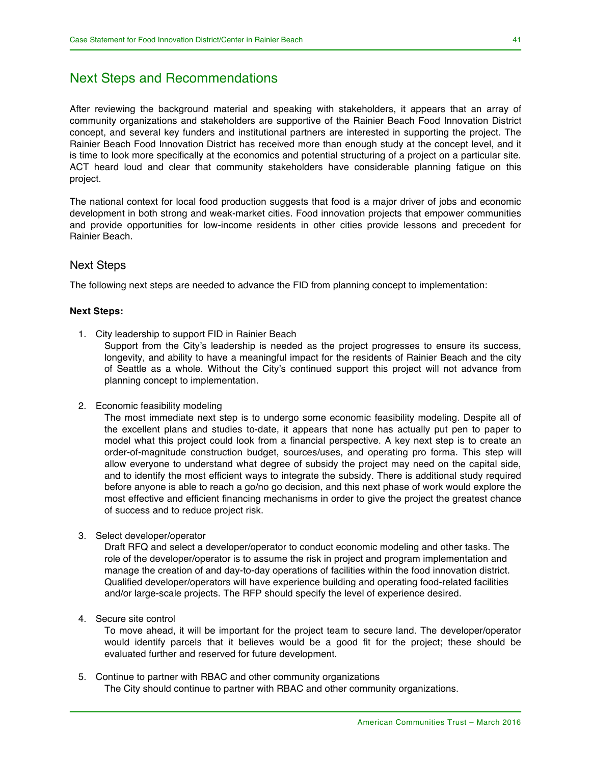# Next Steps and Recommendations

After reviewing the background material and speaking with stakeholders, it appears that an array of community organizations and stakeholders are supportive of the Rainier Beach Food Innovation District concept, and several key funders and institutional partners are interested in supporting the project. The Rainier Beach Food Innovation District has received more than enough study at the concept level, and it is time to look more specifically at the economics and potential structuring of a project on a particular site. ACT heard loud and clear that community stakeholders have considerable planning fatigue on this project.

The national context for local food production suggests that food is a major driver of jobs and economic development in both strong and weak-market cities. Food innovation projects that empower communities and provide opportunities for low-income residents in other cities provide lessons and precedent for Rainier Beach.

## Next Steps

The following next steps are needed to advance the FID from planning concept to implementation:

**Next Steps:**

1. City leadership to support FID in Rainier Beach
   Support from the City's leadership is needed as the project progresses to ensure its success, longevity, and ability to have a meaningful impact for the residents of Rainier Beach and the city of Seattle as a whole. Without the City's continued support this project will not advance from planning concept to implementation.

2. Economic feasibility modeling
   The most immediate next step is to undergo some economic feasibility modeling. Despite all of the excellent plans and studies to-date, it appears that none has actually put pen to paper to model what this project could look from a financial perspective. A key next step is to create an order-of-magnitude construction budget, sources/uses, and operating pro forma. This step will allow everyone to understand what degree of subsidy the project may need on the capital side, and to identify the most efficient ways to integrate the subsidy. There is additional study required before anyone is able to reach a go/no go decision, and this next phase of work would explore the most effective and efficient financing mechanisms in order to give the project the greatest chance of success and to reduce project risk.

3. Select developer/operator
   Draft RFQ and select a developer/operator to conduct economic modeling and other tasks. The role of the developer/operator is to assume the risk in project and program implementation and manage the creation of and day-to-day operations of facilities within the food innovation district. Qualified developer/operators will have experience building and operating food-related facilities and/or large-scale projects. The RFP should specify the level of experience desired.

4. Secure site control
   To move ahead, it will be important for the project team to secure land. The developer/operator would identify parcels that it believes would be a good fit for the project; these should be evaluated further and reserved for future development.

5. Continue to partner with RBAC and other community organizations
   The City should continue to partner with RBAC and other community organizations.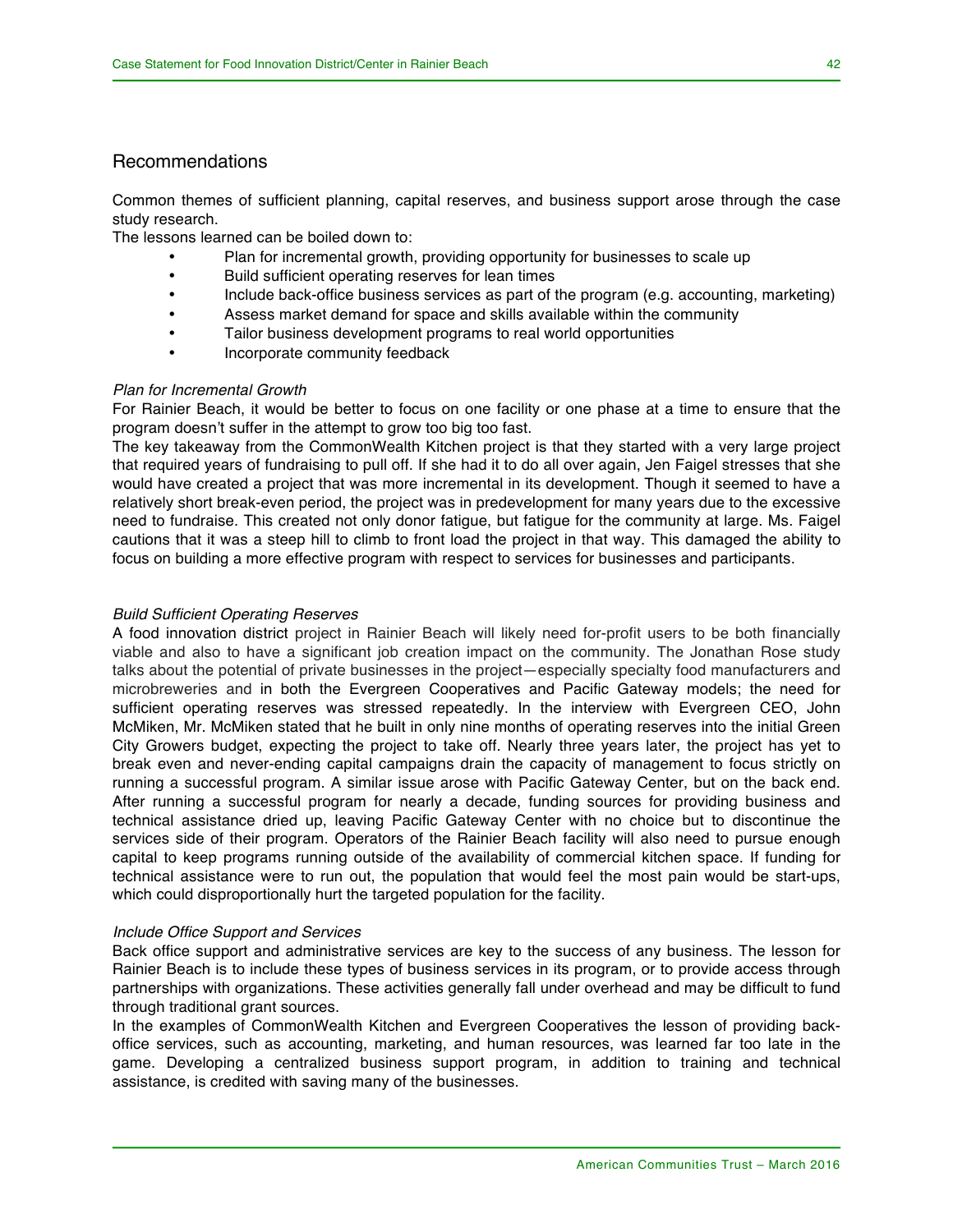## Recommendations

Common themes of sufficient planning, capital reserves, and business support arose through the case study research.

The lessons learned can be boiled down to:

- Plan for incremental growth, providing opportunity for businesses to scale up
- Build sufficient operating reserves for lean times
- Include back-office business services as part of the program (e.g. accounting, marketing)
- Assess market demand for space and skills available within the community
- Tailor business development programs to real world opportunities
- Incorporate community feedback

*Plan for Incremental Growth*

For Rainier Beach, it would be better to focus on one facility or one phase at a time to ensure that the program doesn't suffer in the attempt to grow too big too fast.

The key takeaway from the CommonWealth Kitchen project is that they started with a very large project that required years of fundraising to pull off. If she had it to do all over again, Jen Faigel stresses that she would have created a project that was more incremental in its development. Though it seemed to have a relatively short break-even period, the project was in predevelopment for many years due to the excessive need to fundraise. This created not only donor fatigue, but fatigue for the community at large. Ms. Faigel cautions that it was a steep hill to climb to front load the project in that way. This damaged the ability to focus on building a more effective program with respect to services for businesses and participants.

*Build Sufficient Operating Reserves*

A food innovation district project in Rainier Beach will likely need for-profit users to be both financially viable and also to have a significant job creation impact on the community. The Jonathan Rose study talks about the potential of private businesses in the project—especially specialty food manufacturers and microbreweries and in both the Evergreen Cooperatives and Pacific Gateway models; the need for sufficient operating reserves was stressed repeatedly. In the interview with Evergreen CEO, John McMiken, Mr. McMiken stated that he built in only nine months of operating reserves into the initial Green City Growers budget, expecting the project to take off. Nearly three years later, the project has yet to break even and never-ending capital campaigns drain the capacity of management to focus strictly on running a successful program. A similar issue arose with Pacific Gateway Center, but on the back end. After running a successful program for nearly a decade, funding sources for providing business and technical assistance dried up, leaving Pacific Gateway Center with no choice but to discontinue the services side of their program. Operators of the Rainier Beach facility will also need to pursue enough capital to keep programs running outside of the availability of commercial kitchen space. If funding for technical assistance were to run out, the population that would feel the most pain would be start-ups, which could disproportionally hurt the targeted population for the facility.

*Include Office Support and Services*

Back office support and administrative services are key to the success of any business. The lesson for Rainier Beach is to include these types of business services in its program, or to provide access through partnerships with organizations. These activities generally fall under overhead and may be difficult to fund through traditional grant sources.

In the examples of CommonWealth Kitchen and Evergreen Cooperatives the lesson of providing back-office services, such as accounting, marketing, and human resources, was learned far too late in the game. Developing a centralized business support program, in addition to training and technical assistance, is credited with saving many of the businesses.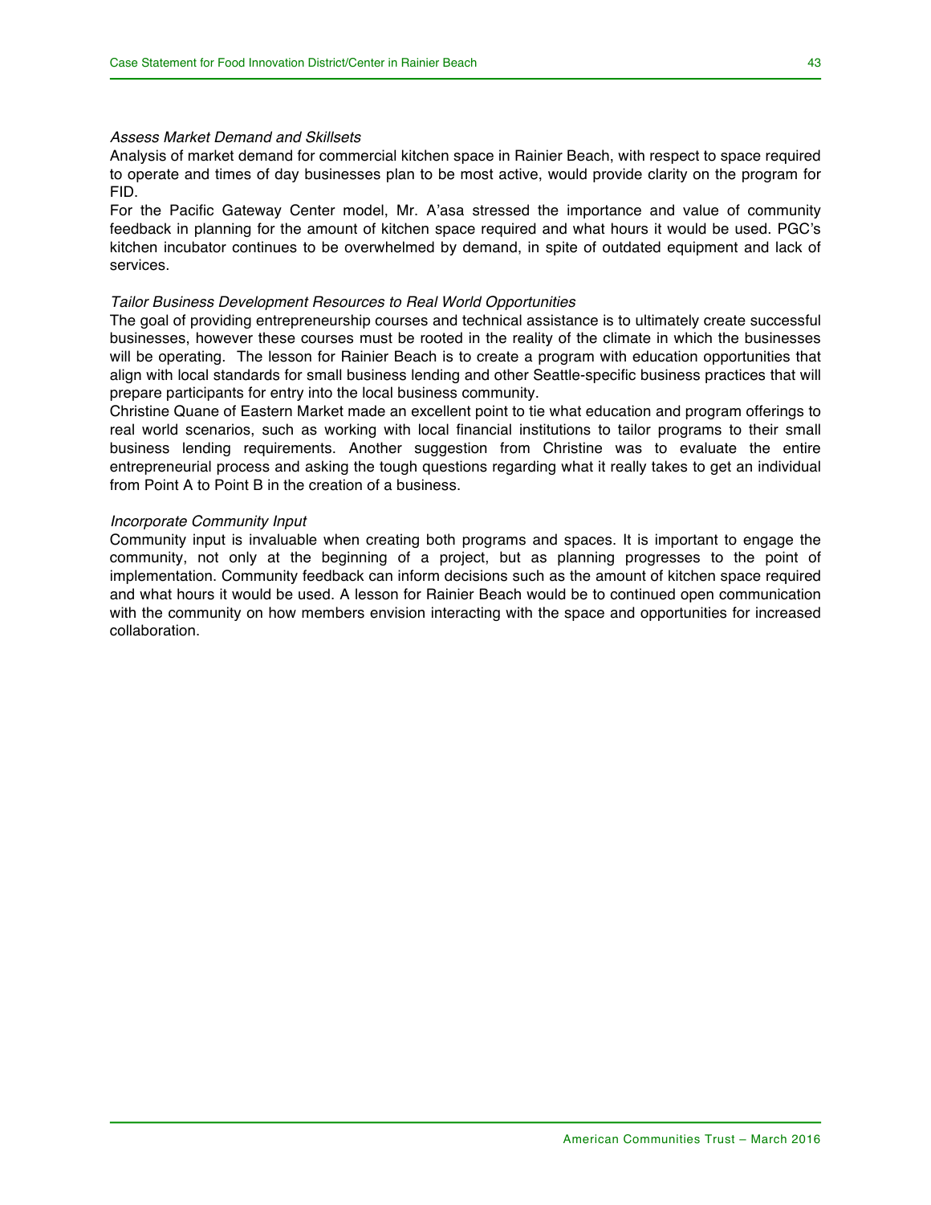*Assess Market Demand and Skillsets*

Analysis of market demand for commercial kitchen space in Rainier Beach, with respect to space required to operate and times of day businesses plan to be most active, would provide clarity on the program for FID.

For the Pacific Gateway Center model, Mr. A'asa stressed the importance and value of community feedback in planning for the amount of kitchen space required and what hours it would be used. PGC's kitchen incubator continues to be overwhelmed by demand, in spite of outdated equipment and lack of services.

*Tailor Business Development Resources to Real World Opportunities*

The goal of providing entrepreneurship courses and technical assistance is to ultimately create successful businesses, however these courses must be rooted in the reality of the climate in which the businesses will be operating. The lesson for Rainier Beach is to create a program with education opportunities that align with local standards for small business lending and other Seattle-specific business practices that will prepare participants for entry into the local business community.

Christine Quane of Eastern Market made an excellent point to tie what education and program offerings to real world scenarios, such as working with local financial institutions to tailor programs to their small business lending requirements. Another suggestion from Christine was to evaluate the entire entrepreneurial process and asking the tough questions regarding what it really takes to get an individual from Point A to Point B in the creation of a business.

*Incorporate Community Input*

Community input is invaluable when creating both programs and spaces. It is important to engage the community, not only at the beginning of a project, but as planning progresses to the point of implementation. Community feedback can inform decisions such as the amount of kitchen space required and what hours it would be used. A lesson for Rainier Beach would be to continued open communication with the community on how members envision interacting with the space and opportunities for increased collaboration.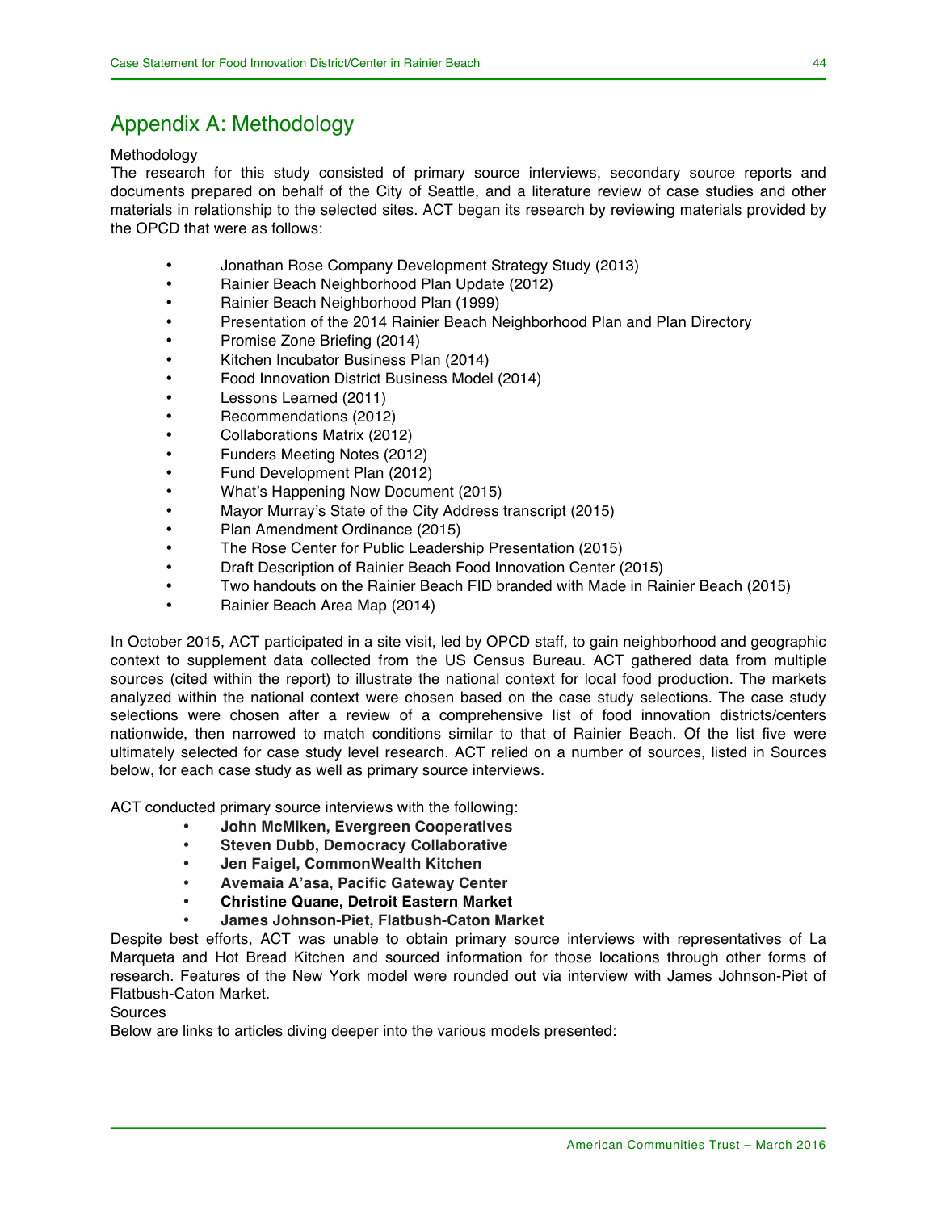## Appendix A: Methodology

Methodology

The research for this study consisted of primary source interviews, secondary source reports and documents prepared on behalf of the City of Seattle, and a literature review of case studies and other materials in relationship to the selected sites. ACT began its research by reviewing materials provided by the OPCD that were as follows:

- Jonathan Rose Company Development Strategy Study (2013)
- Rainier Beach Neighborhood Plan Update (2012)
- Rainier Beach Neighborhood Plan (1999)
- Presentation of the 2014 Rainier Beach Neighborhood Plan and Plan Directory
- Promise Zone Briefing (2014)
- Kitchen Incubator Business Plan (2014)
- Food Innovation District Business Model (2014)
- Lessons Learned (2011)
- Recommendations (2012)
- Collaborations Matrix (2012)
- Funders Meeting Notes (2012)
- Fund Development Plan (2012)
- What's Happening Now Document (2015)
- Mayor Murray's State of the City Address transcript (2015)
- Plan Amendment Ordinance (2015)
- The Rose Center for Public Leadership Presentation (2015)
- Draft Description of Rainier Beach Food Innovation Center (2015)
- Two handouts on the Rainier Beach FID branded with Made in Rainier Beach (2015)
- Rainier Beach Area Map (2014)

In October 2015, ACT participated in a site visit, led by OPCD staff, to gain neighborhood and geographic context to supplement data collected from the US Census Bureau. ACT gathered data from multiple sources (cited within the report) to illustrate the national context for local food production. The markets analyzed within the national context were chosen based on the case study selections. The case study selections were chosen after a review of a comprehensive list of food innovation districts/centers nationwide, then narrowed to match conditions similar to that of Rainier Beach. Of the list five were ultimately selected for case study level research. ACT relied on a number of sources, listed in Sources below, for each case study as well as primary source interviews.

ACT conducted primary source interviews with the following:

- **John McMiken, Evergreen Cooperatives**
- **Steven Dubb, Democracy Collaborative**
- **Jen Faigel, CommonWealth Kitchen**
- **Avemaia A'asa, Pacific Gateway Center**
- **Christine Quane, Detroit Eastern Market**
- **James Johnson-Piet, Flatbush-Caton Market**

Despite best efforts, ACT was unable to obtain primary source interviews with representatives of La Marqueta and Hot Bread Kitchen and sourced information for those locations through other forms of research. Features of the New York model were rounded out via interview with James Johnson-Piet of Flatbush-Caton Market.

Sources

Below are links to articles diving deeper into the various models presented: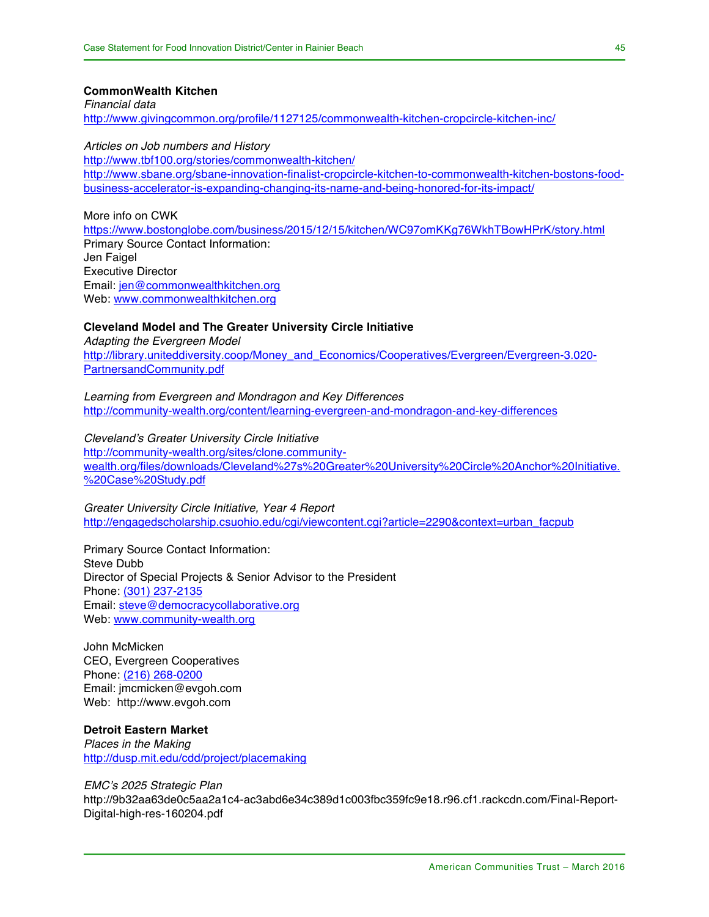**CommonWealth Kitchen**

*Financial data*

http://www.givingcommon.org/profile/1127125/commonwealth-kitchen-cropcircle-kitchen-inc/

*Articles on Job numbers and History*

http://www.tbf100.org/stories/commonwealth-kitchen/

http://www.sbane.org/sbane-innovation-finalist-cropcircle-kitchen-to-commonwealth-kitchen-bostons-food-business-accelerator-is-expanding-changing-its-name-and-being-honored-for-its-impact/

More info on CWK

https://www.bostonglobe.com/business/2015/12/15/kitchen/WC97omKKg76WkhTBowHPrK/story.html

Primary Source Contact Information:

Jen Faigel

Executive Director

Email: jen@commonwealthkitchen.org

Web: www.commonwealthkitchen.org

**Cleveland Model and The Greater University Circle Initiative**

*Adapting the Evergreen Model*

http://library.uniteddiversity.coop/Money_and_Economics/Cooperatives/Evergreen/Evergreen-3.020-PartnersandCommunity.pdf

*Learning from Evergreen and Mondragon and Key Differences*

http://community-wealth.org/content/learning-evergreen-and-mondragon-and-key-differences

*Cleveland's Greater University Circle Initiative*

http://community-wealth.org/sites/clone.community-wealth.org/files/downloads/Cleveland%27s%20Greater%20University%20Circle%20Anchor%20Initiative.%20Case%20Study.pdf

*Greater University Circle Initiative, Year 4 Report*

http://engagedscholarship.csuohio.edu/cgi/viewcontent.cgi?article=2290&context=urban_facpub

Primary Source Contact Information:

Steve Dubb

Director of Special Projects & Senior Advisor to the President

Phone: (301) 237-2135

Email: steve@democracycollaborative.org

Web: www.community-wealth.org

John McMicken

CEO, Evergreen Cooperatives

Phone: (216) 268-0200

Email: jmcmicken@evgoh.com

Web: http://www.evgoh.com

**Detroit Eastern Market**

*Places in the Making*

http://dusp.mit.edu/cdd/project/placemaking

*EMC's 2025 Strategic Plan*

http://9b32aa63de0c5aa2a1c4-ac3abd6e34c389d1c003fbc359fc9e18.r96.cf1.rackcdn.com/Final-Report-Digital-high-res-160204.pdf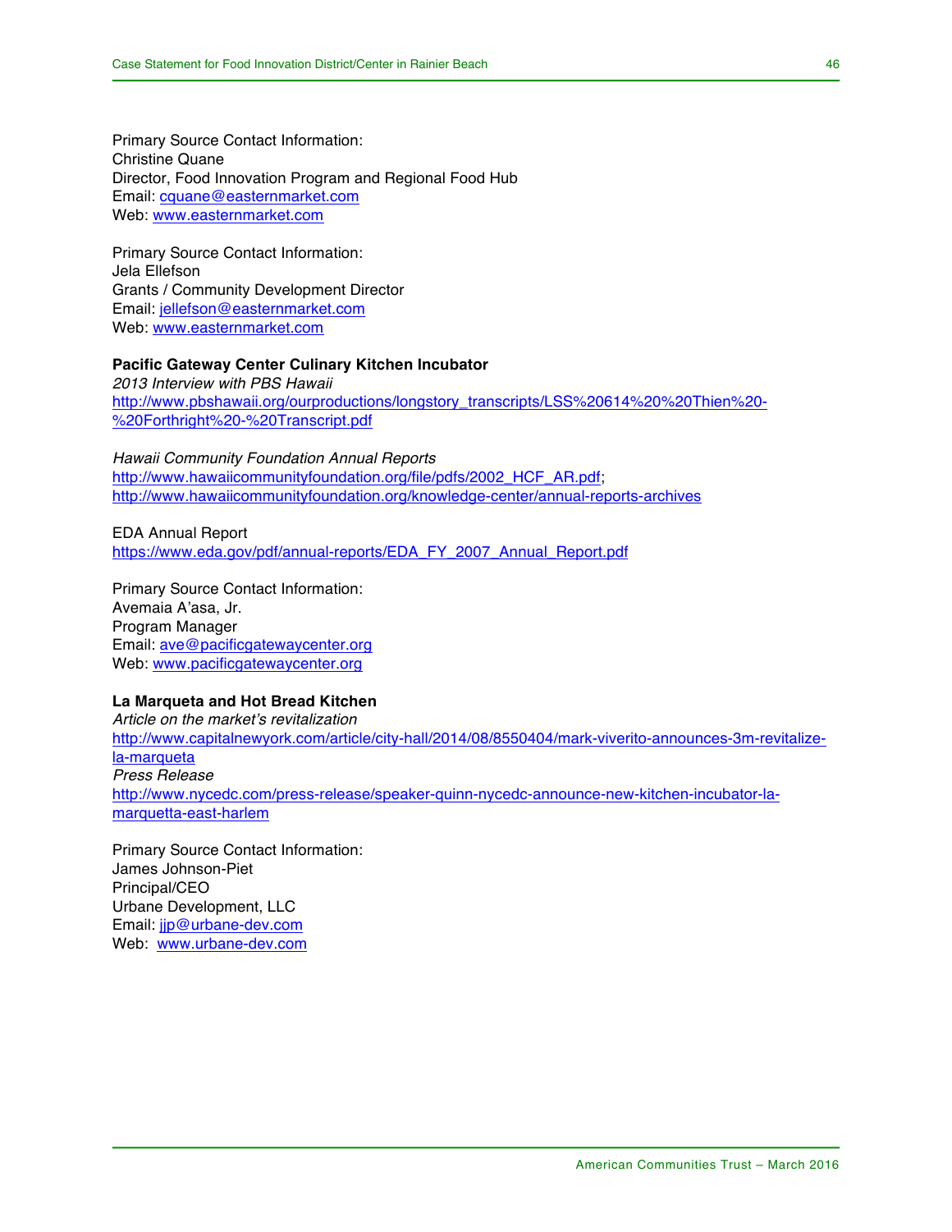Primary Source Contact Information:
Christine Quane
Director, Food Innovation Program and Regional Food Hub
Email: cquane@easternmarket.com
Web: www.easternmarket.com

Primary Source Contact Information:
Jela Ellefson
Grants / Community Development Director
Email: jellefson@easternmarket.com
Web: www.easternmarket.com

**Pacific Gateway Center Culinary Kitchen Incubator**
*2013 Interview with PBS Hawaii*
http://www.pbshawaii.org/ourproductions/longstory_transcripts/LSS%20614%20%20Thien%20-%20Forthright%20-%20Transcript.pdf

*Hawaii Community Foundation Annual Reports*
http://www.hawaiicommunityfoundation.org/file/pdfs/2002_HCF_AR.pdf;
http://www.hawaiicommunityfoundation.org/knowledge-center/annual-reports-archives

EDA Annual Report
https://www.eda.gov/pdf/annual-reports/EDA_FY_2007_Annual_Report.pdf

Primary Source Contact Information:
Avemaia A'asa, Jr.
Program Manager
Email: ave@pacificgatewaycenter.org
Web: www.pacificgatewaycenter.org

**La Marqueta and Hot Bread Kitchen**
*Article on the market's revitalization*
http://www.capitalnewyork.com/article/city-hall/2014/08/8550404/mark-viverito-announces-3m-revitalize-la-marqueta
*Press Release*
http://www.nycedc.com/press-release/speaker-quinn-nycedc-announce-new-kitchen-incubator-la-marquetta-east-harlem

Primary Source Contact Information:
James Johnson-Piet
Principal/CEO
Urbane Development, LLC
Email: jjp@urbane-dev.com
Web: www.urbane-dev.com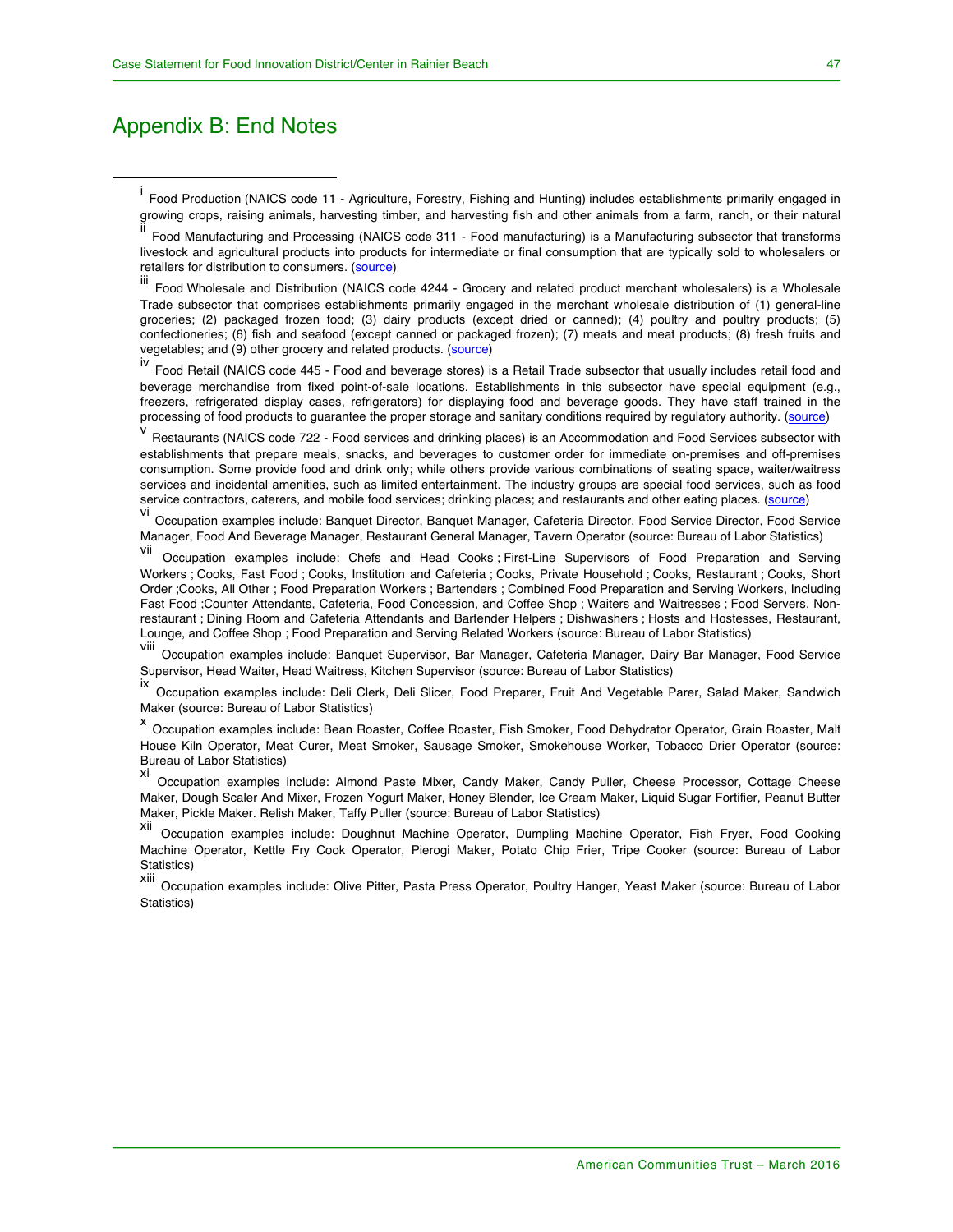# Appendix B: End Notes

[i] Food Production (NAICS code 11 - Agriculture, Forestry, Fishing and Hunting) includes establishments primarily engaged in growing crops, raising animals, harvesting timber, and harvesting fish and other animals from a farm, ranch, or their natural

[ii] Food Manufacturing and Processing (NAICS code 311 - Food manufacturing) is a Manufacturing subsector that transforms livestock and agricultural products into products for intermediate or final consumption that are typically sold to wholesalers or retailers for distribution to consumers. (source)

[iii] Food Wholesale and Distribution (NAICS code 4244 - Grocery and related product merchant wholesalers) is a Wholesale Trade subsector that comprises establishments primarily engaged in the merchant wholesale distribution of (1) general-line groceries; (2) packaged frozen food; (3) dairy products (except dried or canned); (4) poultry and poultry products; (5) confectioneries; (6) fish and seafood (except canned or packaged frozen); (7) meats and meat products; (8) fresh fruits and vegetables; and (9) other grocery and related products. (source)

[iv] Food Retail (NAICS code 445 - Food and beverage stores) is a Retail Trade subsector that usually includes retail food and beverage merchandise from fixed point-of-sale locations. Establishments in this subsector have special equipment (e.g., freezers, refrigerated display cases, refrigerators) for displaying food and beverage goods. They have staff trained in the processing of food products to guarantee the proper storage and sanitary conditions required by regulatory authority. (source)

[v] Restaurants (NAICS code 722 - Food services and drinking places) is an Accommodation and Food Services subsector with establishments that prepare meals, snacks, and beverages to customer order for immediate on-premises and off-premises consumption. Some provide food and drink only; while others provide various combinations of seating space, waiter/waitress services and incidental amenities, such as limited entertainment. The industry groups are special food services, such as food service contractors, caterers, and mobile food services; drinking places; and restaurants and other eating places. (source)

[vi] Occupation examples include: Banquet Director, Banquet Manager, Cafeteria Director, Food Service Director, Food Service Manager, Food And Beverage Manager, Restaurant General Manager, Tavern Operator (source: Bureau of Labor Statistics)

[vii] Occupation examples include: Chefs and Head Cooks ; First-Line Supervisors of Food Preparation and Serving Workers ; Cooks, Fast Food ; Cooks, Institution and Cafeteria ; Cooks, Private Household ; Cooks, Restaurant ; Cooks, Short Order ;Cooks, All Other ; Food Preparation Workers ; Bartenders ; Combined Food Preparation and Serving Workers, Including Fast Food ;Counter Attendants, Cafeteria, Food Concession, and Coffee Shop ; Waiters and Waitresses ; Food Servers, Non-restaurant ; Dining Room and Cafeteria Attendants and Bartender Helpers ; Dishwashers ; Hosts and Hostesses, Restaurant, Lounge, and Coffee Shop ; Food Preparation and Serving Related Workers (source: Bureau of Labor Statistics)

[viii] Occupation examples include: Banquet Supervisor, Bar Manager, Cafeteria Manager, Dairy Bar Manager, Food Service Supervisor, Head Waiter, Head Waitress, Kitchen Supervisor (source: Bureau of Labor Statistics)

[ix] Occupation examples include: Deli Clerk, Deli Slicer, Food Preparer, Fruit And Vegetable Parer, Salad Maker, Sandwich Maker (source: Bureau of Labor Statistics)

[x] Occupation examples include: Bean Roaster, Coffee Roaster, Fish Smoker, Food Dehydrator Operator, Grain Roaster, Malt House Kiln Operator, Meat Curer, Meat Smoker, Sausage Smoker, Smokehouse Worker, Tobacco Drier Operator (source: Bureau of Labor Statistics)

[xi] Occupation examples include: Almond Paste Mixer, Candy Maker, Candy Puller, Cheese Processor, Cottage Cheese Maker, Dough Scaler And Mixer, Frozen Yogurt Maker, Honey Blender, Ice Cream Maker, Liquid Sugar Fortifier, Peanut Butter Maker, Pickle Maker. Relish Maker, Taffy Puller (source: Bureau of Labor Statistics)

[xii] Occupation examples include: Doughnut Machine Operator, Dumpling Machine Operator, Fish Fryer, Food Cooking Machine Operator, Kettle Fry Cook Operator, Pierogi Maker, Potato Chip Frier, Tripe Cooker (source: Bureau of Labor Statistics)

[xiii] Occupation examples include: Olive Pitter, Pasta Press Operator, Poultry Hanger, Yeast Maker (source: Bureau of Labor Statistics)